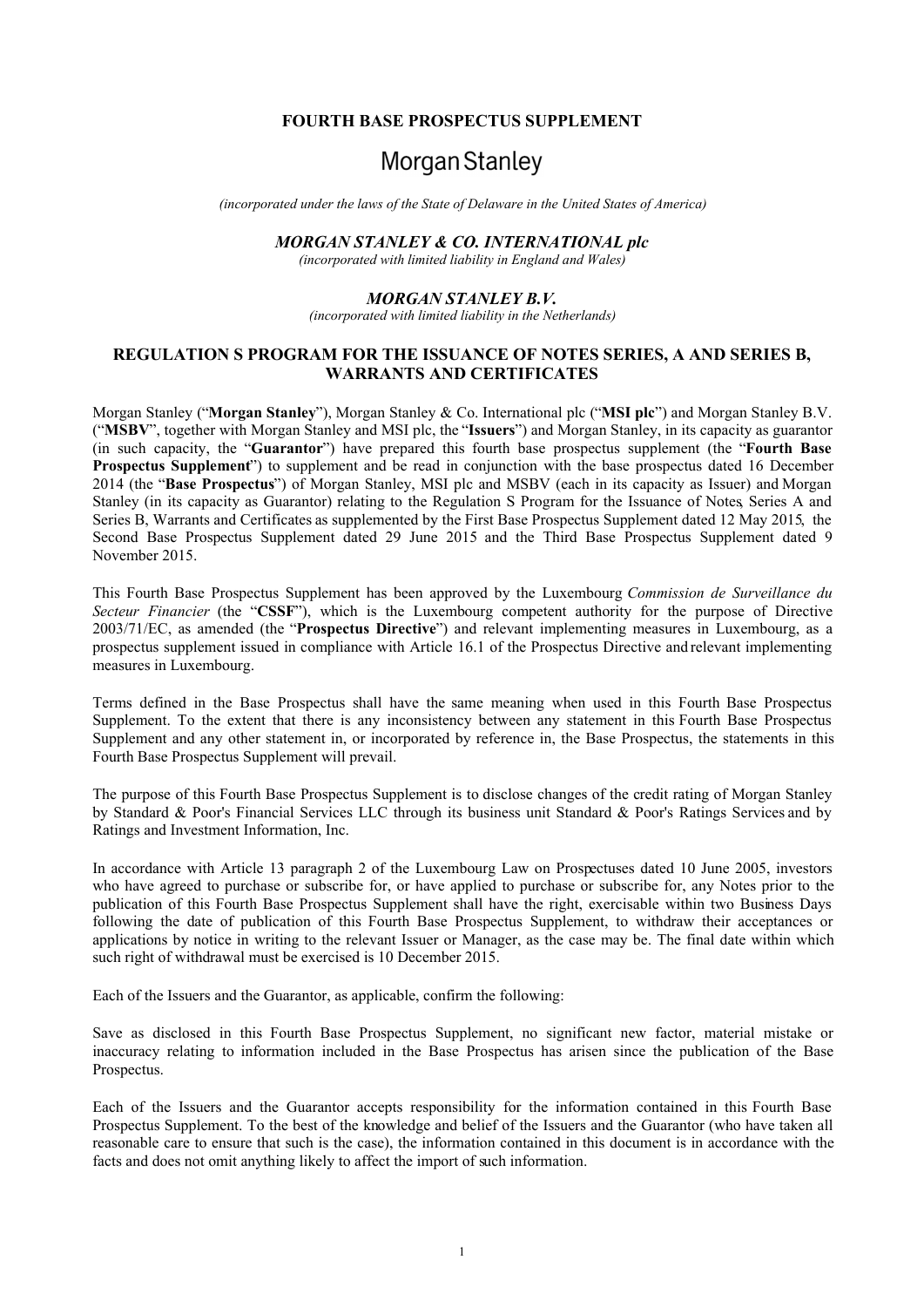# FOURTH BASE PROSPECTUS SUPPLEMENT

Morgan Stanley

*(incorporated under the laws of the State of Delaware in the United States of America)*

***MORGAN STANLEY & CO. INTERNATIONAL plc***

*(incorporated with limited liability in England and Wales)*

***MORGAN STANLEY B.V.***

*(incorporated with limited liability in the Netherlands)*

## REGULATION S PROGRAM FOR THE ISSUANCE OF NOTES SERIES, A AND SERIES B, WARRANTS AND CERTIFICATES

Morgan Stanley ("**Morgan Stanley**"), Morgan Stanley & Co. International plc ("**MSI plc**") and Morgan Stanley B.V. ("**MSBV**", together with Morgan Stanley and MSI plc, the "**Issuers**") and Morgan Stanley, in its capacity as guarantor (in such capacity, the "**Guarantor**") have prepared this fourth base prospectus supplement (the "**Fourth Base Prospectus Supplement**") to supplement and be read in conjunction with the base prospectus dated 16 December 2014 (the "**Base Prospectus**") of Morgan Stanley, MSI plc and MSBV (each in its capacity as Issuer) and Morgan Stanley (in its capacity as Guarantor) relating to the Regulation S Program for the Issuance of Notes, Series A and Series B, Warrants and Certificates as supplemented by the First Base Prospectus Supplement dated 12 May 2015, the Second Base Prospectus Supplement dated 29 June 2015 and the Third Base Prospectus Supplement dated 9 November 2015.

This Fourth Base Prospectus Supplement has been approved by the Luxembourg *Commission de Surveillance du Secteur Financier* (the "**CSSF**"), which is the Luxembourg competent authority for the purpose of Directive 2003/71/EC, as amended (the "**Prospectus Directive**") and relevant implementing measures in Luxembourg, as a prospectus supplement issued in compliance with Article 16.1 of the Prospectus Directive and relevant implementing measures in Luxembourg.

Terms defined in the Base Prospectus shall have the same meaning when used in this Fourth Base Prospectus Supplement. To the extent that there is any inconsistency between any statement in this Fourth Base Prospectus Supplement and any other statement in, or incorporated by reference in, the Base Prospectus, the statements in this Fourth Base Prospectus Supplement will prevail.

The purpose of this Fourth Base Prospectus Supplement is to disclose changes of the credit rating of Morgan Stanley by Standard & Poor's Financial Services LLC through its business unit Standard & Poor's Ratings Services and by Ratings and Investment Information, Inc.

In accordance with Article 13 paragraph 2 of the Luxembourg Law on Prospectuses dated 10 June 2005, investors who have agreed to purchase or subscribe for, or have applied to purchase or subscribe for, any Notes prior to the publication of this Fourth Base Prospectus Supplement shall have the right, exercisable within two Business Days following the date of publication of this Fourth Base Prospectus Supplement, to withdraw their acceptances or applications by notice in writing to the relevant Issuer or Manager, as the case may be. The final date within which such right of withdrawal must be exercised is 10 December 2015.

Each of the Issuers and the Guarantor, as applicable, confirm the following:

Save as disclosed in this Fourth Base Prospectus Supplement, no significant new factor, material mistake or inaccuracy relating to information included in the Base Prospectus has arisen since the publication of the Base Prospectus.

Each of the Issuers and the Guarantor accepts responsibility for the information contained in this Fourth Base Prospectus Supplement. To the best of the knowledge and belief of the Issuers and the Guarantor (who have taken all reasonable care to ensure that such is the case), the information contained in this document is in accordance with the facts and does not omit anything likely to affect the import of such information.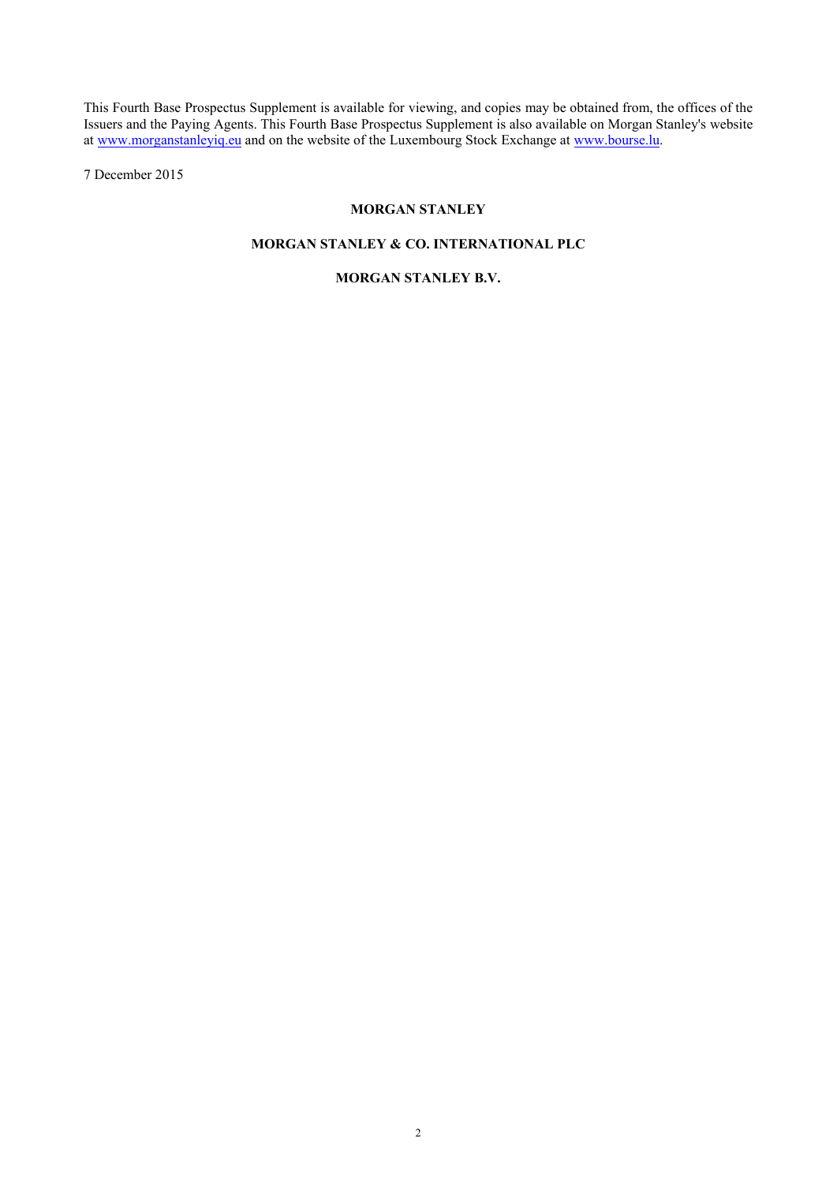This Fourth Base Prospectus Supplement is available for viewing, and copies may be obtained from, the offices of the Issuers and the Paying Agents. This Fourth Base Prospectus Supplement is also available on Morgan Stanley's website at www.morganstanleyiq.eu and on the website of the Luxembourg Stock Exchange at www.bourse.lu.

7 December 2015

**MORGAN STANLEY**

**MORGAN STANLEY & CO. INTERNATIONAL PLC**

**MORGAN STANLEY B.V.**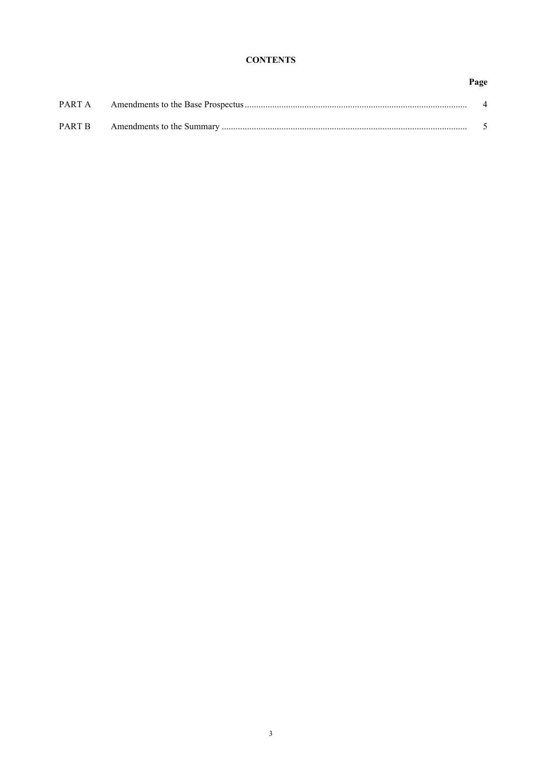# CONTENTS

| | | Page |
|---|---|---|
| PART A | Amendments to the Base Prospectus | 4 |
| PART B | Amendments to the Summary | 5 |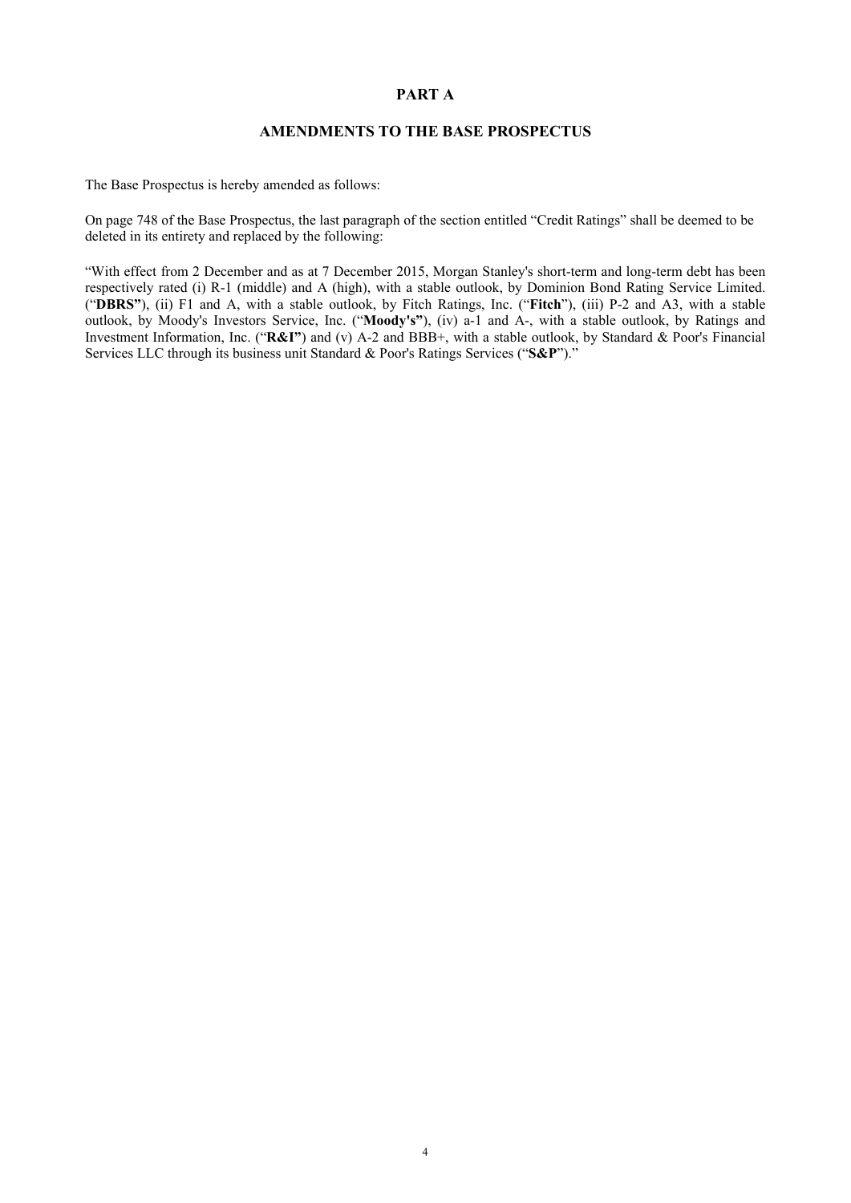# PART A

## AMENDMENTS TO THE BASE PROSPECTUS

The Base Prospectus is hereby amended as follows:

On page 748 of the Base Prospectus, the last paragraph of the section entitled "Credit Ratings" shall be deemed to be deleted in its entirety and replaced by the following:

"With effect from 2 December and as at 7 December 2015, Morgan Stanley's short-term and long-term debt has been respectively rated (i) R-1 (middle) and A (high), with a stable outlook, by Dominion Bond Rating Service Limited. ("**DBRS"**), (ii) F1 and A, with a stable outlook, by Fitch Ratings, Inc. ("**Fitch**"), (iii) P-2 and A3, with a stable outlook, by Moody's Investors Service, Inc. ("**Moody's"**), (iv) a-1 and A-, with a stable outlook, by Ratings and Investment Information, Inc. ("**R&I"**) and (v) A-2 and BBB+, with a stable outlook, by Standard & Poor's Financial Services LLC through its business unit Standard & Poor's Ratings Services ("**S&P**")."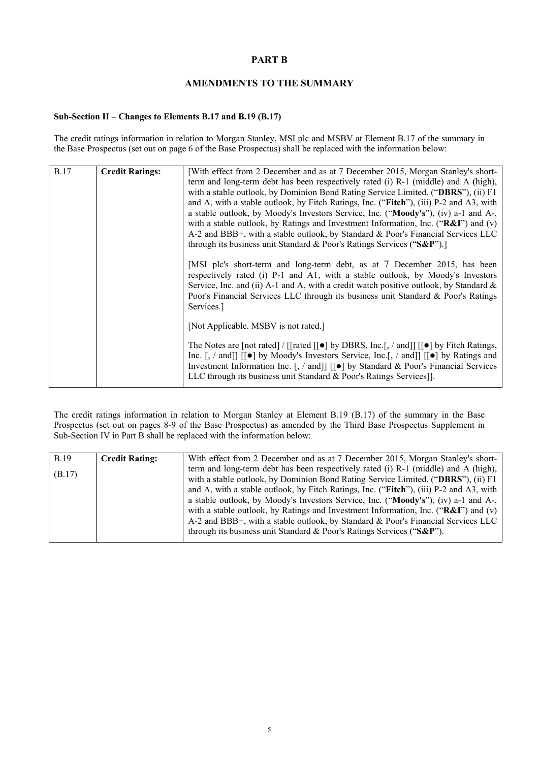## PART B

## AMENDMENTS TO THE SUMMARY

### Sub-Section II – Changes to Elements B.17 and B.19 (B.17)

The credit ratings information in relation to Morgan Stanley, MSI plc and MSBV at Element B.17 of the summary in the Base Prospectus (set out on page 6 of the Base Prospectus) shall be replaced with the information below:

| | | |
|---|---|---|
| B.17 | **Credit Ratings:** | [With effect from 2 December and as at 7 December 2015, Morgan Stanley's short-term and long-term debt has been respectively rated (i) R-1 (middle) and A (high), with a stable outlook, by Dominion Bond Rating Service Limited. ("**DBRS**"), (ii) F1 and A, with a stable outlook, by Fitch Ratings, Inc. ("**Fitch**"), (iii) P-2 and A3, with a stable outlook, by Moody's Investors Service, Inc. ("**Moody's**"), (iv) a-1 and A-, with a stable outlook, by Ratings and Investment Information, Inc. ("**R&I**") and (v) A-2 and BBB+, with a stable outlook, by Standard & Poor's Financial Services LLC through its business unit Standard & Poor's Ratings Services ("**S&P**").]<br><br>[MSI plc's short-term and long-term debt, as at 7 December 2015, has been respectively rated (i) P-1 and A1, with a stable outlook, by Moody's Investors Service, Inc. and (ii) A-1 and A, with a credit watch positive outlook, by Standard & Poor's Financial Services LLC through its business unit Standard & Poor's Ratings Services.]<br><br>[Not Applicable. MSBV is not rated.]<br><br>The Notes are [not rated] / [[rated [[●] by DBRS, Inc.[, / and]] [[●] by Fitch Ratings, Inc. [, / and]] [[●] by Moody's Investors Service, Inc.[, / and]] [[●] by Ratings and Investment Information Inc. [, / and]] [[●] by Standard & Poor's Financial Services LLC through its business unit Standard & Poor's Ratings Services]]. |

The credit ratings information in relation to Morgan Stanley at Element B.19 (B.17) of the summary in the Base Prospectus (set out on pages 8-9 of the Base Prospectus) as amended by the Third Base Prospectus Supplement in Sub-Section IV in Part B shall be replaced with the information below:

| | | |
|---|---|---|
| B.19<br>(B.17) | **Credit Rating:** | With effect from 2 December and as at 7 December 2015, Morgan Stanley's short-term and long-term debt has been respectively rated (i) R-1 (middle) and A (high), with a stable outlook, by Dominion Bond Rating Service Limited. ("**DBRS**"), (ii) F1 and A, with a stable outlook, by Fitch Ratings, Inc. ("**Fitch**"), (iii) P-2 and A3, with a stable outlook, by Moody's Investors Service, Inc. ("**Moody's**"), (iv) a-1 and A-, with a stable outlook, by Ratings and Investment Information, Inc. ("**R&I**") and (v) A-2 and BBB+, with a stable outlook, by Standard & Poor's Financial Services LLC through its business unit Standard & Poor's Ratings Services ("**S&P**"). |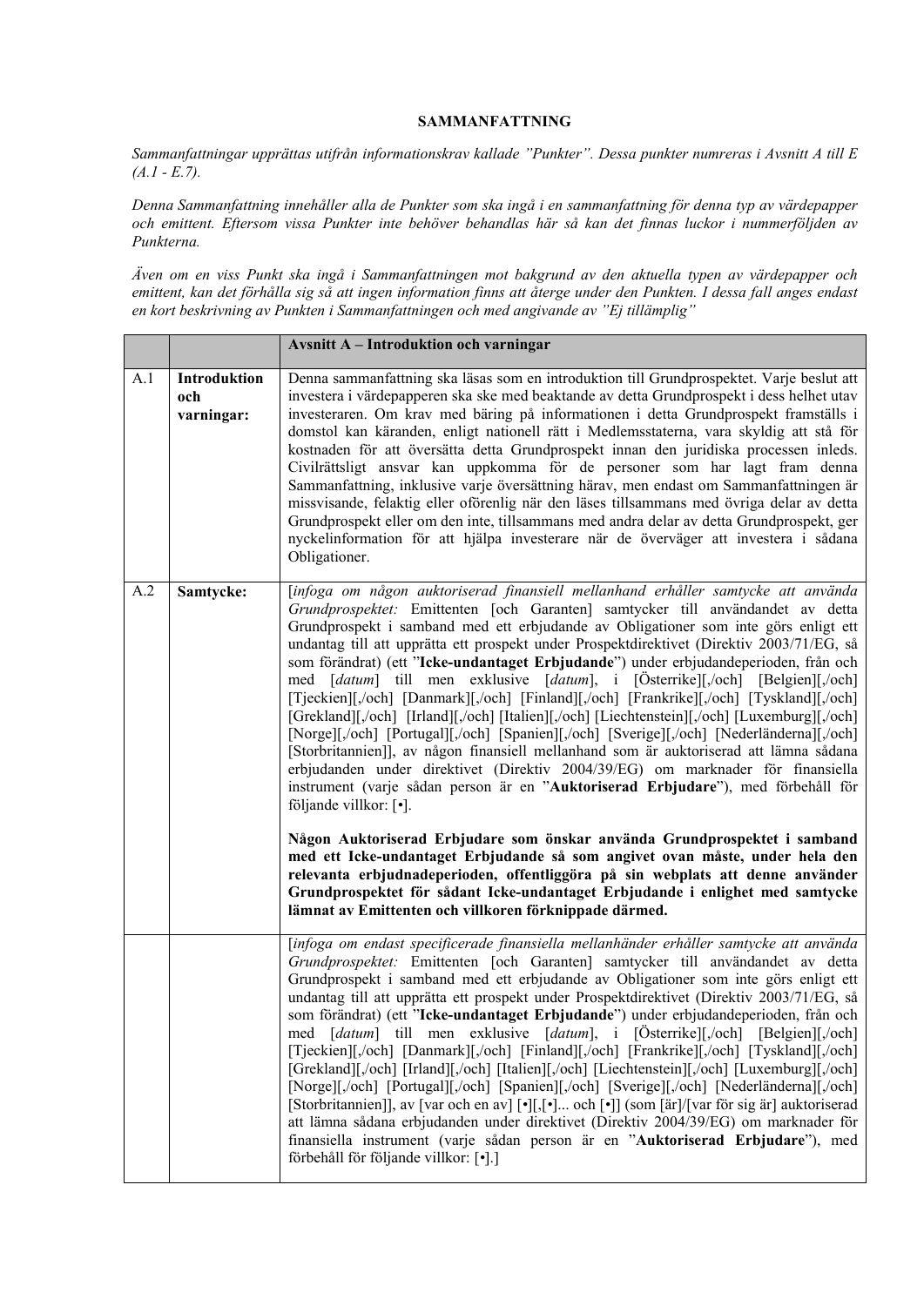**SAMMANFATTNING**

*Sammanfattningar upprättas utifrån informationskrav kallade "Punkter". Dessa punkter numreras i Avsnitt A till E (A.1 - E.7).*

*Denna Sammanfattning innehåller alla de Punkter som ska ingå i en sammanfattning för denna typ av värdepapper och emittent. Eftersom vissa Punkter inte behöver behandlas här så kan det finnas luckor i nummerföljden av Punkterna.*

*Även om en viss Punkt ska ingå i Sammanfattningen mot bakgrund av den aktuella typen av värdepapper och emittent, kan det förhålla sig så att ingen information finns att återge under den Punkten. I dessa fall anges endast en kort beskrivning av Punkten i Sammanfattningen och med angivande av "Ej tillämplig"*

| | | **Avsnitt A – Introduktion och varningar** |
|---|---|---|
| A.1 | **Introduktion och varningar:** | Denna sammanfattning ska läsas som en introduktion till Grundprospektet. Varje beslut att investera i värdepapperen ska ske med beaktande av detta Grundprospekt i dess helhet utav investeraren. Om krav med bäring på informationen i detta Grundprospekt framställs i domstol kan käranden, enligt nationell rätt i Medlemsstaterna, vara skyldig att stå för kostnaden för att översätta detta Grundprospekt innan den juridiska processen inleds. Civilrättsligt ansvar kan uppkomma för de personer som har lagt fram denna Sammanfattning, inklusive varje översättning härav, men endast om Sammanfattningen är missvisande, felaktig eller oförenlig när den läses tillsammans med övriga delar av detta Grundprospekt eller om den inte, tillsammans med andra delar av detta Grundprospekt, ger nyckelinformation för att hjälpa investerare när de överväger att investera i sådana Obligationer. |
| A.2 | **Samtycke:** | [*infoga om någon auktoriserad finansiell mellanhand erhåller samtycke att använda Grundprospektet:* Emittenten [och Garanten] samtycker till användandet av detta Grundprospekt i samband med ett erbjudande av Obligationer som inte görs enligt ett undantag till att upprätta ett prospekt under Prospektdirektivet (Direktiv 2003/71/EG, så som förändrat) (ett "**Icke-undantaget Erbjudande**") under erbjudandeperioden, från och med [*datum*] till men exklusive [*datum*], i [Österrike][,/och] [Belgien][,/och] [Tjeckien][,/och] [Danmark][,/och] [Finland][,/och] [Frankrike][,/och] [Tyskland][,/och] [Grekland][,/och] [Irland][,/och] [Italien][,/och] [Liechtenstein][,/och] [Luxemburg][,/och] [Norge][,/och] [Portugal][,/och] [Spanien][,/och] [Sverige][,/och] [Nederländerna][,/och] [Storbritannien]], av någon finansiell mellanhand som är auktoriserad att lämna sådana erbjudanden under direktivet (Direktiv 2004/39/EG) om marknader för finansiella instrument (varje sådan person är en "**Auktoriserad Erbjudare**"), med förbehåll för följande villkor: [•].<br><br>**Någon Auktoriserad Erbjudare som önskar använda Grundprospektet i samband med ett Icke-undantaget Erbjudande så som angivet ovan måste, under hela den relevanta erbjudnadeperioden, offentliggöra på sin webplats att denne använder Grundprospektet för sådant Icke-undantaget Erbjudande i enlighet med samtycke lämnat av Emittenten och villkoren förknippade därmed.** |
| | | [*infoga om endast specificerade finansiella mellanhänder erhåller samtycke att använda Grundprospektet:* Emittenten [och Garanten] samtycker till användandet av detta Grundprospekt i samband med ett erbjudande av Obligationer som inte görs enligt ett undantag till att upprätta ett prospekt under Prospektdirektivet (Direktiv 2003/71/EG, så som förändrat) (ett "**Icke-undantaget Erbjudande**") under erbjudandeperioden, från och med [*datum*] till men exklusive [*datum*], i [Österrike][,/och] [Belgien][,/och] [Tjeckien][,/och] [Danmark][,/och] [Finland][,/och] [Frankrike][,/och] [Tyskland][,/och] [Grekland][,/och] [Irland][,/och] [Italien][,/och] [Liechtenstein][,/och] [Luxemburg][,/och] [Norge][,/och] [Portugal][,/och] [Spanien][,/och] [Sverige][,/och] [Nederländerna][,/och] [Storbritannien]], av [var och en av] [•][,[•]... och [•]] (som [är]/[var för sig är] auktoriserad att lämna sådana erbjudanden under direktivet (Direktiv 2004/39/EG) om marknader för finansiella instrument (varje sådan person är en "**Auktoriserad Erbjudare**"), med förbehåll för följande villkor: [•].] |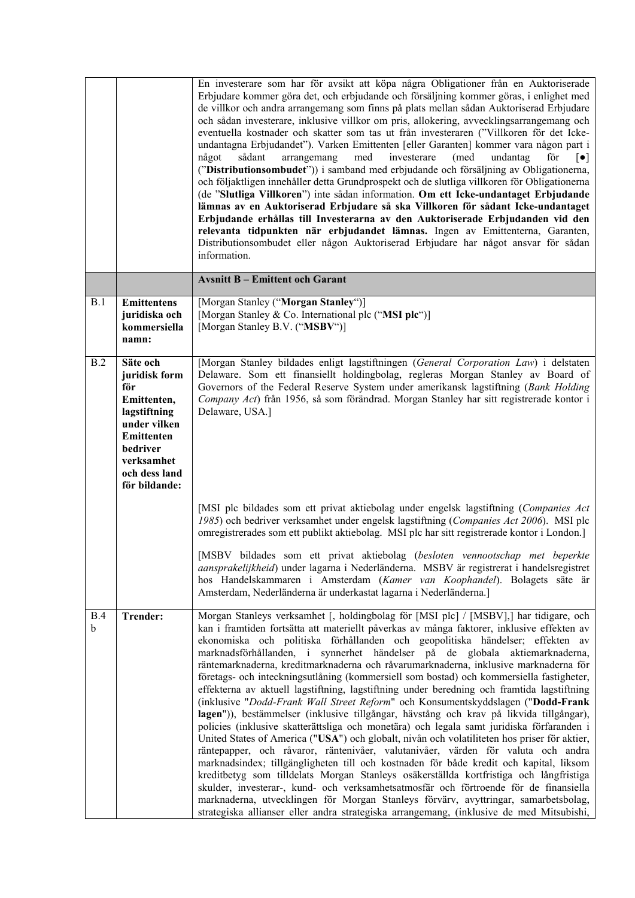| | | |
|---|---|---|
| | | En investerare som har för avsikt att köpa några Obligationer från en Auktoriserade Erbjudare kommer göra det, och erbjudande och försäljning kommer göras, i enlighet med de villkor och andra arrangemang som finns på plats mellan sådan Auktoriserad Erbjudare och sådan investerare, inklusive villkor om pris, allokering, avvecklingsarrangemang och eventuella kostnader och skatter som tas ut från investeraren (”Villkoren för det Icke-undantagna Erbjudandet”). Varken Emittenten [eller Garanten] kommer vara någon part i något sådant arrangemang med investerare (med undantag för [●] (”**Distributionsombudet**”)) i samband med erbjudande och försäljning av Obligationerna, och följaktligen innehåller detta Grundprospekt och de slutliga villkoren för Obligationerna (de ”**Slutliga Villkoren**”) inte sådan information. **Om ett Icke-undantaget Erbjudande lämnas av en Auktoriserad Erbjudare så ska Villkoren för sådant Icke-undantaget Erbjudande erhållas till Investerarna av den Auktoriserade Erbjudanden vid den relevanta tidpunkten när erbjudandet lämnas.** Ingen av Emittenterna, Garanten, Distributionsombudet eller någon Auktoriserad Erbjudare har något ansvar för sådan information. |
| | | **Avsnitt B – Emittent och Garant** |
| B.1 | **Emittentens juridiska och kommersiella namn:** | [Morgan Stanley (“**Morgan Stanley**“)]<br>[Morgan Stanley & Co. International plc (“**MSI plc**“)]<br>[Morgan Stanley B.V. (“**MSBV**“)] |
| B.2 | **Säte och juridisk form för Emittenten, lagstiftning under vilken Emittenten bedriver verksamhet och dess land för bildande:** | [Morgan Stanley bildades enligt lagstiftningen (*General Corporation Law*) i delstaten Delaware. Som ett finansiellt holdingbolag, regleras Morgan Stanley av Board of Governors of the Federal Reserve System under amerikansk lagstiftning (*Bank Holding Company Act*) från 1956, så som förändrad. Morgan Stanley har sitt registrerade kontor i Delaware, USA.]<br><br>[MSI plc bildades som ett privat aktiebolag under engelsk lagstiftning (*Companies Act 1985*) och bedriver verksamhet under engelsk lagstiftning (*Companies Act 2006*). MSI plc omregistrerades som ett publikt aktiebolag. MSI plc har sitt registrerade kontor i London.]<br><br>[MSBV bildades som ett privat aktiebolag (*besloten vennootschap met beperkte aansprakelijkheid*) under lagarna i Nederländerna. MSBV är registrerat i handelsregistret hos Handelskammaren i Amsterdam (*Kamer van Koophandel*). Bolagets säte är Amsterdam, Nederländerna är underkastat lagarna i Nederländerna.] |
| B.4 b | **Trender:** | Morgan Stanleys verksamhet [, holdingbolag för [MSI plc] / [MSBV],] har tidigare, och kan i framtiden fortsätta att materiellt påverkas av många faktorer, inklusive effekten av ekonomiska och politiska förhållanden och geopolitiska händelser; effekten av marknadsförhållanden, i synnerhet händelser på de globala aktiemarknaderna, räntemarknaderna, kreditmarknaderna och råvarumarknaderna, inklusive marknaderna för företags- och inteckningsutlåning (kommersiell som bostad) och kommersiella fastigheter, effekterna av aktuell lagstiftning, lagstiftning under beredning och framtida lagstiftning (inklusive "*Dodd-Frank Wall Street Reform*" och Konsumentskyddslagen ("**Dodd-Frank lagen**")), bestämmelser (inklusive tillgångar, hävstång och krav på likvida tillgångar), policies (inklusive skatterättsliga och monetära) och legala samt juridiska förfaranden i United States of America ("**USA**") och globalt, nivån och volatiliteten hos priser för aktier, räntepapper, och råvaror, räntenivåer, valutanivåer, värden för valuta och andra marknadsindex; tillgängligheten till och kostnaden för både kredit och kapital, liksom kreditbetyg som tilldelats Morgan Stanleys osäkerställda kortfristiga och långfristiga skulder, investerar-, kund- och verksamhetsatmosfär och förtroende för de finansiella marknaderna, utvecklingen för Morgan Stanleys förvärv, avyttringar, samarbetsbolag, strategiska allianser eller andra strategiska arrangemang, (inklusive de med Mitsubishi, |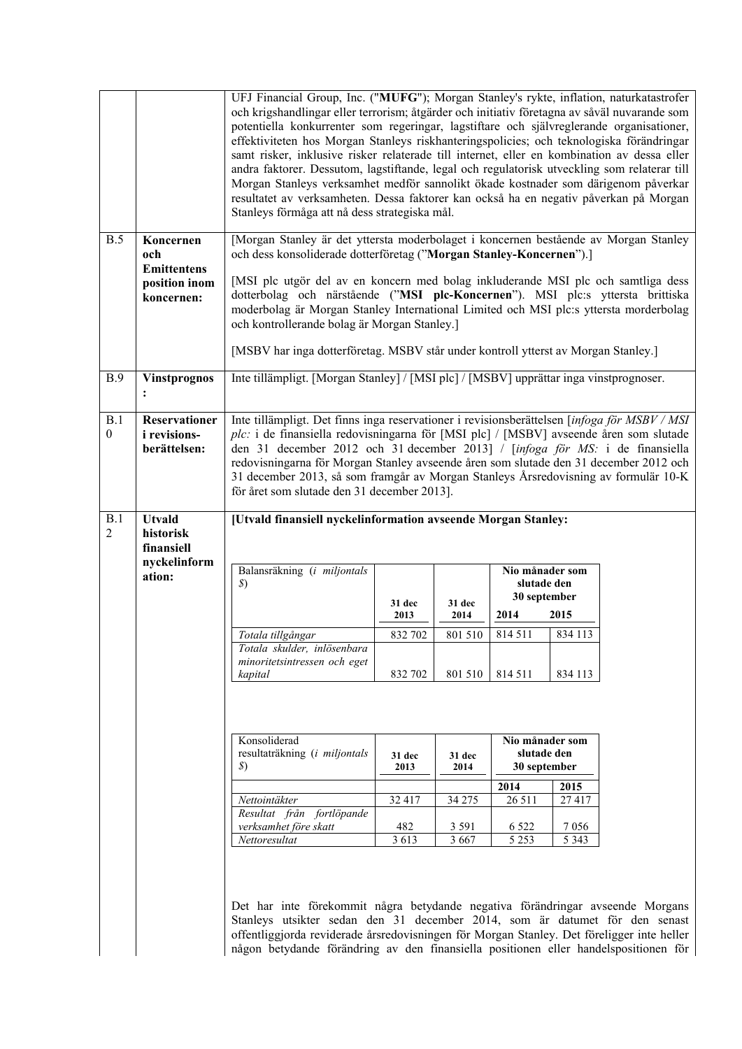| | | |
|---|---|---|
| | | UFJ Financial Group, Inc. ("**MUFG**"); Morgan Stanley's rykte, inflation, naturkatastrofer och krigshandlingar eller terrorism; åtgärder och initiativ företagna av såväl nuvarande som potentiella konkurrenter som regeringar, lagstiftare och självreglerande organisationer, effektiviteten hos Morgan Stanleys riskhanteringspolicies; och teknologiska förändringar samt risker, inklusive risker relaterade till internet, eller en kombination av dessa eller andra faktorer. Dessutom, lagstiftande, legal och regulatorisk utveckling som relaterar till Morgan Stanleys verksamhet medför sannolikt ökade kostnader som därigenom påverkar resultatet av verksamheten. Dessa faktorer kan också ha en negativ påverkan på Morgan Stanleys förmåga att nå dess strategiska mål. |
| B.5 | **Koncernen och Emittentens position inom koncernen:** | [Morgan Stanley är det yttersta moderbolaget i koncernen bestående av Morgan Stanley och dess konsoliderade dotterföretag ("**Morgan Stanley-Koncernen**").]<br><br>[MSI plc utgör del av en koncern med bolag inkluderande MSI plc och samtliga dess dotterbolag och närstående ("**MSI plc-Koncernen**"). MSI plc:s yttersta brittiska moderbolag är Morgan Stanley International Limited och MSI plc:s yttersta morderbolag och kontrollerande bolag är Morgan Stanley.]<br><br>[MSBV har inga dotterföretag. MSBV står under kontroll ytterst av Morgan Stanley.] |
| B.9 | **Vinstprognos:** | Inte tillämpligt. [Morgan Stanley] / [MSI plc] / [MSBV] upprättar inga vinstprognoser. |
| B.10 | **Reservationer i revisions-berättelsen:** | Inte tillämpligt. Det finns inga reservationer i revisionsberättelsen [*infoga för MSBV / MSI plc:* i de finansiella redovisningarna för [MSI plc] / [MSBV] avseende åren som slutade den 31 december 2012 och 31 december 2013] / [*infoga för MS:* i de finansiella redovisningarna för Morgan Stanley avseende åren som slutade den 31 december 2012 och 31 december 2013, så som framgår av Morgan Stanleys Årsredovisning av formulär 10-K för året som slutade den 31 december 2013]. |
| B.12 | **Utvald historisk finansiell nyckelinformation:** | **[Utvald finansiell nyckelinformation avseende Morgan Stanley:** |

| Balansräkning (*i miljontals $*) | 31 dec 2013 | 31 dec 2014 | Nio månader som slutade den 30 september | |
|---|---|---|---|---|
| | | | 2014 | 2015 |
| *Totala tillgångar* | 832 702 | 801 510 | 814 511 | 834 113 |
| *Totala skulder, inlösenbara minoritetsintressen och eget kapital* | 832 702 | 801 510 | 814 511 | 834 113 |

| Konsoliderad resultaträkning (*i miljontals $*) | 31 dec 2013 | 31 dec 2014 | Nio månader som slutade den 30 september | |
|---|---|---|---|---|
| | | | 2014 | 2015 |
| *Nettointäkter* | 32 417 | 34 275 | 26 511 | 27 417 |
| *Resultat från fortlöpande verksamhet före skatt* | 482 | 3 591 | 6 522 | 7 056 |
| *Nettoresultat* | 3 613 | 3 667 | 5 253 | 5 343 |

Det har inte förekommit några betydande negativa förändringar avseende Morgans Stanleys utsikter sedan den 31 december 2014, som är datumet för den senast offentliggjorda reviderade årsredovisningen för Morgan Stanley. Det föreligger inte heller någon betydande förändring av den finansiella positionen eller handelspositionen för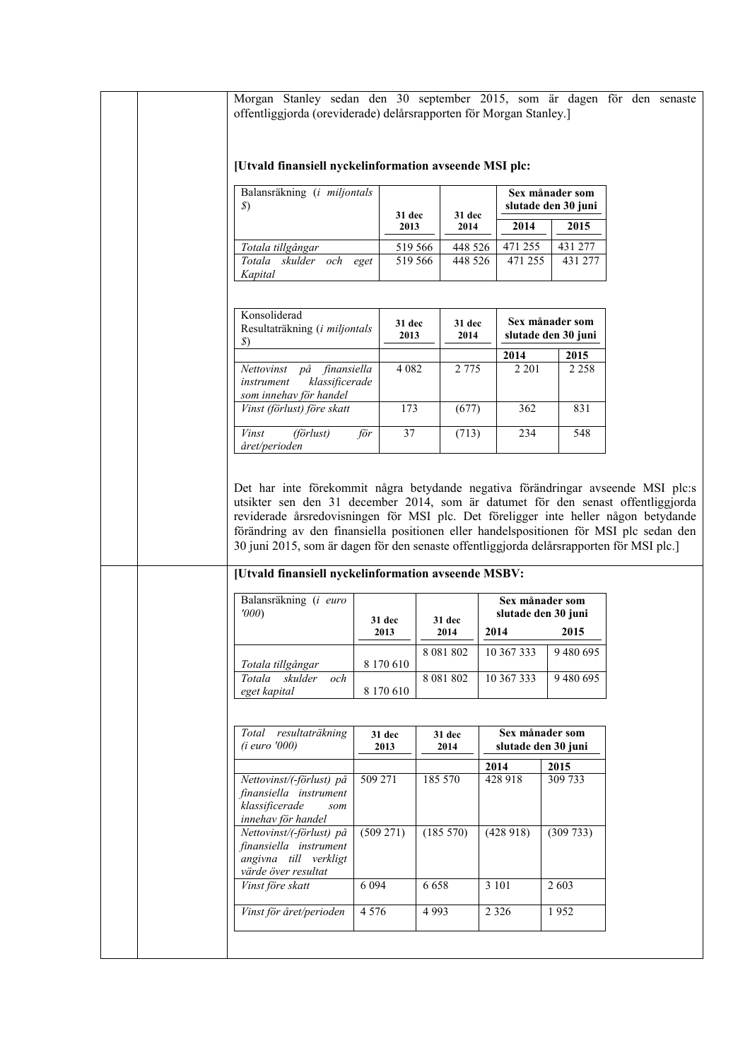Morgan Stanley sedan den 30 september 2015, som är dagen för den senaste offentliggjorda (oreviderade) delårsrapporten för Morgan Stanley.]

**[Utvald finansiell nyckelinformation avseende MSI plc:**

| Balansräkning (*i miljontals $*) | 31 dec 2013 | 31 dec 2014 | Sex månader som slutade den 30 juni | |
|---|---|---|---|---|
| | | | 2014 | 2015 |
| *Totala tillgångar* | 519 566 | 448 526 | 471 255 | 431 277 |
| *Totala skulder och eget Kapital* | 519 566 | 448 526 | 471 255 | 431 277 |

| Konsoliderad Resultaträkning (*i miljontals $*) | 31 dec 2013 | 31 dec 2014 | Sex månader som slutade den 30 juni | |
|---|---|---|---|---|
| | | | 2014 | 2015 |
| *Nettovinst på finansiella instrument klassificerade som innehav för handel* | 4 082 | 2 775 | 2 201 | 2 258 |
| *Vinst (förlust) före skatt* | 173 | (677) | 362 | 831 |
| *Vinst (förlust) för året/perioden* | 37 | (713) | 234 | 548 |

Det har inte förekommit några betydande negativa förändringar avseende MSI plc:s utsikter sen den 31 december 2014, som är datumet för den senast offentliggjorda reviderade årsredovisningen för MSI plc. Det föreligger inte heller någon betydande förändring av den finansiella positionen eller handelspositionen för MSI plc sedan den 30 juni 2015, som är dagen för den senaste offentliggjorda delårsrapporten för MSI plc.]

**[Utvald finansiell nyckelinformation avseende MSBV:**

| Balansräkning (*i euro '000*) | 31 dec 2013 | 31 dec 2014 | Sex månader som slutade den 30 juni | |
|---|---|---|---|---|
| | | | 2014 | 2015 |
| *Totala tillgångar* | 8 170 610 | 8 081 802 | 10 367 333 | 9 480 695 |
| *Totala skulder och eget kapital* | 8 170 610 | 8 081 802 | 10 367 333 | 9 480 695 |

| *Total resultaträkning (i euro '000)* | 31 dec 2013 | 31 dec 2014 | Sex månader som slutade den 30 juni | |
|---|---|---|---|---|
| | | | 2014 | 2015 |
| *Nettovinst/(-förlust) på finansiella instrument klassificerade som innehav för handel* | 509 271 | 185 570 | 428 918 | 309 733 |
| *Nettovinst/(-förlust) på finansiella instrument angivna till verkligt värde över resultat* | (509 271) | (185 570) | (428 918) | (309 733) |
| *Vinst före skatt* | 6 094 | 6 658 | 3 101 | 2 603 |
| *Vinst för året/perioden* | 4 576 | 4 993 | 2 326 | 1 952 |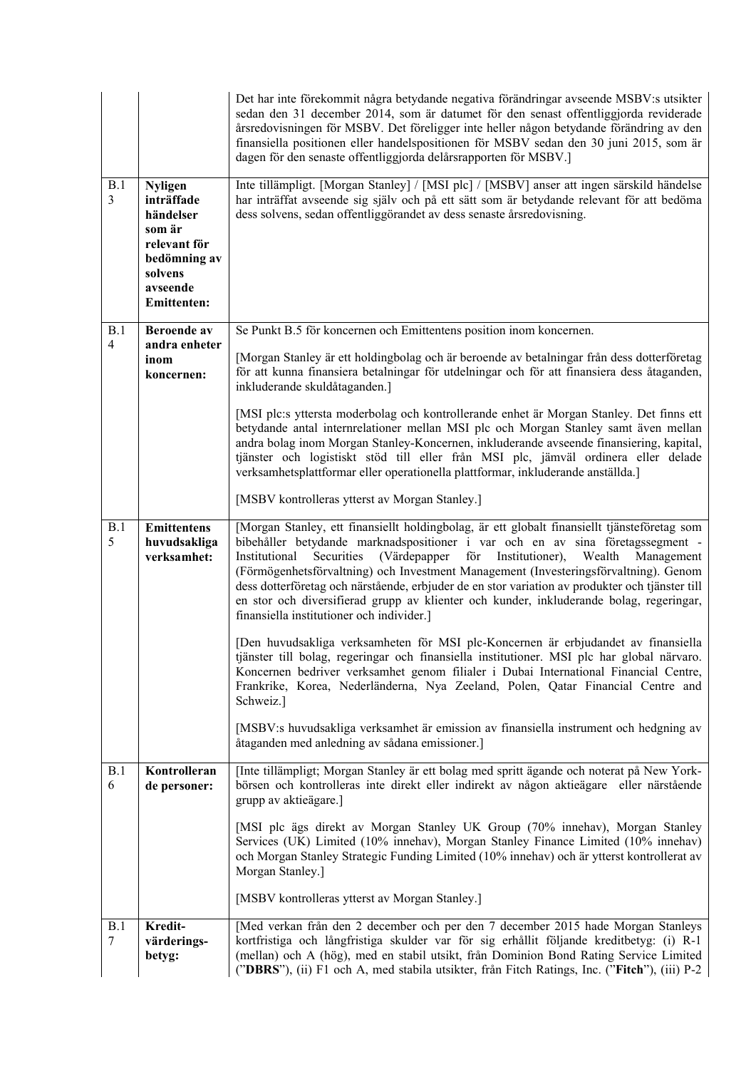| | | |
|---|---|---|
| | | Det har inte förekommit några betydande negativa förändringar avseende MSBV:s utsikter sedan den 31 december 2014, som är datumet för den senast offentliggjorda reviderade årsredovisningen för MSBV. Det föreligger inte heller någon betydande förändring av den finansiella positionen eller handelspositionen för MSBV sedan den 30 juni 2015, som är dagen för den senaste offentliggjorda delårsrapporten för MSBV.] |
| B.13 | **Nyligen inträffade händelser som är relevant för bedömning av solvens avseende Emittenten:** | Inte tillämpligt. [Morgan Stanley] / [MSI plc] / [MSBV] anser att ingen särskild händelse har inträffat avseende sig själv och på ett sätt som är betydande relevant för att bedöma dess solvens, sedan offentliggörandet av dess senaste årsredovisning. |
| B.14 | **Beroende av andra enheter inom koncernen:** | Se Punkt B.5 för koncernen och Emittentens position inom koncernen.<br><br>[Morgan Stanley är ett holdingbolag och är beroende av betalningar från dess dotterföretag för att kunna finansiera betalningar för utdelningar och för att finansiera dess åtaganden, inkluderande skuldåtaganden.]<br><br>[MSI plc:s yttersta moderbolag och kontrollerande enhet är Morgan Stanley. Det finns ett betydande antal internrelationer mellan MSI plc och Morgan Stanley samt även mellan andra bolag inom Morgan Stanley-Koncernen, inkluderande avseende finansiering, kapital, tjänster och logistiskt stöd till eller från MSI plc, jämväl ordinera eller delade verksamhetsplattformar eller operationella plattformar, inkluderande anställda.]<br><br>[MSBV kontrolleras ytterst av Morgan Stanley.] |
| B.15 | **Emittentens huvudsakliga verksamhet:** | [Morgan Stanley, ett finansiellt holdingbolag, är ett globalt finansiellt tjänsteföretag som bibehåller betydande marknadspositioner i var och en av sina företagssegment - Institutional Securities (Värdepapper för Institutioner), Wealth Management (Förmögenhetsförvaltning) och Investment Management (Investeringsförvaltning). Genom dess dotterföretag och närstående, erbjuder de en stor variation av produkter och tjänster till en stor och diversifierad grupp av klienter och kunder, inkluderande bolag, regeringar, finansiella institutioner och individer.]<br><br>[Den huvudsakliga verksamheten för MSI plc-Koncernen är erbjudandet av finansiella tjänster till bolag, regeringar och finansiella institutioner. MSI plc har global närvaro. Koncernen bedriver verksamhet genom filialer i Dubai International Financial Centre, Frankrike, Korea, Nederländerna, Nya Zeeland, Polen, Qatar Financial Centre and Schweiz.]<br><br>[MSBV:s huvudsakliga verksamhet är emission av finansiella instrument och hedgning av åtaganden med anledning av sådana emissioner.] |
| B.16 | **Kontrollerande personer:** | [Inte tillämpligt; Morgan Stanley är ett bolag med spritt ägande och noterat på New York-börsen och kontrolleras inte direkt eller indirekt av någon aktieägare eller närstående grupp av aktieägare.]<br><br>[MSI plc ägs direkt av Morgan Stanley UK Group (70% innehav), Morgan Stanley Services (UK) Limited (10% innehav), Morgan Stanley Finance Limited (10% innehav) och Morgan Stanley Strategic Funding Limited (10% innehav) och är ytterst kontrollerat av Morgan Stanley.]<br><br>[MSBV kontrolleras ytterst av Morgan Stanley.] |
| B.17 | **Kredit-värderings-betyg:** | [Med verkan från den 2 december och per den 7 december 2015 hade Morgan Stanleys kortfristiga och långfristiga skulder var för sig erhållit följande kreditbetyg: (i) R-1 (mellan) och A (hög), med en stabil utsikt, från Dominion Bond Rating Service Limited ("**DBRS**"), (ii) F1 och A, med stabila utsikter, från Fitch Ratings, Inc. ("**Fitch**"), (iii) P-2 |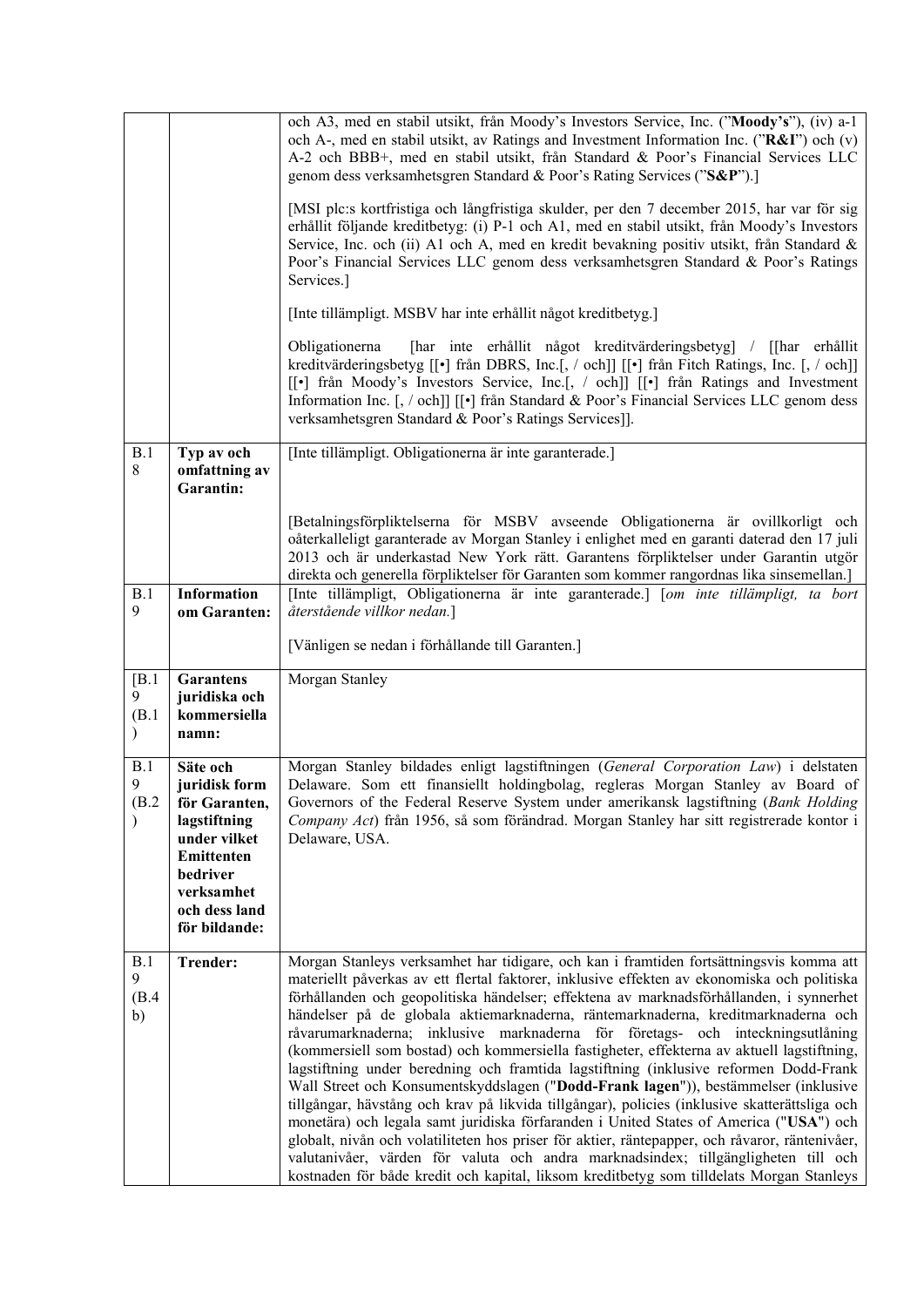| | | |
|---|---|---|
| | | och A3, med en stabil utsikt, från Moody's Investors Service, Inc. ("**Moody's**"), (iv) a-1 och A-, med en stabil utsikt, av Ratings and Investment Information Inc. ("**R&I**") och (v) A-2 och BBB+, med en stabil utsikt, från Standard & Poor's Financial Services LLC genom dess verksamhetsgren Standard & Poor's Rating Services ("**S&P**").]<br><br>[MSI plc:s kortfristiga och långfristiga skulder, per den 7 december 2015, har var för sig erhållit följande kreditbetyg: (i) P-1 och A1, med en stabil utsikt, från Moody's Investors Service, Inc. och (ii) A1 och A, med en kredit bevakning positiv utsikt, från Standard & Poor's Financial Services LLC genom dess verksamhetsgren Standard & Poor's Ratings Services.]<br><br>[Inte tillämpligt. MSBV har inte erhållit något kreditbetyg.]<br><br>Obligationerna [har inte erhållit något kreditvärderingsbetyg] / [[har erhållit kreditvärderingsbetyg [[•] från DBRS, Inc.[, / och]] [[•] från Fitch Ratings, Inc. [, / och]] [[•] från Moody's Investors Service, Inc.[, / och]] [[•] från Ratings and Investment Information Inc. [, / och]] [[•] från Standard & Poor's Financial Services LLC genom dess verksamhetsgren Standard & Poor's Ratings Services]]. |
| B.18 | **Typ av och omfattning av Garantin:** | [Inte tillämpligt. Obligationerna är inte garanterade.]<br><br>[Betalningsförpliktelserna för MSBV avseende Obligationerna är ovillkorligt och oåterkalleligt garanterade av Morgan Stanley i enlighet med en garanti daterad den 17 juli 2013 och är underkastad New York rätt. Garantens förpliktelser under Garantin utgör direkta och generella förpliktelser för Garanten som kommer rangordnas lika sinsemellan.] |
| B.19 | **Information om Garanten:** | [Inte tillämpligt, Obligationerna är inte garanterade.] [*om inte tillämpligt, ta bort återstående villkor nedan.*]<br><br>[Vänligen se nedan i förhållande till Garanten.] |
| [B.19 (B.1) | **Garantens juridiska och kommersiella namn:** | Morgan Stanley |
| B.19 (B.2) | **Säte och juridisk form för Garanten, lagstiftning under vilket Emittenten bedriver verksamhet och dess land för bildande:** | Morgan Stanley bildades enligt lagstiftningen (*General Corporation Law*) i delstaten Delaware. Som ett finansiellt holdingbolag, regleras Morgan Stanley av Board of Governors of the Federal Reserve System under amerikansk lagstiftning (*Bank Holding Company Act*) från 1956, så som förändrad. Morgan Stanley har sitt registrerade kontor i Delaware, USA. |
| B.19 (B.4 b) | **Trender:** | Morgan Stanleys verksamhet har tidigare, och kan i framtiden fortsättningsvis komma att materiellt påverkas av ett flertal faktorer, inklusive effekten av ekonomiska och politiska förhållanden och geopolitiska händelser; effektena av marknadsförhållanden, i synnerhet händelser på de globala aktiemarknaderna, räntemarknaderna, kreditmarknaderna och råvarumarknaderna; inklusive marknaderna för företags- och inteckningsutlåning (kommersiell som bostad) och kommersiella fastigheter, effekterna av aktuell lagstiftning, lagstiftning under beredning och framtida lagstiftning (inklusive reformen Dodd-Frank Wall Street och Konsumentskyddslagen ("**Dodd-Frank lagen**")), bestämmelser (inklusive tillgångar, hävstång och krav på likvida tillgångar), policies (inklusive skatterättsliga och monetära) och legala samt juridiska förfaranden i United States of America ("**USA**") och globalt, nivån och volatiliteten hos priser för aktier, räntepapper, och råvaror, räntenivåer, valutanivåer, värden för valuta och andra marknadsindex; tillgängligheten till och kostnaden för både kredit och kapital, liksom kreditbetyg som tilldelats Morgan Stanleys |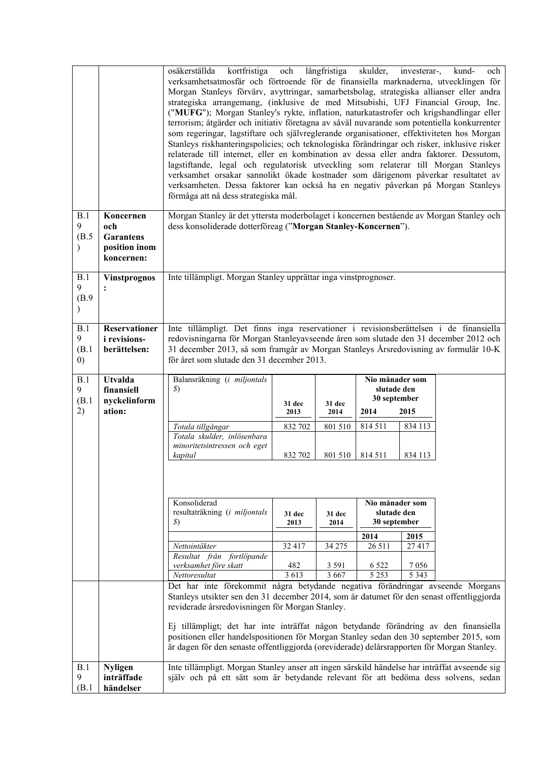| | | |
|---|---|---|
| | | osäkerställda kortfristiga och långfristiga skulder, investerar-, kund- och verksamhetsatmosfär och förtroende för de finansiella marknaderna, utvecklingen för Morgan Stanleys förvärv, avyttringar, samarbetsbolag, strategiska allianser eller andra strategiska arrangemang, (inklusive de med Mitsubishi, UFJ Financial Group, Inc. ("**MUFG**"); Morgan Stanley's rykte, inflation, naturkatastrofer och krigshandlingar eller terrorism; åtgärder och initiativ företagna av såväl nuvarande som potentiella konkurrenter som regeringar, lagstiftare och självreglerande organisationer, effektiviteten hos Morgan Stanleys riskhanteringspolicies; och teknologiska förändringar och risker, inklusive risker relaterade till internet, eller en kombination av dessa eller andra faktorer. Dessutom, lagstiftande, legal och regulatorisk utveckling som relaterar till Morgan Stanleys verksamhet orsakar sannolikt ökade kostnader som därigenom påverkar resultatet av verksamheten. Dessa faktorer kan också ha en negativ påverkan på Morgan Stanleys förmåga att nå dess strategiska mål. |
| B.19 (B.5) | **Koncernen och Garantens position inom koncernen:** | Morgan Stanley är det yttersta moderbolaget i koncernen bestående av Morgan Stanley och dess konsoliderade dotterföreag ("**Morgan Stanley-Koncernen**"). |
| B.19 (B.9) | **Vinstprognos:** | Inte tillämpligt. Morgan Stanley upprättar inga vinstprognoser. |
| B.19 (B.10) | **Reservationer i revisions-berättelsen:** | Inte tillämpligt. Det finns inga reservationer i revisionsberättelsen i de finansiella redovisningarna för Morgan Stanleyavseende åren som slutade den 31 december 2012 och 31 december 2013, så som framgår av Morgan Stanleys Årsredovisning av formulär 10-K för året som slutade den 31 december 2013. |
| B.19 (B.12) | **Utvalda finansiell nyckelinformation:** | (se tabeller nedan) |

| Balansräkning (*i miljontals $*) | 31 dec 2013 | 31 dec 2014 | Nio månader som slutade den 30 september 2014 | Nio månader som slutade den 30 september 2015 |
|---|---|---|---|---|
| *Totala tillgångar* | 832 702 | 801 510 | 814 511 | 834 113 |
| *Totala skulder, inlösenbara minoritetsintressen och eget kapital* | 832 702 | 801 510 | 814 511 | 834 113 |

| Konsoliderad resultaträkning (*i miljontals $*) | 31 dec 2013 | 31 dec 2014 | Nio månader som slutade den 30 september 2014 | Nio månader som slutade den 30 september 2015 |
|---|---|---|---|---|
| *Nettointäkter* | 32 417 | 34 275 | 26 511 | 27 417 |
| *Resultat från fortlöpande verksamhet före skatt* | 482 | 3 591 | 6 522 | 7 056 |
| *Nettoresultat* | 3 613 | 3 667 | 5 253 | 5 343 |

Det har inte förekommit några betydande negativa förändringar avseende Morgans Stanleys utsikter sen den 31 december 2014, som är datumet för den senast offentliggjorda reviderade årsredovisningen för Morgan Stanley.

Ej tillämpligt; det har inte inträffat någon betydande förändring av den finansiella positionen eller handelspositionen för Morgan Stanley sedan den 30 september 2015, som är dagen för den senaste offentliggjorda (oreviderade) delårsrapporten för Morgan Stanley.

| | | |
|---|---|---|
| B.19 (B.1 | **Nyligen inträffade händelser** | Inte tillämpligt. Morgan Stanley anser att ingen särskild händelse har inträffat avseende sig själv och på ett sätt som är betydande relevant för att bedöma dess solvens, sedan |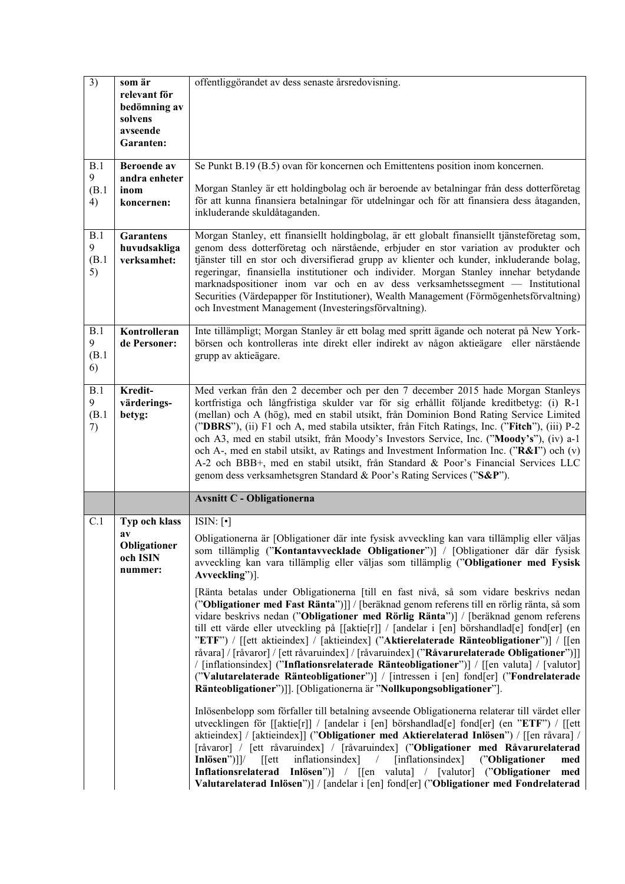| | | |
|---|---|---|
| 3) | **som är relevant för bedömning av solvens avseende Garanten:** | offentliggörandet av dess senaste årsredovisning. |
| B.19 (B.14) | **Beroende av andra enheter inom koncernen:** | Se Punkt B.19 (B.5) ovan för koncernen och Emittentens position inom koncernen.<br><br>Morgan Stanley är ett holdingbolag och är beroende av betalningar från dess dotterföretag för att kunna finansiera betalningar för utdelningar och för att finansiera dess åtaganden, inkluderande skuldåtaganden. |
| B.19 (B.15) | **Garantens huvudsakliga verksamhet:** | Morgan Stanley, ett finansiellt holdingbolag, är ett globalt finansiellt tjänsteföretag som, genom dess dotterföretag och närstående, erbjuder en stor variation av produkter och tjänster till en stor och diversifierad grupp av klienter och kunder, inkluderande bolag, regeringar, finansiella institutioner och individer. Morgan Stanley innehar betydande marknadspositioner inom var och en av dess verksamhetssegment — Institutional Securities (Värdepapper för Institutioner), Wealth Management (Förmögenhetsförvaltning) och Investment Management (Investeringsförvaltning). |
| B.19 (B.16) | **Kontrollerande Personer:** | Inte tillämpligt; Morgan Stanley är ett bolag med spritt ägande och noterat på New York-börsen och kontrolleras inte direkt eller indirekt av någon aktieägare eller närstående grupp av aktieägare. |
| B.19 (B.17) | **Kredit-värderings-betyg:** | Med verkan från den 2 december och per den 7 december 2015 hade Morgan Stanleys kortfristiga och långfristiga skulder var för sig erhållit följande kreditbetyg: (i) R-1 (mellan) och A (hög), med en stabil utsikt, från Dominion Bond Rating Service Limited (**"DBRS"**), (ii) F1 och A, med stabila utsikter, från Fitch Ratings, Inc. (**"Fitch"**), (iii) P-2 och A3, med en stabil utsikt, från Moody's Investors Service, Inc. (**"Moody's"**), (iv) a-1 och A-, med en stabil utsikt, av Ratings and Investment Information Inc. (**"R&I"**) och (v) A-2 och BBB+, med en stabil utsikt, från Standard & Poor's Financial Services LLC genom dess verksamhetsgren Standard & Poor's Rating Services (**"S&P"**). |
| | | **Avsnitt C - Obligationerna** |
| C.1 | **Typ och klass av Obligationer och ISIN nummer:** | ISIN: [•]<br><br>Obligationerna är [Obligationer där inte fysisk avveckling kan vara tillämplig eller väljas som tillämplig (**"Kontantavvecklade Obligationer"**)] / [Obligationer där där fysisk avveckling kan vara tillämplig eller väljas som tillämplig (**"Obligationer med Fysisk Avveckling"**)].<br><br>[Ränta betalas under Obligationerna [till en fast nivå, så som vidare beskrivs nedan (**"Obligationer med Fast Ränta"**)]] / [beräknad genom referens till en rörlig ränta, så som vidare beskrivs nedan (**"Obligationer med Rörlig Ränta"**)] / [beräknad genom referens till ett värde eller utveckling på [[aktie[r]] / [andelar i [en] börshandlad[e] fond[er] (en **"ETF"**) / [[ett aktieindex] / [aktieindex] (**"Aktierelaterade Ränteobligationer"**)] / [[en råvara] / [råvaror] / [ett råvaruindex] / [råvaruindex] (**"Råvarurelaterade Obligationer"**)]] / [inflationsindex] (**"Inflationsrelaterade Ränteobligationer"**)] / [[en valuta] / [valutor] (**"Valutarelaterade Ränteobligationer"**)] / [intressen i [en] fond[er] (**"Fondrelaterade Ränteobligationer"**)]]. [Obligationerna är **"Nollkupongsobligationer"**].<br><br>Inlösenbelopp som förfaller till betalning avseende Obligationerna relaterar till värdet eller utvecklingen för [[aktie[r]] / [andelar i [en] börshandlad[e] fond[er] (en **"ETF"**) / [[ett aktieindex] / [aktieindex]] (**"Obligationer med Aktierelaterad Inlösen"**) / [[en råvara] / [råvaror] / [ett råvaruindex] / [råvaruindex] (**"Obligationer med Råvarurelaterad Inlösen"**)]]/ [[ett inflationsindex] / [inflationsindex] (**"Obligationer med Inflationsrelaterad Inlösen"**)] / [[en valuta] / [valutor] (**"Obligationer med Valutarelaterad Inlösen"**)] / [andelar i [en] fond[er] (**"Obligationer med Fondrelaterad** |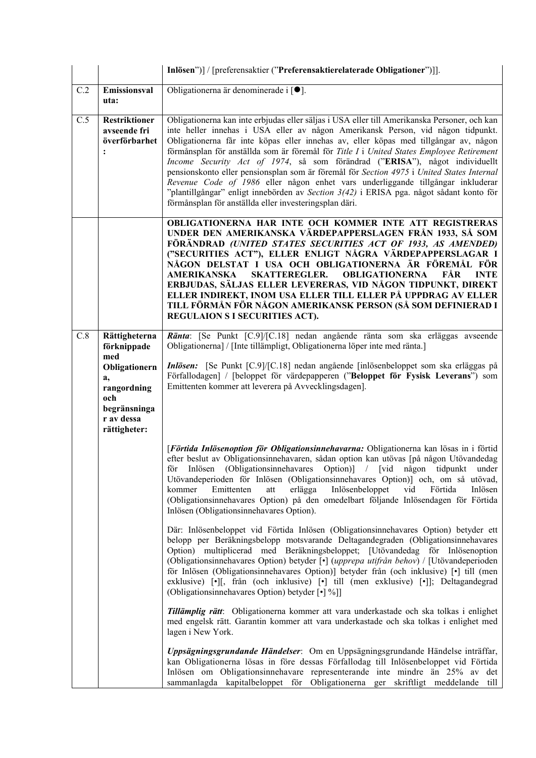| | | |
|---|---|---|
| | | **Inlösen**")] / [preferensaktier ("**Preferensaktierelaterade Obligationer**")]]. |
| C.2 | **Emissionsvaluta:** | Obligationerna är denominerade i [●]. |
| C.5 | **Restriktioner avseende fri överförbarhet:** | Obligationerna kan inte erbjudas eller säljas i USA eller till Amerikanska Personer, och kan inte heller innehas i USA eller av någon Amerikansk Person, vid någon tidpunkt. Obligationerna får inte köpas eller innehas av, eller köpas med tillgångar av, någon förmånsplan för anställda som är föremål för *Title I* i *United States Employee Retirement Income Security Act of 1974*, så som förändrad ("**ERISA**"), något individuellt pensionskonto eller pensionsplan som är föremål för *Section 4975* i *United States Internal Revenue Code of 1986* eller någon enhet vars underliggande tillgångar inkluderar "plantillgångar" enligt innebörden av *Section 3(42)* i ERISA pga. något sådant konto för förmånsplan för anställda eller investeringsplan däri. |
| | | **OBLIGATIONERNA HAR INTE OCH KOMMER INTE ATT REGISTRERAS UNDER DEN AMERIKANSKA VÄRDEPAPPERSLAGEN FRÅN 1933, SÅ SOM FÖRÄNDRAD *(UNITED STATES SECURITIES ACT OF 1933, AS AMENDED)* ("SECURITIES ACT"), ELLER ENLIGT NÅGRA VÄRDEPAPPERSLAGAR I NÅGON DELSTAT I USA OCH OBLIGATIONERNA ÄR FÖREMÅL FÖR AMERIKANSKA SKATTEREGLER. OBLIGATIONERNA FÅR INTE ERBJUDAS, SÄLJAS ELLER LEVERERAS, VID NÅGON TIDPUNKT, DIREKT ELLER INDIREKT, INOM USA ELLER TILL ELLER PÅ UPPDRAG AV ELLER TILL FÖRMÅN FÖR NÅGON AMERIKANSK PERSON (SÅ SOM DEFINIERAD I REGULAION S I SECURITIES ACT).** |
| C.8 | **Rättigheterna förknippade med Obligationerna, rangordning och begränsningar av dessa rättigheter:** | ***Ränta***: [Se Punkt [C.9]/[C.18] nedan angående ränta som ska erläggas avseende Obligationerna] / [Inte tillämpligt, Obligationerna löper inte med ränta.]<br><br>***Inlösen:*** [Se Punkt [C.9]/[C.18] nedan angående [inlösenbeloppet som ska erläggas på Förfallodagen] / [beloppet för värdepapperen ("**Beloppet för Fysisk Leverans**") som Emittenten kommer att leverera på Avvecklingsdagen].<br><br>[***Förtida Inlösenoption för Obligationsinnehavarna:*** Obligationerna kan lösas in i förtid efter beslut av Obligationsinnehavaren, sådan option kan utövas [på någon Utövandedag för Inlösen (Obligationsinnehavares Option)] / [vid någon tidpunkt under Utövandeperioden för Inlösen (Obligationsinnehavares Option)] och, om så utövad, kommer Emittenten att erlägga Inlösenbeloppet vid Förtida Inlösen (Obligationsinnehavares Option) på den omedelbart följande Inlösendagen för Förtida Inlösen (Obligationsinnehavares Option).<br><br>Där: Inlösenbeloppet vid Förtida Inlösen (Obligationsinnehavares Option) betyder ett belopp per Beräkningsbelopp motsvarande Deltagandegraden (Obligationsinnehavares Option) multiplicerad med Beräkningsbeloppet; [Utövandedag för Inlösenoption (Obligationsinnehavares Option) betyder [•] (*upprepa utifrån behov*) / [Utövandeperioden för Inlösen (Obligationsinnehavares Option)] betyder från (och inklusive) [•] till (men exklusive) [•][, från (och inklusive) [•] till (men exklusive) [•]]; Deltagandegrad (Obligationsinnehavares Option) betyder [•] %]]<br><br>***Tillämplig rätt***: Obligationerna kommer att vara underkastade och ska tolkas i enlighet med engelsk rätt. Garantin kommer att vara underkastade och ska tolkas i enlighet med lagen i New York.<br><br>***Uppsägningsgrundande Händelser***: Om en Uppsägningsgrundande Händelse inträffar, kan Obligationerna lösas in före dessas Förfallodag till Inlösenbeloppet vid Förtida Inlösen om Obligationsinnehavare representerande inte mindre än 25% av det sammanlagda kapitalbeloppet för Obligationerna ger skriftligt meddelande till |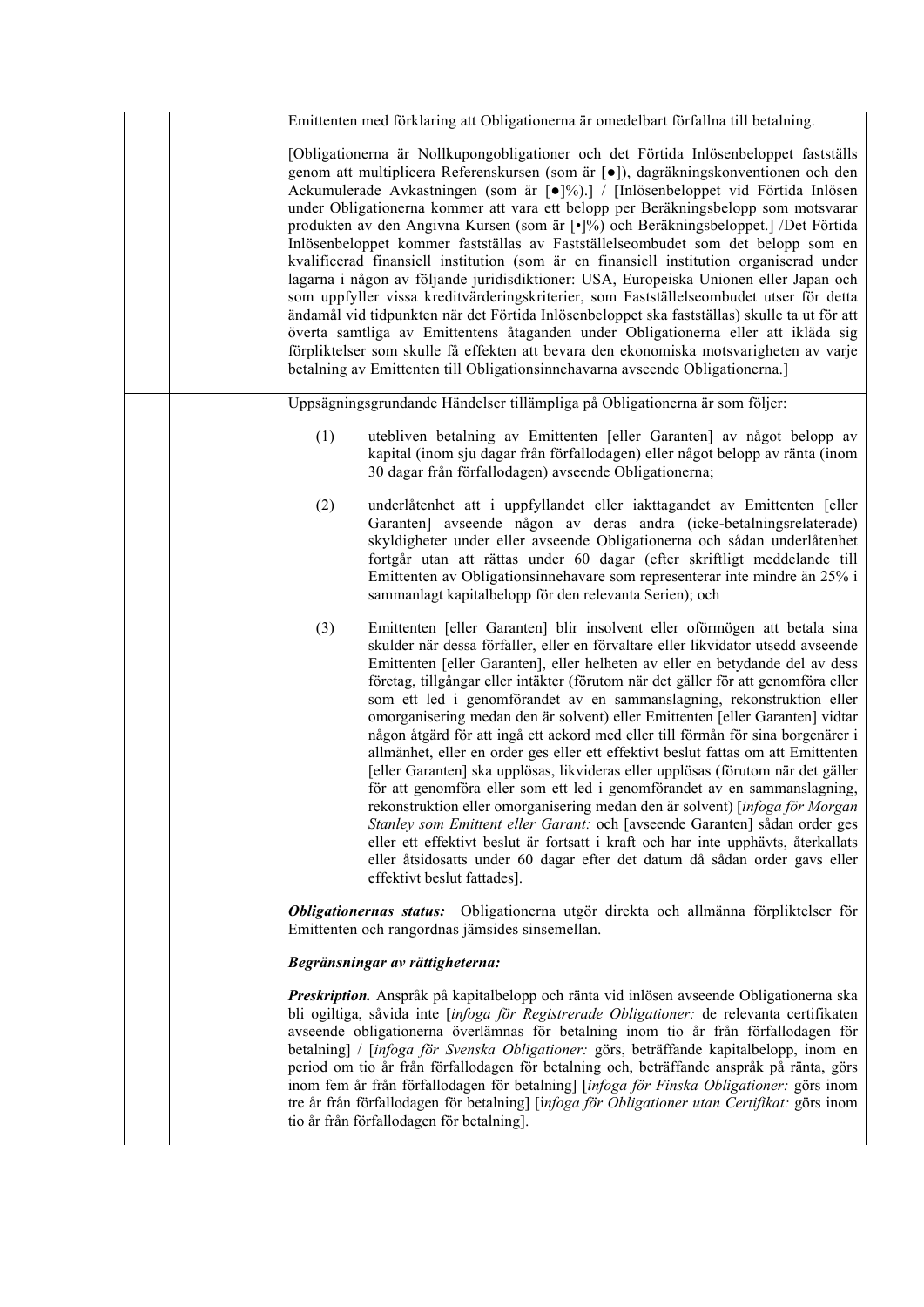Emittenten med förklaring att Obligationerna är omedelbart förfallna till betalning.

[Obligationerna är Nollkupongobligationer och det Förtida Inlösenbeloppet fastställs genom att multiplicera Referenskursen (som är [●]), dagräkningskonventionen och den Ackumulerade Avkastningen (som är [●]%).] / [Inlösenbeloppet vid Förtida Inlösen under Obligationerna kommer att vara ett belopp per Beräkningsbelopp som motsvarar produkten av den Angivna Kursen (som är [•]%) och Beräkningsbeloppet.] /Det Förtida Inlösenbeloppet kommer fastställas av Fastställelseombudet som det belopp som en kvalificerad finansiell institution (som är en finansiell institution organiserad under lagarna i någon av följande juridisdiktioner: USA, Europeiska Unionen eller Japan och som uppfyller vissa kreditvärderingskriterier, som Fastställelseombudet utser för detta ändamål vid tidpunkten när det Förtida Inlösenbeloppet ska fastställas) skulle ta ut för att överta samtliga av Emittentens åtaganden under Obligationerna eller att ikläda sig förpliktelser som skulle få effekten att bevara den ekonomiska motsvarigheten av varje betalning av Emittenten till Obligationsinnehavarna avseende Obligationerna.]

Uppsägningsgrundande Händelser tillämpliga på Obligationerna är som följer:

(1) utebliven betalning av Emittenten [eller Garanten] av något belopp av kapital (inom sju dagar från förfallodagen) eller något belopp av ränta (inom 30 dagar från förfallodagen) avseende Obligationerna;

(2) underlåtenhet att i uppfyllandet eller iakttagandet av Emittenten [eller Garanten] avseende någon av deras andra (icke-betalningsrelaterade) skyldigheter under eller avseende Obligationerna och sådan underlåtenhet fortgår utan att rättas under 60 dagar (efter skriftligt meddelande till Emittenten av Obligationsinnehavare som representerar inte mindre än 25% i sammanlagt kapitalbelopp för den relevanta Serien); och

(3) Emittenten [eller Garanten] blir insolvent eller oförmögen att betala sina skulder när dessa förfaller, eller en förvaltare eller likvidator utsedd avseende Emittenten [eller Garanten], eller helheten av eller en betydande del av dess företag, tillgångar eller intäkter (förutom när det gäller för att genomföra eller som ett led i genomförandet av en sammanslagning, rekonstruktion eller omorganisering medan den är solvent) eller Emittenten [eller Garanten] vidtar någon åtgärd för att ingå ett ackord med eller till förmån för sina borgenärer i allmänhet, eller en order ges eller ett effektivt beslut fattas om att Emittenten [eller Garanten] ska upplösas, likvideras eller upplösas (förutom när det gäller för att genomföra eller som ett led i genomförandet av en sammanslagning, rekonstruktion eller omorganisering medan den är solvent) [*infoga för Morgan Stanley som Emittent eller Garant:* och [avseende Garanten] sådan order ges eller ett effektivt beslut är fortsatt i kraft och har inte upphävts, återkallats eller åtsidosatts under 60 dagar efter det datum då sådan order gavs eller effektivt beslut fattades].

***Obligationernas status:*** Obligationerna utgör direkta och allmänna förpliktelser för Emittenten och rangordnas jämsides sinsemellan.

***Begränsningar av rättigheterna:***

***Preskription.*** Anspråk på kapitalbelopp och ränta vid inlösen avseende Obligationerna ska bli ogiltiga, såvida inte [*infoga för Registrerade Obligationer:* de relevanta certifikaten avseende obligationerna överlämnas för betalning inom tio år från förfallodagen för betalning] / [*infoga för Svenska Obligationer:* görs, beträffande kapitalbelopp, inom en period om tio år från förfallodagen för betalning och, beträffande anspråk på ränta, görs inom fem år från förfallodagen för betalning] [*infoga för Finska Obligationer:* görs inom tre år från förfallodagen för betalning] [*infoga för Obligationer utan Certifikat:* görs inom tio år från förfallodagen för betalning].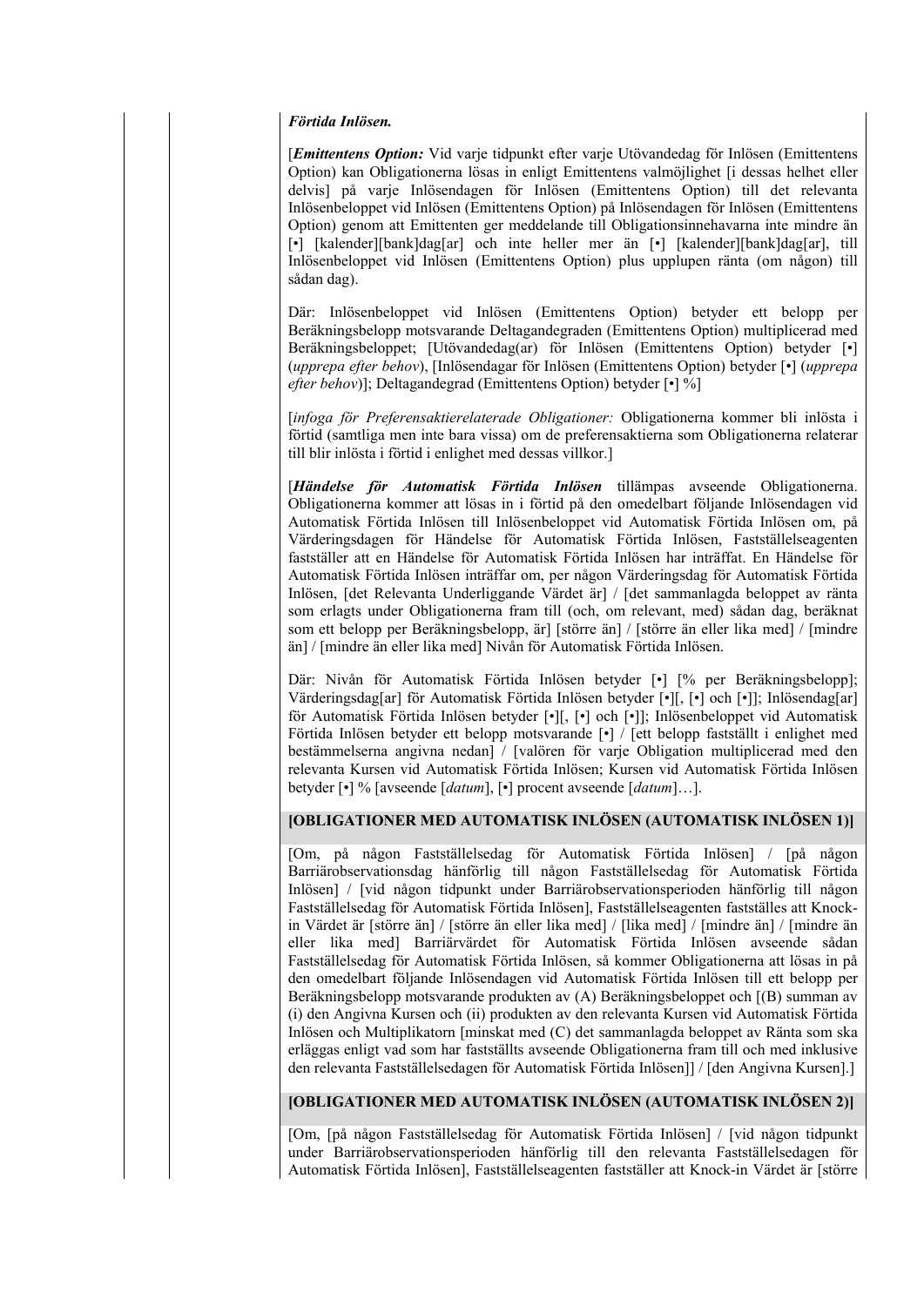***Förtida Inlösen.***

[***Emittentens Option:*** Vid varje tidpunkt efter varje Utövandedag för Inlösen (Emittentens Option) kan Obligationerna lösas in enligt Emittentens valmöjlighet [i dessas helhet eller delvis] på varje Inlösendagen för Inlösen (Emittentens Option) till det relevanta Inlösenbeloppet vid Inlösen (Emittentens Option) på Inlösendagen för Inlösen (Emittentens Option) genom att Emittenten ger meddelande till Obligationsinnehavarna inte mindre än [•] [kalender][bank]dag[ar] och inte heller mer än [•] [kalender][bank]dag[ar], till Inlösenbeloppet vid Inlösen (Emittentens Option) plus upplupen ränta (om någon) till sådan dag).

Där: Inlösenbeloppet vid Inlösen (Emittentens Option) betyder ett belopp per Beräkningsbelopp motsvarande Deltagandegraden (Emittentens Option) multiplicerad med Beräkningsbeloppet; [Utövandedag(ar) för Inlösen (Emittentens Option) betyder [•] (*upprepa efter behov*), [Inlösendagar för Inlösen (Emittentens Option) betyder [•] (*upprepa efter behov*)]; Deltagandegrad (Emittentens Option) betyder [•] %]

[*infoga för Preferensaktierelaterade Obligationer:* Obligationerna kommer bli inlösta i förtid (samtliga men inte bara vissa) om de preferensaktierna som Obligationerna relaterar till blir inlösta i förtid i enlighet med dessas villkor.]

[***Händelse för Automatisk Förtida Inlösen*** tillämpas avseende Obligationerna. Obligationerna kommer att lösas in i förtid på den omedelbart följande Inlösendagen vid Automatisk Förtida Inlösen till Inlösenbeloppet vid Automatisk Förtida Inlösen om, på Värderingsdagen för Händelse för Automatisk Förtida Inlösen, Fastställelseagenten fastställer att en Händelse för Automatisk Förtida Inlösen har inträffat. En Händelse för Automatisk Förtida Inlösen inträffar om, per någon Värderingsdag för Automatisk Förtida Inlösen, [det Relevanta Underliggande Värdet är] / [det sammanlagda beloppet av ränta som erlagts under Obligationerna fram till (och, om relevant, med) sådan dag, beräknat som ett belopp per Beräkningsbelopp, är] [större än] / [större än eller lika med] / [mindre än] / [mindre än eller lika med] Nivån för Automatisk Förtida Inlösen.

Där: Nivån för Automatisk Förtida Inlösen betyder [•] [% per Beräkningsbelopp]; Värderingsdag[ar] för Automatisk Förtida Inlösen betyder [•][, [•] och [•]]; Inlösendag[ar] för Automatisk Förtida Inlösen betyder [•][, [•] och [•]]; Inlösenbeloppet vid Automatisk Förtida Inlösen betyder ett belopp motsvarande [•] / [ett belopp fastställt i enlighet med bestämmelserna angivna nedan] / [valören för varje Obligation multiplicerad med den relevanta Kursen vid Automatisk Förtida Inlösen; Kursen vid Automatisk Förtida Inlösen betyder [•] % [avseende [*datum*], [•] procent avseende [*datum*]…].

**[OBLIGATIONER MED AUTOMATISK INLÖSEN (AUTOMATISK INLÖSEN 1)]**

[Om, på någon Fastställelsedag för Automatisk Förtida Inlösen] / [på någon Barriärobservationsdag hänförlig till någon Fastställelsedag för Automatisk Förtida Inlösen] / [vid någon tidpunkt under Barriärobservationsperioden hänförlig till någon Fastställelsedag för Automatisk Förtida Inlösen], Fastställelseagenten fastställes att Knock-in Värdet är [större än] / [större än eller lika med] / [lika med] / [mindre än] / [mindre än eller lika med] Barriärvärdet för Automatisk Förtida Inlösen avseende sådan Fastställelsedag för Automatisk Förtida Inlösen, så kommer Obligationerna att lösas in på den omedelbart följande Inlösendagen vid Automatisk Förtida Inlösen till ett belopp per Beräkningsbelopp motsvarande produkten av (A) Beräkningsbeloppet och [(B) summan av (i) den Angivna Kursen och (ii) produkten av den relevanta Kursen vid Automatisk Förtida Inlösen och Multiplikatorn [minskat med (C) det sammanlagda beloppet av Ränta som ska erläggas enligt vad som har fastställts avseende Obligationerna fram till och med inklusive den relevanta Fastställelsedagen för Automatisk Förtida Inlösen]] / [den Angivna Kursen].]

**[OBLIGATIONER MED AUTOMATISK INLÖSEN (AUTOMATISK INLÖSEN 2)]**

[Om, [på någon Fastställelsedag för Automatisk Förtida Inlösen] / [vid någon tidpunkt under Barriärobservationsperioden hänförlig till den relevanta Fastställelsedagen för Automatisk Förtida Inlösen], Fastställelseagenten fastställer att Knock-in Värdet är [större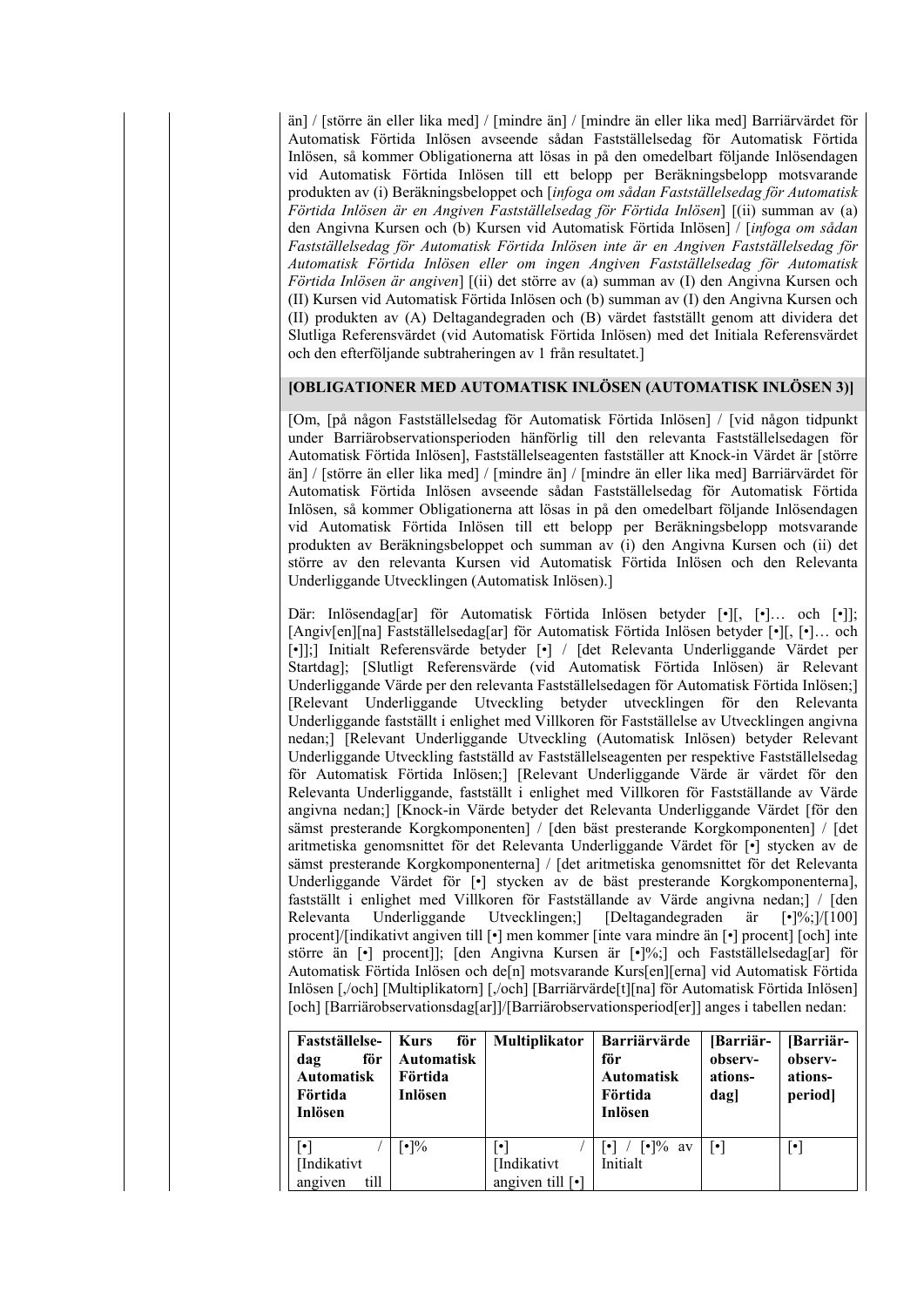än] / [större än eller lika med] / [mindre än] / [mindre än eller lika med] Barriärvärdet för Automatisk Förtida Inlösen avseende sådan Fastställelsedag för Automatisk Förtida Inlösen, så kommer Obligationerna att lösas in på den omedelbart följande Inlösendagen vid Automatisk Förtida Inlösen till ett belopp per Beräkningsbelopp motsvarande produkten av (i) Beräkningsbeloppet och [*infoga om sådan Fastställelsedag för Automatisk Förtida Inlösen är en Angiven Fastställelsedag för Förtida Inlösen*] [(ii) summan av (a) den Angivna Kursen och (b) Kursen vid Automatisk Förtida Inlösen] / [*infoga om sådan Fastställelsedag för Automatisk Förtida Inlösen inte är en Angiven Fastställelsedag för Automatisk Förtida Inlösen eller om ingen Angiven Fastställelsedag för Automatisk Förtida Inlösen är angiven*] [(ii) det större av (a) summan av (I) den Angivna Kursen och (II) Kursen vid Automatisk Förtida Inlösen och (b) summan av (I) den Angivna Kursen och (II) produkten av (A) Deltagandegraden och (B) värdet fastställt genom att dividera det Slutliga Referensvärdet (vid Automatisk Förtida Inlösen) med det Initiala Referensvärdet och den efterföljande subtraheringen av 1 från resultatet.]

**[OBLIGATIONER MED AUTOMATISK INLÖSEN (AUTOMATISK INLÖSEN 3)]**

[Om, [på någon Fastställelsedag för Automatisk Förtida Inlösen] / [vid någon tidpunkt under Barriärobservationsperioden hänförlig till den relevanta Fastställelsedagen för Automatisk Förtida Inlösen], Fastställelseagenten fastställer att Knock-in Värdet är [större än] / [större än eller lika med] / [mindre än] / [mindre än eller lika med] Barriärvärdet för Automatisk Förtida Inlösen avseende sådan Fastställelsedag för Automatisk Förtida Inlösen, så kommer Obligationerna att lösas in på den omedelbart följande Inlösendagen vid Automatisk Förtida Inlösen till ett belopp per Beräkningsbelopp motsvarande produkten av Beräkningsbeloppet och summan av (i) den Angivna Kursen och (ii) det större av den relevanta Kursen vid Automatisk Förtida Inlösen och den Relevanta Underliggande Utvecklingen (Automatisk Inlösen).]

Där: Inlösendag[ar] för Automatisk Förtida Inlösen betyder [•][, [•]… och [•]]; [Angiv[en][na] Fastställelsedag[ar] för Automatisk Förtida Inlösen betyder [•][, [•]… och [•]];] Initialt Referensvärde betyder [•] / [det Relevanta Underliggande Värdet per Startdag]; [Slutligt Referensvärde (vid Automatisk Förtida Inlösen) är Relevant Underliggande Värde per den relevanta Fastställelsedagen för Automatisk Förtida Inlösen;] [Relevant Underliggande Utveckling betyder utvecklingen för den Relevanta Underliggande fastställt i enlighet med Villkoren för Fastställelse av Utvecklingen angivna nedan;] [Relevant Underliggande Utveckling (Automatisk Inlösen) betyder Relevant Underliggande Utveckling fastställd av Fastställelseagenten per respektive Fastställelsedag för Automatisk Förtida Inlösen;] [Relevant Underliggande Värde är värdet för den Relevanta Underliggande, fastställt i enlighet med Villkoren för Fastställande av Värde angivna nedan;] [Knock-in Värde betyder det Relevanta Underliggande Värdet [för den sämst presterande Korgkomponenten] / [den bäst presterande Korgkomponenten] / [det aritmetiska genomsnittet för det Relevanta Underliggande Värdet för [•] stycken av de sämst presterande Korgkomponenterna] / [det aritmetiska genomsnittet för det Relevanta Underliggande Värdet för [•] stycken av de bäst presterande Korgkomponenterna], fastställt i enlighet med Villkoren för Fastställande av Värde angivna nedan;] / [den Relevanta Underliggande Utvecklingen;] [Deltagandegraden är [•]%;]/[100] procent]/[indikativt angiven till [•] men kommer [inte vara mindre än [•] procent] [och] inte större än [•] procent]]; [den Angivna Kursen är [•]%;] och Fastställelsedag[ar] för Automatisk Förtida Inlösen och de[n] motsvarande Kurs[en][erna] vid Automatisk Förtida Inlösen [,/och] [Multiplikatorn] [,/och] [Barriärvärde[t][na] för Automatisk Förtida Inlösen] [och] [Barriärobservationsdag[ar]]/[Barriärobservationsperiod[er]] anges i tabellen nedan:

| Fastställelse-dag för Automatisk Förtida Inlösen | Kurs för Automatisk Förtida Inlösen | Multiplikator | Barriärvärde för Automatisk Förtida Inlösen | [Barriär-observ-ations-dag] | [Barriär-observ-ations-period] |
|---|---|---|---|---|---|
| [•] / [Indikativt angiven till | [•]% | [•] / [Indikativt angiven till [•] | [•] / [•]% av Initialt | [•] | [•] |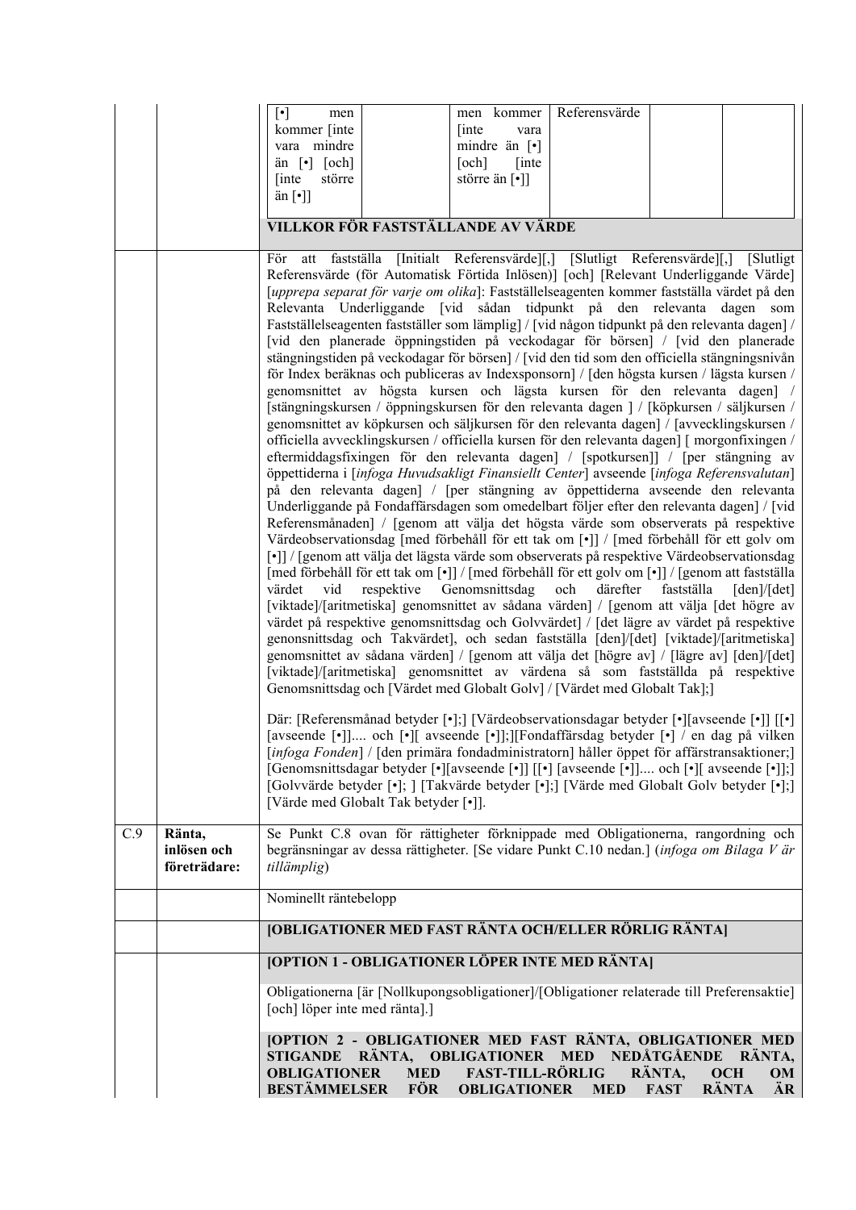| | | | | | | | | |
|---|---|---|---|---|---|---|---|---|
| | | [•] men kommer [inte vara mindre än [•] [och] [inte större än [•]] | | men kommer [inte vara mindre än [•] [och] [inte större än [•]] | Referensvärde | | |
| | | **VILLKOR FÖR FASTSTÄLLANDE AV VÄRDE** | | | | | |

| | | |
|---|---|---|
| | | För att fastställa [Initialt Referensvärde][,] [Slutligt Referensvärde][,] [Slutligt Referensvärde (för Automatisk Förtida Inlösen)] [och] [Relevant Underliggande Värde] [*upprepa separat för varje om olika*]: Fastställelseagenten kommer fastställa värdet på den Relevanta Underliggande [vid sådan tidpunkt på den relevanta dagen som Fastställelseagenten fastställer som lämplig] / [vid någon tidpunkt på den relevanta dagen] / [vid den planerade öppningstiden på veckodagar för börsen] / [vid den planerade stängningstiden på veckodagar för börsen] / [vid den tid som den officiella stängningsnivån för Index beräknas och publiceras av Indexsponsorn] / [den högsta kursen / lägsta kursen / genomsnittet av högsta kursen och lägsta kursen för den relevanta dagen] / [stängningskursen / öppningskursen för den relevanta dagen ] / [köpkursen / säljkursen / genomsnittet av köpkursen och säljkursen för den relevanta dagen] / [avvecklingskursen / officiella avvecklingskursen / officiella kursen för den relevanta dagen] [ morgonfixingen / eftermiddagsfixingen för den relevanta dagen] / [spotkursen]] / [per stängning av öppettiderna i [*infoga Huvudsakligt Finansiellt Center*] avseende [*infoga Referensvalutan*] på den relevanta dagen] / [per stängning av öppettiderna avseende den relevanta Underliggande på Fondaffärsdagen som omedelbart följer efter den relevanta dagen] / [vid Referensmånaden] / [genom att välja det högsta värde som observerats på respektive Värdeobservationsdag [med förbehåll för ett tak om [•]] / [med förbehåll för ett golv om [•]] / [genom att välja det lägsta värde som observerats på respektive Värdeobservationsdag [med förbehåll för ett tak om [•]] / [med förbehåll för ett golv om [•]] / [genom att fastställa värdet vid respektive Genomsnittsdag och därefter fastställa [den]/[det] [viktade]/[aritmetiska] genomsnittet av sådana värden] / [genom att välja [det högre av värdet på respektive genomsnittsdag och Golvvärdet] / [det lägre av värdet på respektive genonsnittsdag och Takvärdet], och sedan fastställa [den]/[det] [viktade]/[aritmetiska] genomsnittet av sådana värden] / [genom att välja det [högre av] / [lägre av] [den]/[det] [viktade]/[aritmetiska] genomsnittet av värdena så som fastställda på respektive Genomsnittsdag och [Värdet med Globalt Golv] / [Värdet med Globalt Tak];]<br><br>Där: [Referensmånad betyder [•];] [Värdeobservationsdagar betyder [•][avseende [•]] [[•] [avseende [•]].... och [•][ avseende [•]];][Fondaffärsdag betyder [•] / en dag på vilken [*infoga Fonden*] / [den primära fondadministratorn] håller öppet för affärstransaktioner;] [Genomsnittsdagar betyder [•][avseende [•]] [[•] [avseende [•]].... och [•][ avseende [•]];] [Golvvärde betyder [•]; ] [Takvärde betyder [•];] [Värde med Globalt Golv betyder [•];] [Värde med Globalt Tak betyder [•]]. |
| C.9 | **Ränta, inlösen och företrädare:** | Se Punkt C.8 ovan för rättigheter förknippade med Obligationerna, rangordning och begränsningar av dessa rättigheter. [Se vidare Punkt C.10 nedan.] (*infoga om Bilaga V är tillämplig*) |
| | | Nominellt räntebelopp |
| | | **[OBLIGATIONER MED FAST RÄNTA OCH/ELLER RÖRLIG RÄNTA]** |
| | | **[OPTION 1 - OBLIGATIONER LÖPER INTE MED RÄNTA]**<br><br>Obligationerna [är [Nollkupongsobligationer]/[Obligationer relaterade till Preferensaktie] [och] löper inte med ränta].]<br><br>**[OPTION 2 - OBLIGATIONER MED FAST RÄNTA, OBLIGATIONER MED STIGANDE RÄNTA, OBLIGATIONER MED NEDÅTGÅENDE RÄNTA, OBLIGATIONER MED FAST-TILL-RÖRLIG RÄNTA, OCH OM BESTÄMMELSER FÖR OBLIGATIONER MED FAST RÄNTA ÄR** |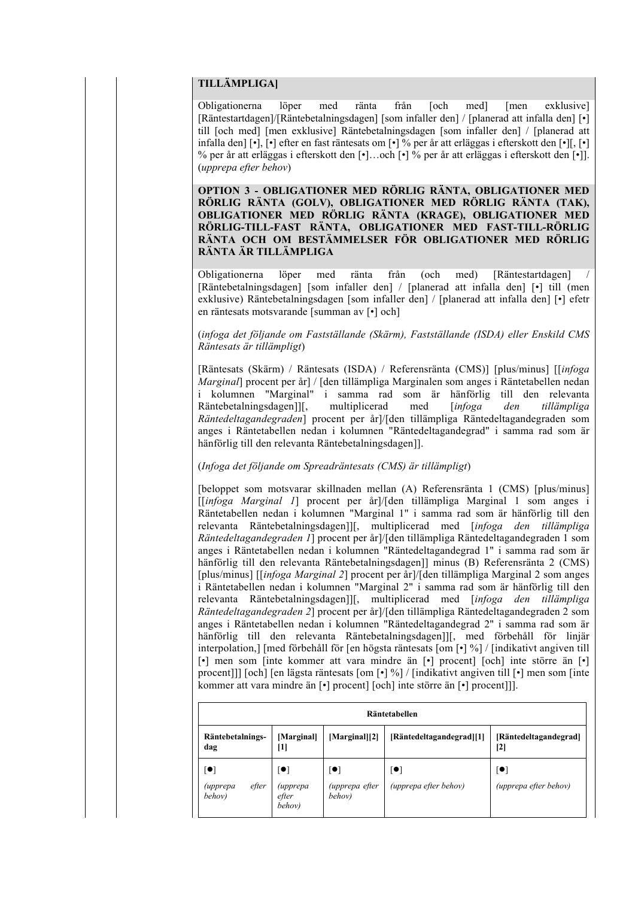**TILLÄMPLIGA]**

Obligationerna löper med ränta från [och med] [men exklusive] [Räntestartdagen]/[Räntebetalningsdagen] [som infaller den] / [planerad att infalla den] [•] till [och med] [men exklusive] Räntebetalningsdagen [som infaller den] / [planerad att infalla den] [•], [•] efter en fast räntesats om [•] % per år att erläggas i efterskott den [•][, [•] % per år att erläggas i efterskott den [•]…och [•] % per år att erläggas i efterskott den [•]]. (*upprepa efter behov*)

**OPTION 3 - OBLIGATIONER MED RÖRLIG RÄNTA, OBLIGATIONER MED RÖRLIG RÄNTA (GOLV), OBLIGATIONER MED RÖRLIG RÄNTA (TAK), OBLIGATIONER MED RÖRLIG RÄNTA (KRAGE), OBLIGATIONER MED RÖRLIG-TILL-FAST RÄNTA, OBLIGATIONER MED FAST-TILL-RÖRLIG RÄNTA OCH OM BESTÄMMELSER FÖR OBLIGATIONER MED RÖRLIG RÄNTA ÄR TILLÄMPLIGA**

Obligationerna löper med ränta från (och med) [Räntestartdagen] / [Räntebetalningsdagen] [som infaller den] / [planerad att infalla den] [•] till (men exklusive) Räntebetalningsdagen [som infaller den] / [planerad att infalla den] [•] efetr en räntesats motsvarande [summan av [•] och]

(*infoga det följande om Fastställande (Skärm), Fastställande (ISDA) eller Enskild CMS Räntesats är tillämpligt*)

[Räntesats (Skärm) / Räntesats (ISDA) / Referensränta (CMS)] [plus/minus] [[*infoga Marginal*] procent per år] / [den tillämpliga Marginalen som anges i Räntetabellen nedan i kolumnen "Marginal" i samma rad som är hänförlig till den relevanta Räntebetalningsdagen]][, multiplicerad med [*infoga den tillämpliga Räntedeltagandegraden*] procent per år]/[den tillämpliga Räntedeltagandegraden som anges i Räntetabellen nedan i kolumnen "Räntedeltagandegrad" i samma rad som är hänförlig till den relevanta Räntebetalningsdagen]].

(*Infoga det följande om Spreadräntesats (CMS) är tillämpligt*)

[beloppet som motsvarar skillnaden mellan (A) Referensränta 1 (CMS) [plus/minus] [[*infoga Marginal 1*] procent per år]/[den tillämpliga Marginal 1 som anges i Räntetabellen nedan i kolumnen "Marginal 1" i samma rad som är hänförlig till den relevanta Räntebetalningsdagen]][, multiplicerad med [*infoga den tillämpliga Räntedeltagandegraden 1*] procent per år]/[den tillämpliga Räntedeltagandegraden 1 som anges i Räntetabellen nedan i kolumnen "Räntedeltagandegrad 1" i samma rad som är hänförlig till den relevanta Räntebetalningsdagen]] minus (B) Referensränta 2 (CMS) [plus/minus] [[*infoga Marginal 2*] procent per år]/[den tillämpliga Marginal 2 som anges i Räntetabellen nedan i kolumnen "Marginal 2" i samma rad som är hänförlig till den relevanta Räntebetalningsdagen]][, multiplicerad med [*infoga den tillämpliga Räntedeltagandegraden 2*] procent per år]/[den tillämpliga Räntedeltagandegraden 2 som anges i Räntetabellen nedan i kolumnen "Räntedeltagandegrad 2" i samma rad som är hänförlig till den relevanta Räntebetalningsdagen]][, med förbehåll för linjär interpolation,] [med förbehåll för [en högsta räntesats [om [•] %] / [indikativt angiven till [•] men som [inte kommer att vara mindre än [•] procent] [och] inte större än [•] procent]]] [och] [en lägsta räntesats [om [•] %] / [indikativt angiven till [•] men som [inte kommer att vara mindre än [•] procent] [och] inte större än [•] procent]]].

| Räntetabellen | | | | |
|---|---|---|---|---|
| **Räntebetalningsdag** | **[Marginal][1]** | **[Marginal][2]** | **[Räntedeltagandegrad][1]** | **[Räntedeltagandegrad][2]** |
| [●] *(upprepa efter behov)* | [●] *(upprepa efter behov)* | [●] *(upprepa efter behov)* | [●] *(upprepa efter behov)* | [●] *(upprepa efter behov)* |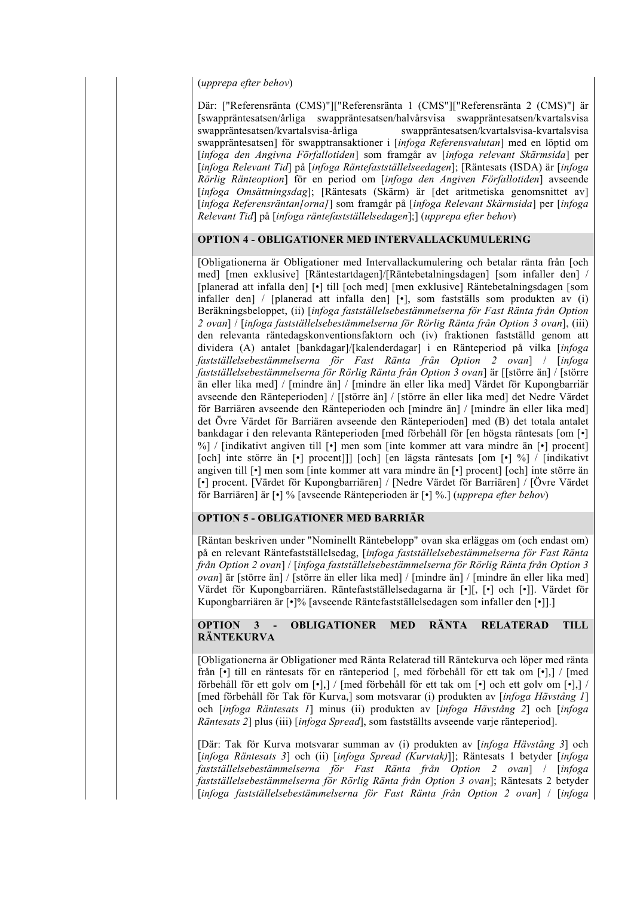(*upprepa efter behov*)

Där: ["Referensränta (CMS)"]["Referensränta 1 (CMS"]["Referensränta 2 (CMS)"] är [swappräntesatsen/årliga swappräntesatsen/halvårsvisa swappräntesatsen/kvartalsvisa swappräntesatsen/kvartalsvisa-årliga swappräntesatsen/kvartalsvisa-kvartalsvisa swappräntesatsen] för swapptransaktioner i [*infoga Referensvalutan*] med en löptid om [*infoga den Angivna Förfallotiden*] som framgår av [*infoga relevant Skärmsida*] per [*infoga Relevant Tid*] på [*infoga Räntefastställelseedagen*]; [Räntesats (ISDA) är [*infoga Rörlig Ränteoption*] för en period om [*infoga den Angiven Förfallotiden*] avseende [*infoga Omsättningsdag*]; [Räntesats (Skärm) är [det aritmetiska genomsnittet av] [*infoga Referensräntan[orna]*] som framgår på [*infoga Relevant Skärmsida*] per [*infoga Relevant Tid*] på [*infoga räntefastställelsedagen*];] (*upprepa efter behov*)

**OPTION 4 - OBLIGATIONER MED INTERVALLACKUMULERING**

[Obligationerna är Obligationer med Intervallackumulering och betalar ränta från [och med] [men exklusive] [Räntestartdagen]/[Räntebetalningsdagen] [som infaller den] / [planerad att infalla den] [•] till [och med] [men exklusive] Räntebetalningsdagen [som infaller den] / [planerad att infalla den] [•], som fastställs som produkten av (i) Beräkningsbeloppet, (ii) [*infoga fastställelsebestämmelserna för Fast Ränta från Option 2 ovan*] / [*infoga fastställelsebestämmelserna för Rörlig Ränta från Option 3 ovan*], (iii) den relevanta räntedagskonventionsfaktorn och (iv) fraktionen fastställd genom att dividera (A) antalet [bankdagar]/[kalenderdagar] i en Ränteperiod på vilka [*infoga fastställelsebestämmelserna för Fast Ränta från Option 2 ovan*] / [*infoga fastställelsebestämmelserna för Rörlig Ränta från Option 3 ovan*] är [[större än] / [större än eller lika med] / [mindre än] / [mindre än eller lika med] Värdet för Kupongbarriär avseende den Ränteperioden] / [[större än] / [större än eller lika med] det Nedre Värdet för Barriären avseende den Ränteperioden och [mindre än] / [mindre än eller lika med] det Övre Värdet för Barriären avseende den Ränteperioden] med (B) det totala antalet bankdagar i den relevanta Ränteperioden [med förbehåll för [en högsta räntesats [om [•] %] / [indikativt angiven till [•] men som [inte kommer att vara mindre än [•] procent] [och] inte större än [•] procent]]] [och] [en lägsta räntesats [om [•] %] / [indikativt angiven till [•] men som [inte kommer att vara mindre än [•] procent] [och] inte större än [•] procent. [Värdet för Kupongbarriären] / [Nedre Värdet för Barriären] / [Övre Värdet för Barriären] är [•] % [avseende Ränteperioden är [•] %.] (*upprepa efter behov*)

**OPTION 5 - OBLIGATIONER MED BARRIÄR**

[Räntan beskriven under "Nominellt Räntebelopp" ovan ska erläggas om (och endast om) på en relevant Räntefastställelsedag, [*infoga fastställelsebestämmelserna för Fast Ränta från Option 2 ovan*] / [*infoga fastställelsebestämmelserna för Rörlig Ränta från Option 3 ovan*] är [större än] / [större än eller lika med] / [mindre än] / [mindre än eller lika med] Värdet för Kupongbarriären. Räntefastställelsedagarna är [•][, [•] och [•]]. Värdet för Kupongbarriären är [•]% [avseende Räntefastställelsedagen som infaller den [•]].]

**OPTION 3 - OBLIGATIONER MED RÄNTA RELATERAD TILL RÄNTEKURVA**

[Obligationerna är Obligationer med Ränta Relaterad till Räntekurva och löper med ränta från [•] till en räntesats för en ränteperiod [, med förbehåll för ett tak om [•],] / [med förbehåll för ett golv om [•],] / [med förbehåll för ett tak om [•] och ett golv om [•],] / [med förbehåll för Tak för Kurva,] som motsvarar (i) produkten av [*infoga Hävstång 1*] och [*infoga Räntesats 1*] minus (ii) produkten av [*infoga Hävstång 2*] och [*infoga Räntesats 2*] plus (iii) [*infoga Spread*], som fastställts avseende varje ränteperiod].

[Där: Tak för Kurva motsvarar summan av (i) produkten av [*infoga Hävstång 3*] och [*infoga Räntesats 3*] och (ii) [*infoga Spread (Kurvtak)*]]; Räntesats 1 betyder [*infoga fastställelsebestämmelserna för Fast Ränta från Option 2 ovan*] / [*infoga fastställelsebestämmelserna för Rörlig Ränta från Option 3 ovan*]; Räntesats 2 betyder [*infoga fastställelsebestämmelserna för Fast Ränta från Option 2 ovan*] / [*infoga*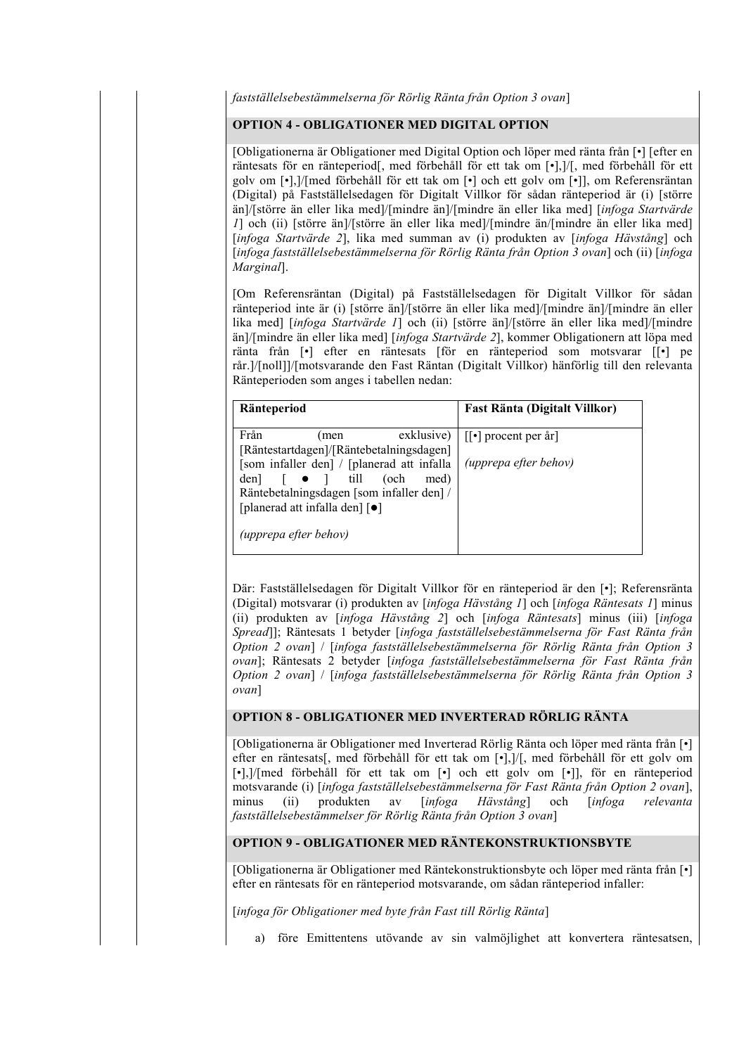*fastställelsebestämmelserna för Rörlig Ränta från Option 3 ovan*]

**OPTION 4 - OBLIGATIONER MED DIGITAL OPTION**

[Obligationerna är Obligationer med Digital Option och löper med ränta från [•] [efter en räntesats för en ränteperiod[, med förbehåll för ett tak om [•],]/[, med förbehåll för ett golv om [•],]/[med förbehåll för ett tak om [•] och ett golv om [•]], om Referensräntan (Digital) på Fastställelsedagen för Digitalt Villkor för sådan ränteperiod är (i) [större än]/[större än eller lika med]/[mindre än]/[mindre än eller lika med] [*infoga Startvärde 1*] och (ii) [större än]/[större än eller lika med]/[mindre än/[mindre än eller lika med] [*infoga Startvärde 2*], lika med summan av (i) produkten av [*infoga Hävstång*] och [*infoga fastställelsebestämmelserna för Rörlig Ränta från Option 3 ovan*] och (ii) [*infoga Marginal*].

[Om Referensräntan (Digital) på Fastställelsedagen för Digitalt Villkor för sådan ränteperiod inte är (i) [större än]/[större än eller lika med]/[mindre än]/[mindre än eller lika med] [*infoga Startvärde 1*] och (ii) [större än]/[större än eller lika med]/[mindre än]/[mindre än eller lika med] [*infoga Startvärde 2*], kommer Obligationern att löpa med ränta från [•] efter en räntesats [för en ränteperiod som motsvarar [[•] per år.]/[noll]]/[motsvarande den Fast Räntan (Digitalt Villkor) hänförlig till den relevanta Ränteperioden som anges i tabellen nedan:

| Ränteperiod | Fast Ränta (Digitalt Villkor) |
|---|---|
| Från (men exklusive) [Räntestartdagen]/[Räntebetalningsdagen] [som infaller den] / [planerad att infalla den] [ ● ] till (och med) Räntebetalningsdagen [som infaller den] / [planerad att infalla den] [●]<br><br>*(upprepa efter behov)* | [[•] procent per år]<br><br>*(upprepa efter behov)* |

Där: Fastställelsedagen för Digitalt Villkor för en ränteperiod är den [•]; Referensränta (Digital) motsvarar (i) produkten av [*infoga Hävstång 1*] och [*infoga Räntesats 1*] minus (ii) produkten av [*infoga Hävstång 2*] och [*infoga Räntesats*] minus (iii) [*infoga Spread*]]; Räntesats 1 betyder [*infoga fastställelsebestämmelserna för Fast Ränta från Option 2 ovan*] / [*infoga fastställelsebestämmelserna för Rörlig Ränta från Option 3 ovan*]; Räntesats 2 betyder [*infoga fastställelsebestämmelserna för Fast Ränta från Option 2 ovan*] / [*infoga fastställelsebestämmelserna för Rörlig Ränta från Option 3 ovan*]

**OPTION 8 - OBLIGATIONER MED INVERTERAD RÖRLIG RÄNTA**

[Obligationerna är Obligationer med Inverterad Rörlig Ränta och löper med ränta från [•] efter en räntesats[, med förbehåll för ett tak om [•],]/[, med förbehåll för ett golv om [•],]/[med förbehåll för ett tak om [•] och ett golv om [•]], för en ränteperiod motsvarande (i) [*infoga fastställelsebestämmelserna för Fast Ränta från Option 2 ovan*], minus (ii) produkten av [*infoga Hävstång*] och [*infoga relevanta fastställelsebestämmelser för Rörlig Ränta från Option 3 ovan*]

**OPTION 9 - OBLIGATIONER MED RÄNTEKONSTRUKTIONSBYTE**

[Obligationerna är Obligationer med Räntekonstruktionsbyte och löper med ränta från [•] efter en räntesats för en ränteperiod motsvarande, om sådan ränteperiod infaller:

[*infoga för Obligationer med byte från Fast till Rörlig Ränta*]

a) före Emittentens utövande av sin valmöjlighet att konvertera räntesatsen,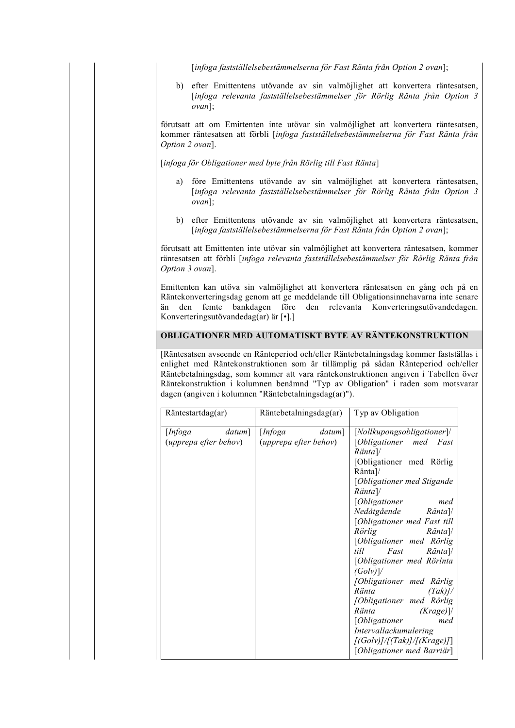[*infoga fastställelsebestämmelserna för Fast Ränta från Option 2 ovan*];

b) efter Emittentens utövande av sin valmöjlighet att konvertera räntesatsen, [*infoga relevanta fastställelsebestämmelser för Rörlig Ränta från Option 3 ovan*];

förutsatt att om Emittenten inte utövar sin valmöjlighet att konvertera räntesatsen, kommer räntesatsen att förbli [*infoga fastställelsebestämmelserna för Fast Ränta från Option 2 ovan*].

[*infoga för Obligationer med byte från Rörlig till Fast Ränta*]

a) före Emittentens utövande av sin valmöjlighet att konvertera räntesatsen, [*infoga relevanta fastställelsebestämmelser för Rörlig Ränta från Option 3 ovan*];

b) efter Emittentens utövande av sin valmöjlighet att konvertera räntesatsen, [*infoga fastställelsebestämmelserna för Fast Ränta från Option 2 ovan*];

förutsatt att Emittenten inte utövar sin valmöjlighet att konvertera räntesatsen, kommer räntesatsen att förbli [*infoga relevanta fastställelsebestämmelser för Rörlig Ränta från Option 3 ovan*].

Emittenten kan utöva sin valmöjlighet att konvertera räntesatsen en gång och på en Räntekonverteringsdag genom att ge meddelande till Obligationsinnehavarna inte senare än den femte bankdagen före den relevanta Konverteringsutövandedagen. Konverteringsutövandedag(ar) är [•].]

**OBLIGATIONER MED AUTOMATISKT BYTE AV RÄNTEKONSTRUKTION**

[Räntesatsen avseende en Ränteperiod och/eller Räntebetalningsdag kommer fastställas i enlighet med Räntekonstruktionen som är tillämplig på sådan Ränteperiod och/eller Räntebetalningsdag, som kommer att vara räntekonstruktionen angiven i Tabellen över Räntekonstruktion i kolumnen benämnd "Typ av Obligation" i raden som motsvarar dagen (angiven i kolumnen "Räntebetalningsdag(ar)").

| Räntestartdag(ar) | Räntebetalningsdag(ar) | Typ av Obligation |
|---|---|---|
| [*Infoga datum*] (*upprepa efter behov*) | [*Infoga datum*] (*upprepa efter behov*) | [*Nollkupongsobligationer*]/ [*Obligationer med Fast Ränta*]/ [Obligationer med Rörlig Ränta]/ [*Obligationer med Stigande Ränta*]/ [*Obligationer med Nedåtgående Ränta*]/ [*Obligationer med Fast till Rörlig Ränta*]/ [*Obligationer med Rörlig till Fast Ränta*]/ [*Obligationer med Rörlnta (Golv)*]/ *[Obligationer med Rärlig Ränta (Tak)]/ [Obligationer med Rörlig Ränta (Krage)*]/ [*Obligationer med Intervallackumulering [(Golv)]/[(Tak)]/[(Krage)]*] [*Obligationer med Barriär*] |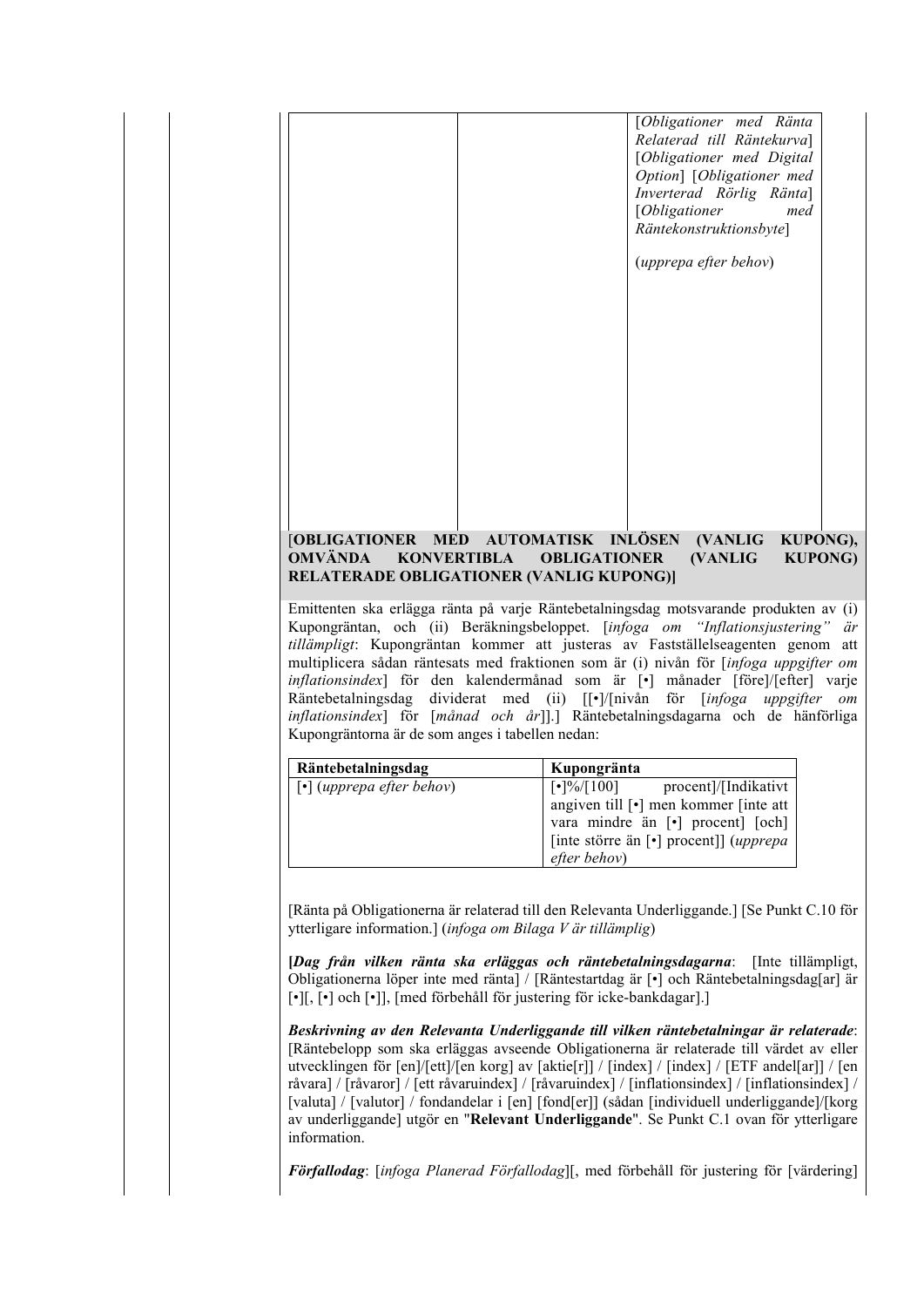| | | |
|---|---|---|
| | | [*Obligationer med Ränta Relaterad till Räntekurva*] [*Obligationer med Digital Option*] [*Obligationer med Inverterad Rörlig Ränta*] [*Obligationer med Räntekonstruktionsbyte*]<br><br>(*upprepa efter behov*) |

**[OBLIGATIONER MED AUTOMATISK INLÖSEN (VANLIG KUPONG), OMVÄNDA KONVERTIBLA OBLIGATIONER (VANLIG KUPONG) RELATERADE OBLIGATIONER (VANLIG KUPONG)]**

Emittenten ska erlägga ränta på varje Räntebetalningsdag motsvarande produkten av (i) Kupongräntan, och (ii) Beräkningsbeloppet. [*infoga om "Inflationsjustering" är tillämpligt*: Kupongräntan kommer att justeras av Fastställelseagenten genom att multiplicera sådan räntesats med fraktionen som är (i) nivån för [*infoga uppgifter om inflationsindex*] för den kalendermånad som är [•] månader [före]/[efter] varje Räntebetalningsdag dividerat med (ii) [[•]/[nivån för [*infoga uppgifter om inflationsindex*] för [*månad och år*]].] Räntebetalningsdagarna och de hänförliga Kupongräntorna är de som anges i tabellen nedan:

| Räntebetalningsdag | Kupongränta |
|---|---|
| [•] (*upprepa efter behov*) | [•]%/[100] procent]/[Indikativt angiven till [•] men kommer [inte att vara mindre än [•] procent] [och] [inte större än [•] procent]] (*upprepa efter behov*) |

[Ränta på Obligationerna är relaterad till den Relevanta Underliggande.] [Se Punkt C.10 för ytterligare information.] (*infoga om Bilaga V är tillämplig*)

**[*Dag från vilken ränta ska erläggas och räntebetalningsdagarna*:** [Inte tillämpligt, Obligationerna löper inte med ränta] / [Räntestartdag är [•] och Räntebetalningsdag[ar] är [•][, [•] och [•]], [med förbehåll för justering för icke-bankdagar].]

***Beskrivning av den Relevanta Underliggande till vilken räntebetalningar är relaterade*:** [Räntebelopp som ska erläggas avseende Obligationerna är relaterade till värdet av eller utvecklingen för [en]/[ett]/[en korg] av [aktie[r]] / [index] / [index] / [ETF andel[ar]] / [en råvara] / [råvaror] / [ett råvaruindex] / [råvaruindex] / [inflationsindex] / [inflationsindex] / [valuta] / [valutor] / fondandelar i [en] [fond[er]] (sådan [individuell underliggande]/[korg av underliggande] utgör en "**Relevant Underliggande**". Se Punkt C.1 ovan för ytterligare information.

***Förfallodag*:** [*infoga Planerad Förfallodag*][, med förbehåll för justering för [värdering]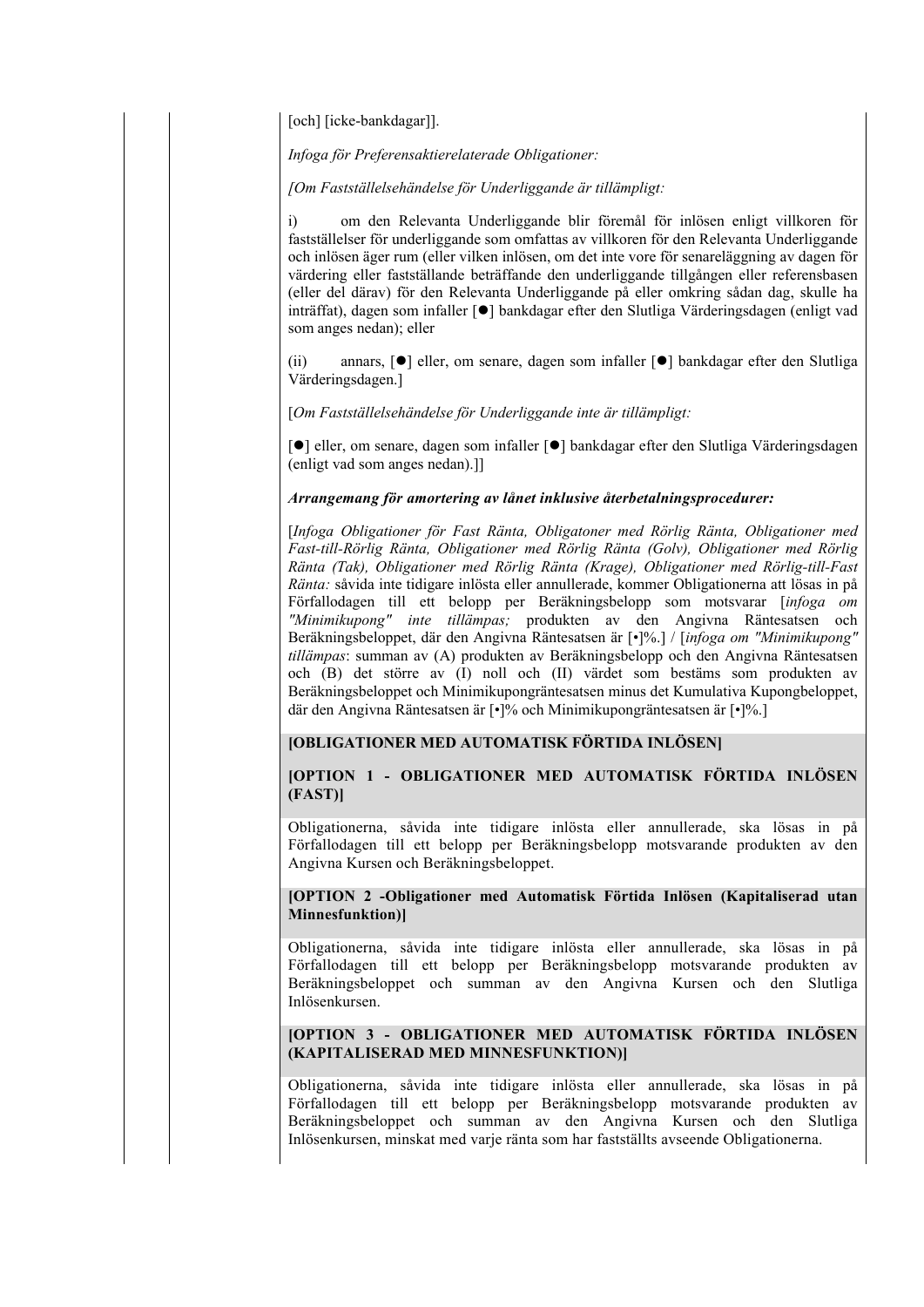[och] [icke-bankdagar]].

*Infoga för Preferensaktierelaterade Obligationer:*

*[Om Fastställelsehändelse för Underliggande är tillämpligt:*

i) om den Relevanta Underliggande blir föremål för inlösen enligt villkoren för fastställelser för underliggande som omfattas av villkoren för den Relevanta Underliggande och inlösen äger rum (eller vilken inlösen, om det inte vore för senareläggning av dagen för värdering eller fastställande beträffande den underliggande tillgången eller referensbasen (eller del därav) för den Relevanta Underliggande på eller omkring sådan dag, skulle ha inträffat), dagen som infaller [●] bankdagar efter den Slutliga Värderingsdagen (enligt vad som anges nedan); eller

(ii) annars, [●] eller, om senare, dagen som infaller [●] bankdagar efter den Slutliga Värderingsdagen.]

[*Om Fastställelsehändelse för Underliggande inte är tillämpligt:*

[●] eller, om senare, dagen som infaller [●] bankdagar efter den Slutliga Värderingsdagen (enligt vad som anges nedan).]]

***Arrangemang för amortering av lånet inklusive återbetalningsprocedurer:***

[*Infoga Obligationer för Fast Ränta, Obligatoner med Rörlig Ränta, Obligationer med Fast-till-Rörlig Ränta, Obligationer med Rörlig Ränta (Golv), Obligationer med Rörlig Ränta (Tak), Obligationer med Rörlig Ränta (Krage), Obligationer med Rörlig-till-Fast Ränta:* såvida inte tidigare inlösta eller annullerade, kommer Obligationerna att lösas in på Förfallodagen till ett belopp per Beräkningsbelopp som motsvarar [*infoga om "Minimikupong" inte tillämpas;* produkten av den Angivna Räntesatsen och Beräkningsbeloppet, där den Angivna Räntesatsen är [•]%.] / [*infoga om "Minimikupong" tillämpas*: summan av (A) produkten av Beräkningsbelopp och den Angivna Räntesatsen och (B) det större av (I) noll och (II) värdet som bestäms som produkten av Beräkningsbeloppet och Minimikupongräntesatsen minus det Kumulativa Kupongbeloppet, där den Angivna Räntesatsen är [•]% och Minimikupongräntesatsen är [•]%.]

**[OBLIGATIONER MED AUTOMATISK FÖRTIDA INLÖSEN]**

**[OPTION 1 - OBLIGATIONER MED AUTOMATISK FÖRTIDA INLÖSEN (FAST)]**

Obligationerna, såvida inte tidigare inlösta eller annullerade, ska lösas in på Förfallodagen till ett belopp per Beräkningsbelopp motsvarande produkten av den Angivna Kursen och Beräkningsbeloppet.

**[OPTION 2 -Obligationer med Automatisk Förtida Inlösen (Kapitaliserad utan Minnesfunktion)]**

Obligationerna, såvida inte tidigare inlösta eller annullerade, ska lösas in på Förfallodagen till ett belopp per Beräkningsbelopp motsvarande produkten av Beräkningsbeloppet och summan av den Angivna Kursen och den Slutliga Inlösenkursen.

**[OPTION 3 - OBLIGATIONER MED AUTOMATISK FÖRTIDA INLÖSEN (KAPITALISERAD MED MINNESFUNKTION)]**

Obligationerna, såvida inte tidigare inlösta eller annullerade, ska lösas in på Förfallodagen till ett belopp per Beräkningsbelopp motsvarande produkten av Beräkningsbeloppet och summan av den Angivna Kursen och den Slutliga Inlösenkursen, minskat med varje ränta som har fastställts avseende Obligationerna.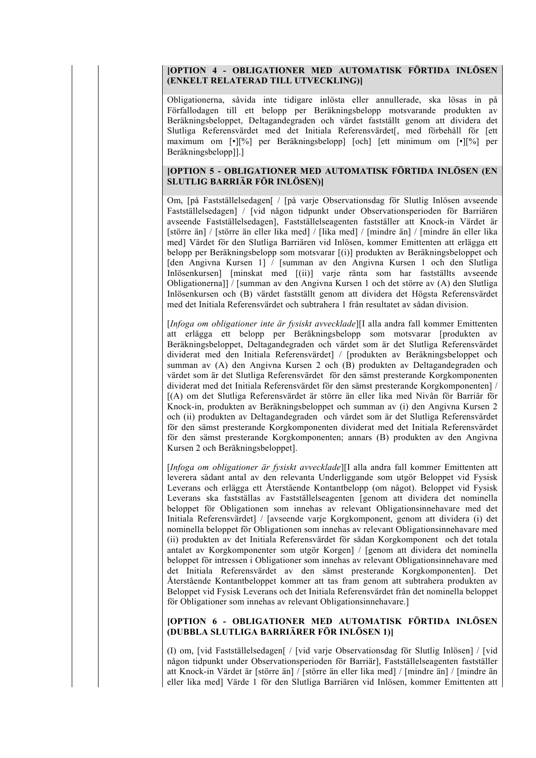**[OPTION 4 - OBLIGATIONER MED AUTOMATISK FÖRTIDA INLÖSEN (ENKELT RELATERAD TILL UTVECKLING)]**

Obligationerna, såvida inte tidigare inlösta eller annullerade, ska lösas in på Förfallodagen till ett belopp per Beräkningsbelopp motsvarande produkten av Beräkningsbeloppet, Deltagandegraden och värdet fastställt genom att dividera det Slutliga Referensvärdet med det Initiala Referensvärdet[, med förbehåll för [ett maximum om [•][%] per Beräkningsbelopp] [och] [ett minimum om [•][%] per Beräkningsbelopp]].]

**[OPTION 5 - OBLIGATIONER MED AUTOMATISK FÖRTIDA INLÖSEN (EN SLUTLIG BARRIÄR FÖR INLÖSEN)]**

Om, [på Fastställelsedagen[ / [på varje Observationsdag för Slutlig Inlösen avseende Fastställelsedagen] / [vid någon tidpunkt under Observationsperioden för Barriären avseende Fastställelsedagen], Fastställelseagenten fastställer att Knock-in Värdet är [större än] / [större än eller lika med] / [lika med] / [mindre än] / [mindre än eller lika med] Värdet för den Slutliga Barriären vid Inlösen, kommer Emittenten att erlägga ett belopp per Beräkningsbelopp som motsvarar [(i)] produkten av Beräkningsbeloppet och [den Angivna Kursen 1] / [summan av den Angivna Kursen 1 och den Slutliga Inlösenkursen] [minskat med [(ii)] varje ränta som har fastställts avseende Obligationerna]] / [summan av den Angivna Kursen 1 och det större av (A) den Slutliga Inlösenkursen och (B) värdet fastställt genom att dividera det Högsta Referensvärdet med det Initiala Referensvärdet och subtrahera 1 från resultatet av sådan division.

[*Infoga om obligationer inte är fysiskt avvecklade*][I alla andra fall kommer Emittenten att erlägga ett belopp per Beräkningsbelopp som motsvarar [produkten av Beräkningsbeloppet, Deltagandegraden och värdet som är det Slutliga Referensvärdet dividerat med den Initiala Referensvärdet] / [produkten av Beräkningsbeloppet och summan av (A) den Angivna Kursen 2 och (B) produkten av Deltagandegraden och värdet som är det Slutliga Referensvärdet för den sämst presterande Korgkomponenten dividerat med det Initiala Referensvärdet för den sämst presterande Korgkomponenten] / [(A) om det Slutliga Referensvärdet är större än eller lika med Nivån för Barriär för Knock-in, produkten av Beräkningsbeloppet och summan av (i) den Angivna Kursen 2 och (ii) produkten av Deltagandegraden och värdet som är det Slutliga Referensvärdet för den sämst presterande Korgkomponenten dividerat med det Initiala Referensvärdet för den sämst presterande Korgkomponenten; annars (B) produkten av den Angivna Kursen 2 och Beräkningsbeloppet].

[*Infoga om obligationer är fysiskt avvecklade*][I alla andra fall kommer Emittenten att leverera sådant antal av den relevanta Underliggande som utgör Beloppet vid Fysisk Leverans och erlägga ett Återstående Kontantbelopp (om något). Beloppet vid Fysisk Leverans ska fastställas av Fastställelseagenten [genom att dividera det nominella beloppet för Obligationen som innehas av relevant Obligationsinnehavare med det Initiala Referensvärdet] / [avseende varje Korgkomponent, genom att dividera (i) det nominella beloppet för Obligationen som innehas av relevant Obligationsinnehavare med (ii) produkten av det Initiala Referensvärdet för sådan Korgkomponent och det totala antalet av Korgkomponenter som utgör Korgen] / [genom att dividera det nominella beloppet för intressen i Obligationer som innehas av relevant Obligationsinnehavare med det Initiala Referensvärdet av den sämst presterande Korgkomponenten]. Det Återstående Kontantbeloppet kommer att tas fram genom att subtrahera produkten av Beloppet vid Fysisk Leverans och det Initiala Referensvärdet från det nominella beloppet för Obligationer som innehas av relevant Obligationsinnehavare.]

**[OPTION 6 - OBLIGATIONER MED AUTOMATISK FÖRTIDA INLÖSEN (DUBBLA SLUTLIGA BARRIÄRER FÖR INLÖSEN 1)]**

(I) om, [vid Fastställelsedagen[ / [vid varje Observationsdag för Slutlig Inlösen] / [vid någon tidpunkt under Observationsperioden för Barriär], Fastställelseagenten fastställer att Knock-in Värdet är [större än] / [större än eller lika med] / [mindre än] / [mindre än eller lika med] Värde 1 för den Slutliga Barriären vid Inlösen, kommer Emittenten att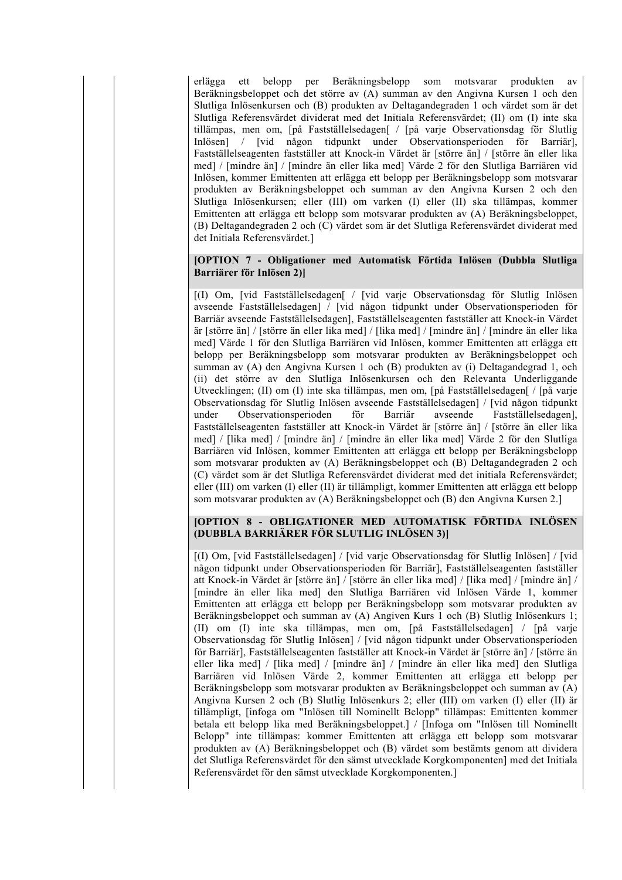erlägga ett belopp per Beräkningsbelopp som motsvarar produkten av Beräkningsbeloppet och det större av (A) summan av den Angivna Kursen 1 och den Slutliga Inlösenkursen och (B) produkten av Deltagandegraden 1 och värdet som är det Slutliga Referensvärdet dividerat med det Initiala Referensvärdet; (II) om (I) inte ska tillämpas, men om, [på Fastställelsedagen[ / [på varje Observationsdag för Slutlig Inlösen] / [vid något tidpunkt under Observationsperioden för Barriär], Fastställelseagenten fastställer att Knock-in Värdet är [större än] / [större än eller lika med] / [mindre än] / [mindre än eller lika med] Värde 2 för den Slutliga Barriären vid Inlösen, kommer Emittenten att erlägga ett belopp per Beräkningsbelopp som motsvarar produkten av Beräkningsbeloppet och summan av den Angivna Kursen 2 och den Slutliga Inlösenkursen; eller (III) om varken (I) eller (II) ska tillämpas, kommer Emittenten att erlägga ett belopp som motsvarar produkten av (A) Beräkningsbeloppet, (B) Deltagandegraden 2 och (C) värdet som är det Slutliga Referensvärdet dividerat med det Initiala Referensvärdet.]

**[OPTION 7 - Obligationer med Automatisk Förtida Inlösen (Dubbla Slutliga Barriärer för Inlösen 2)]**

[(I) Om, [vid Fastställelsedagen[ / [vid varje Observationsdag för Slutlig Inlösen avseende Fastställelsedagen] / [vid någon tidpunkt under Observationsperioden för Barriär avseende Fastställelsedagen], Fastställelseagenten fastställer att Knock-in Värdet är [större än] / [större än eller lika med] / [lika med] / [mindre än] / [mindre än eller lika med] Värde 1 för den Slutliga Barriären vid Inlösen, kommer Emittenten att erlägga ett belopp per Beräkningsbelopp som motsvarar produkten av Beräkningsbeloppet och summan av (A) den Angivna Kursen 1 och (B) produkten av (i) Deltagandegrad 1, och (ii) det större av den Slutliga Inlösenkursen och den Relevanta Underliggande Utvecklingen; (II) om (I) inte ska tillämpas, men om, [på Fastställelsedagen[ / [på varje Observationsdag för Slutlig Inlösen avseende Fastställelsedagen] / [vid någon tidpunkt under Observationsperioden för Barriär avseende Fastställelsedagen], Fastställelseagenten fastställer att Knock-in Värdet är [större än] / [större än eller lika med] / [lika med] / [mindre än] / [mindre än eller lika med] Värde 2 för den Slutliga Barriären vid Inlösen, kommer Emittenten att erlägga ett belopp per Beräkningsbelopp som motsvarar produkten av (A) Beräkningsbeloppet och (B) Deltagandegraden 2 och (C) värdet som är det Slutliga Referensvärdet dividerat med det initiala Referensvärdet; eller (III) om varken (I) eller (II) är tillämpligt, kommer Emittenten att erlägga ett belopp som motsvarar produkten av (A) Beräkningsbeloppet och (B) den Angivna Kursen 2.]

**[OPTION 8 - OBLIGATIONER MED AUTOMATISK FÖRTIDA INLÖSEN (DUBBLA BARRIÄRER FÖR SLUTLIG INLÖSEN 3)]**

[(I) Om, [vid Fastställelsedagen] / [vid varje Observationsdag för Slutlig Inlösen] / [vid någon tidpunkt under Observationsperioden för Barriär], Fastställelseagenten fastställer att Knock-in Värdet är [större än] / [större än eller lika med] / [lika med] / [mindre än] / [mindre än eller lika med] den Slutliga Barriären vid Inlösen Värde 1, kommer Emittenten att erlägga ett belopp per Beräkningsbelopp som motsvarar produkten av Beräkningsbeloppet och summan av (A) Angiven Kurs 1 och (B) Slutlig Inlösenkurs 1; (II) om (I) inte ska tillämpas, men om, [på Fastställelsedagen] / [på varje Observationsdag för Slutlig Inlösen] / [vid någon tidpunkt under Observationsperioden för Barriär], Fastställelseagenten fastställer att Knock-in Värdet är [större än] / [större än eller lika med] / [lika med] / [mindre än] / [mindre än eller lika med] den Slutliga Barriären vid Inlösen Värde 2, kommer Emittenten att erlägga ett belopp per Beräkningsbelopp som motsvarar produkten av Beräkningsbeloppet och summan av (A) Angivna Kursen 2 och (B) Slutlig Inlösenkurs 2; eller (III) om varken (I) eller (II) är tillämpligt, [infoga om "Inlösen till Nominellt Belopp" tillämpas: Emittenten kommer betala ett belopp lika med Beräkningsbeloppet.] / [Infoga om "Inlösen till Nominellt Belopp" inte tillämpas: kommer Emittenten att erlägga ett belopp som motsvarar produkten av (A) Beräkningsbeloppet och (B) värdet som bestämts genom att dividera det Slutliga Referensvärdet för den sämst utvecklade Korgkomponenten] med det Initiala Referensvärdet för den sämst utvecklade Korgkomponenten.]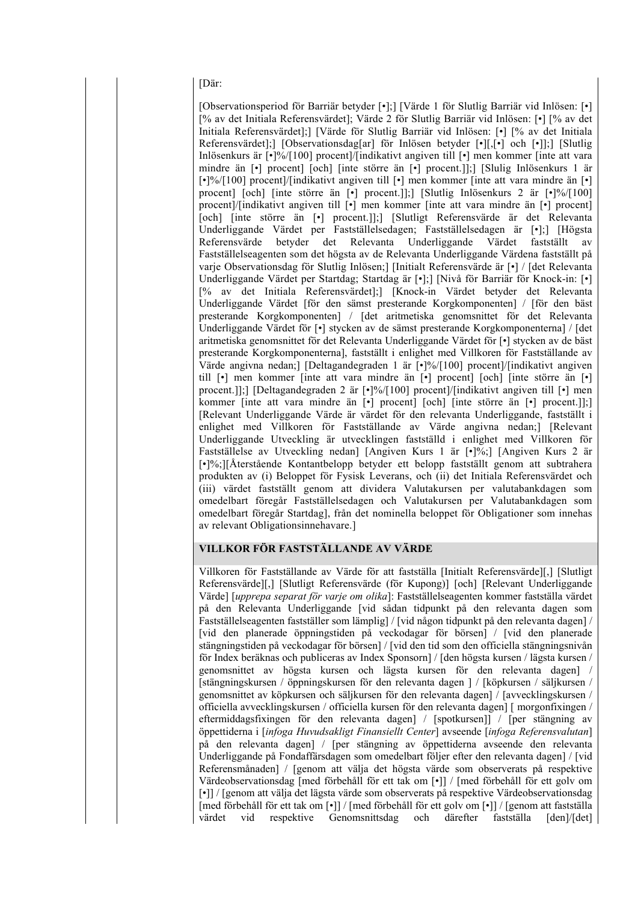[Där:

[Observationsperiod för Barriär betyder [•];] [Värde 1 för Slutlig Barriär vid Inlösen: [•] [% av det Initiala Referensvärdet]; Värde 2 för Slutlig Barriär vid Inlösen: [•] [% av det Initiala Referensvärdet];] [Värde för Slutlig Barriär vid Inlösen: [•] [% av det Initiala Referensvärdet];] [Observationsdag[ar] för Inlösen betyder [•][,[•] och [•]];] [Slutlig Inlösenkurs är [•]%/[100] procent]/[indikativt angiven till [•] men kommer [inte att vara mindre än [•] procent] [och] [inte större än [•] procent.]];] [Slulig Inlösenkurs 1 är [•]%/[100] procent]/[indikativt angiven till [•] men kommer [inte att vara mindre än [•] procent] [och] [inte större än [•] procent.]];] [Slutlig Inlösenkurs 2 är [•]%/[100] procent]/[indikativt angiven till [•] men kommer [inte att vara mindre än [•] procent] [och] [inte större än [•] procent.]];] [Slutligt Referensvärde är det Relevanta Underliggande Värdet per Fastställelsedagen; Fastställelsedagen är [•];] [Högsta Referensvärde betyder det Relevanta Underliggande Värdet fastställt av Fastställelseagenten som det högsta av de Relevanta Underliggande Värdena fastställt på varje Observationsdag för Slutlig Inlösen;] [Initialt Referensvärde är [•] / [det Relevanta Underliggande Värdet per Startdag; Startdag är [•];] [Nivå för Barriär för Knock-in: [•] [% av det Initiala Referensvärdet];] [Knock-in Värdet betyder det Relevanta Underliggande Värdet [för den sämst presterande Korgkomponenten] / [för den bäst presterande Korgkomponenten] / [det aritmetiska genomsnittet för det Relevanta Underliggande Värdet för [•] stycken av de sämst presterande Korgkomponenterna] / [det aritmetiska genomsnittet för det Relevanta Underliggande Värdet för [•] stycken av de bäst presterande Korgkomponenterna], fastställt i enlighet med Villkoren för Fastställande av Värde angivna nedan;] [Deltagandegraden 1 är [•]%/[100] procent]/[indikativt angiven till [•] men kommer [inte att vara mindre än [•] procent] [och] [inte större än [•] procent.]];] [Deltagandegraden 2 är [•]%/[100] procent]/[indikativt angiven till [•] men kommer [inte att vara mindre än [•] procent] [och] [inte större än [•] procent.]];] [Relevant Underliggande Värde är värdet för den relevanta Underliggande, fastställt i enlighet med Villkoren för Fastställande av Värde angivna nedan;] [Relevant Underliggande Utveckling är utvecklingen fastställd i enlighet med Villkoren för Fastställelse av Utveckling nedan] [Angiven Kurs 1 är [•]%;] [Angiven Kurs 2 är [•]%;][Återstående Kontantbelopp betyder ett belopp fastställt genom att subtrahera produkten av (i) Beloppet för Fysisk Leverans, och (ii) det Initiala Referensvärdet och (iii) värdet fastställt genom att dividera Valutakursen per valutabankdagen som omedelbart föregår Fastställelsedagen och Valutakursen per Valutabankdagen som omedelbart föregår Startdag], från det nominella beloppet för Obligationer som innehas av relevant Obligationsinnehavare.]

**VILLKOR FÖR FASTSTÄLLANDE AV VÄRDE**

Villkoren för Fastställande av Värde för att fastställa [Initialt Referensvärde][,] [Slutligt Referensvärde][,] [Slutligt Referensvärde (för Kupong)] [och] [Relevant Underliggande Värde] [*upprepa separat för varje om olika*]: Fastställelseagenten kommer fastställa värdet på den Relevanta Underliggande [vid sådan tidpunkt på den relevanta dagen som Fastställelseagenten fastställer som lämplig] / [vid någon tidpunkt på den relevanta dagen] / [vid den planerade öppningstiden på veckodagar för börsen] / [vid den planerade stängningstiden på veckodagar för börsen] / [vid den tid som den officiella stängningsnivån för Index beräknas och publiceras av Index Sponsorn] / [den högsta kursen / lägsta kursen / genomsnittet av högsta kursen och lägsta kursen för den relevanta dagen] / [stängningskursen / öppningskursen för den relevanta dagen ] / [köpkursen / säljkursen / genomsnittet av köpkursen och säljkursen för den relevanta dagen] / [avvecklingskursen / officiella avvecklingskursen / officiella kursen för den relevanta dagen] [ morgonfixingen / eftermiddagsfixingen för den relevanta dagen] / [spotkursen]] / [per stängning av öppettiderna i [*infoga Huvudsakligt Finansiellt Center*] avseende [*infoga Referensvalutan*] på den relevanta dagen] / [per stängning av öppettiderna avseende den relevanta Underliggande på Fondaffärsdagen som omedelbart följer efter den relevanta dagen] / [vid Referensmånaden] / [genom att välja det högsta värde som observerats på respektive Värdeobservationsdag [med förbehåll för ett tak om [•]] / [med förbehåll för ett golv om [•]] / [genom att välja det lägsta värde som observerats på respektive Värdeobservationsdag [med förbehåll för ett tak om [•]] / [med förbehåll för ett golv om [•]] / [genom att fastställa värdet vid respektive Genomsnittsdag och därefter fastställa [den]/[det]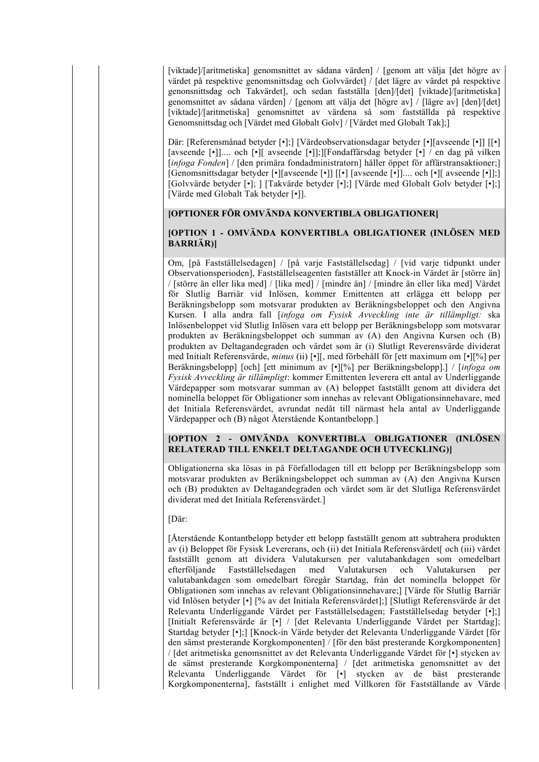[viktade]/[aritmetiska] genomsnittet av sådana värden] / [genom att välja [det högre av värdet på respektive genomsnittsdag och Golvvärdet] / [det lägre av värdet på respektive genonsnittsdag och Takvärdet], och sedan fastställa [den]/[det] [viktade]/[aritmetiska] genomsnittet av sådana värden] / [genom att välja det [högre av] / [lägre av] [den]/[det] [viktade]/[aritmetiska] genomsnittet av värdena så som fastställda på respektive Genomsnittsdag och [Värdet med Globalt Golv] / [Värdet med Globalt Tak];]

Där: [Referensmånad betyder [•];] [Värdeobservationsdagar betyder [•][avseende [•]] [[•] [avseende [•]].... och [•][ avseende [•]];][Fondaffärsdag betyder [•] / en dag på vilken [*infoga Fonden*] / [den primära fondadministratorn] håller öppet för affärstransaktioner;] [Genomsnittsdagar betyder [•][avseende [•]] [[•] [avseende [•]].... och [•][ avseende [•]];] [Golvvärde betyder [•]; ] [Takvärde betyder [•];] [Värde med Globalt Golv betyder [•];] [Värde med Globalt Tak betyder [•]].

**[OPTIONER FÖR OMVÄNDA KONVERTIBLA OBLIGATIONER]**

**[OPTION 1 - OMVÄNDA KONVERTIBLA OBLIGATIONER (INLÖSEN MED BARRIÄR)]**

Om, [på Fastställelsedagen] / [på varje Fastställelsedag] / [vid varje tidpunkt under Observationsperioden], Fastställelseagenten fastställer att Knock-in Värdet är [större än] / [större än eller lika med] / [lika med] / [mindre än] / [mindre än eller lika med] Värdet för Slutlig Barriär vid Inlösen, kommer Emittenten att erlägga ett belopp per Beräkningsbelopp som motsvarar produkten av Beräkningsbeloppet och den Angivna Kursen. I alla andra fall [*infoga om Fysisk Avveckling inte är tillämpligt:* ska Inlösenbeloppet vid Slutlig Inlösen vara ett belopp per Beräkningsbelopp som motsvarar produkten av Beräkningsbeloppet och summan av (A) den Angivna Kursen och (B) produkten av Deltagandegraden och värdet som är (i) Slutligt Reverensvärde dividerat med Initialt Referensvärde, *minus* (ii) [•][, med förbehåll för [ett maximum om [•][%] per Beräkningsbelopp] [och] [ett minimum av [•][%] per Beräkningsbelopp].] / [*infoga om Fysisk Avveckling är tillämpligt*: kommer Emittenten leverera ett antal av Underliggande Värdepapper som motsvarar summan av (A) beloppet fastställt genom att dividera det nominella beloppet för Obligationer som innehas av relevant Obligationsinnehavare, med det Initiala Referensvärdet, avrundat nedåt till närmast hela antal av Underliggande Värdepapper och (B) något Återstående Kontantbelopp.]

**[OPTION 2 - OMVÄNDA KONVERTIBLA OBLIGATIONER (INLÖSEN RELATERAD TILL ENKELT DELTAGANDE OCH UTVECKLING)]**

Obligationerna ska lösas in på Förfallodagen till ett belopp per Beräkningsbelopp som motsvarar produkten av Beräkningsbeloppet och summan av (A) den Angivna Kursen och (B) produkten av Deltagandegraden och värdet som är det Slutliga Referensvärdet dividerat med det Initiala Referensvärdet.]

[Där:

[Återstående Kontantbelopp betyder ett belopp fastställt genom att subtrahera produkten av (i) Beloppet för Fysisk Levererans, och (ii) det Initiala Referensvärdet[ och (iii) värdet fastställt genom att dividera Valutakursen per valutabankdagen som omedelbart efterföljande Fastställelsedagen med Valutakursen och Valutakursen per valutabankdagen som omedelbart föregår Startdag, från det nominella beloppet för Obligationen som innehas av relevant Obligationsinnehavare;] [Värde för Slutlig Barriär vid Inlösen betyder [•] [% av det Initiala Referensvärdet];] [Slutligt Referensvärde är det Relevanta Underliggande Värdet per Fastställelsedagen; Fastställelsedag betyder [•];] [Initialt Referensvärde är [•] / [det Relevanta Underliggande Värdet per Startdag]; Startdag betyder [•];] [Knock-in Värde betyder det Relevanta Underliggande Värdet [för den sämst presterande Korgkomponenten] / [för den bäst presterande Korgkomponenten] / [det aritmetiska genomsnittet av det Relevanta Underliggande Värdet för [•] stycken av de sämst presterande Korgkomponenterna] / [det aritmetiska genomsnittet av det Relevanta Underliggande Värdet för [•] stycken av de bäst presterande Korgkomponenterna], fastställt i enlighet med Villkoren för Fastställande av Värde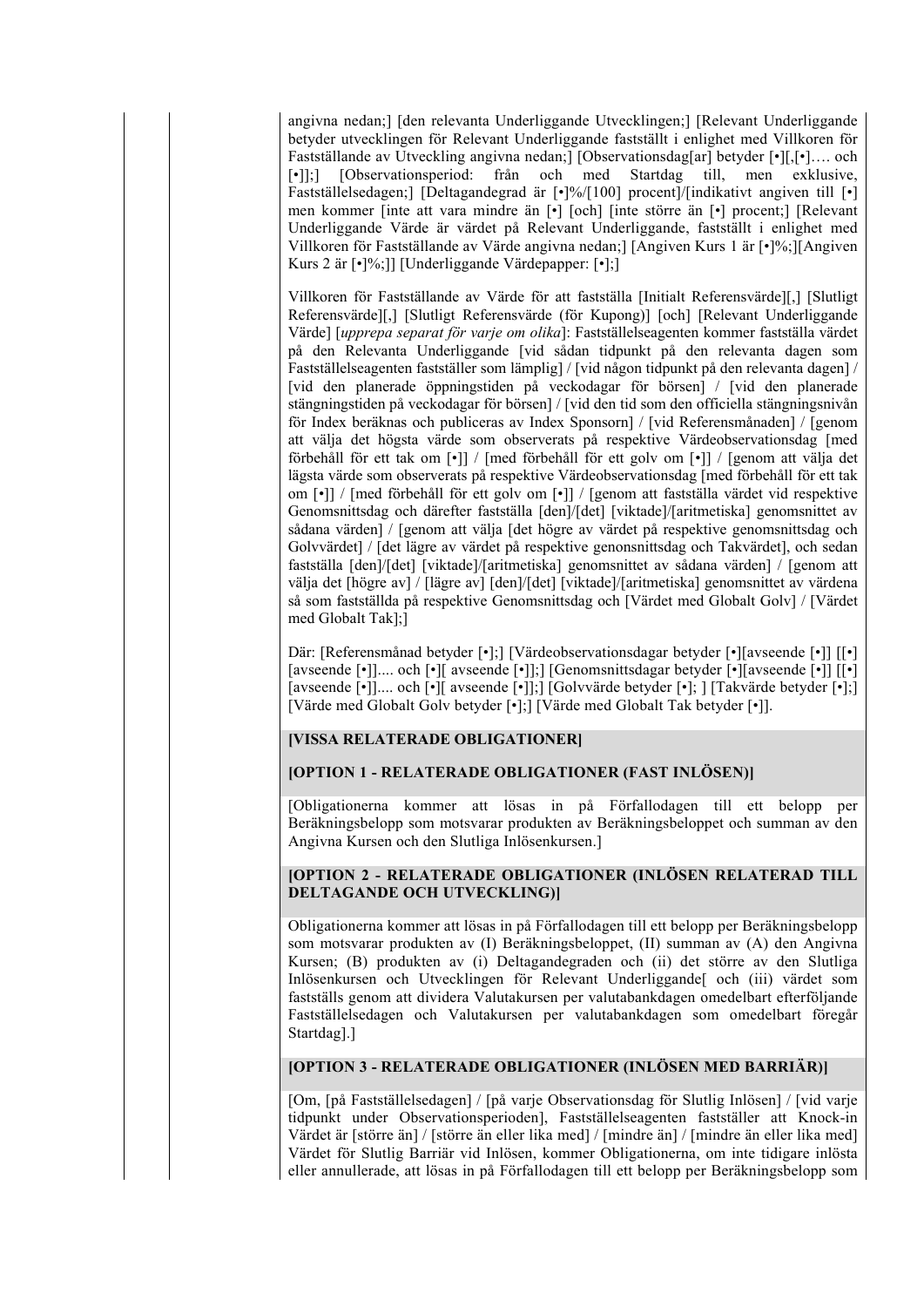angivna nedan;] [den relevanta Underliggande Utvecklingen;] [Relevant Underliggande betyder utvecklingen för Relevant Underliggande fastställt i enlighet med Villkoren för Fastställande av Utveckling angivna nedan;] [Observationsdag[ar] betyder [•][,[•]…. och [•]];] [Observationsperiod: från och med Startdag till, men exklusive, Fastställelsedagen;] [Deltagandegrad är [•]%/[100] procent]/[indikativt angiven till [•] men kommer [inte att vara mindre än [•] [och] [inte större än [•] procent;] [Relevant Underliggande Värde är värdet på Relevant Underliggande, fastställt i enlighet med Villkoren för Fastställande av Värde angivna nedan;] [Angiven Kurs 1 är [•]%;][Angiven Kurs 2 är [•]%;]] [Underliggande Värdepapper: [•];]

Villkoren för Fastställande av Värde för att fastställa [Initialt Referensvärde][,] [Slutligt Referensvärde][,] [Slutligt Referensvärde (för Kupong)] [och] [Relevant Underliggande Värde] [*upprepa separat för varje om olika*]: Fastställelseagenten kommer fastställa värdet på den Relevanta Underliggande [vid sådan tidpunkt på den relevanta dagen som Fastställelseagenten fastställer som lämplig] / [vid någon tidpunkt på den relevanta dagen] / [vid den planerade öppningstiden på veckodagar för börsen] / [vid den planerade stängningstiden på veckodagar för börsen] / [vid den tid som den officiella stängningsnivån för Index beräknas och publiceras av Index Sponsorn] / [vid Referensmånaden] / [genom att välja det högsta värde som observerats på respektive Värdeobservationsdag [med förbehåll för ett tak om [•]] / [med förbehåll för ett golv om [•]] / [genom att välja det lägsta värde som observerats på respektive Värdeobservationsdag [med förbehåll för ett tak om [•]] / [med förbehåll för ett golv om [•]] / [genom att fastställa värdet vid respektive Genomsnittsdag och därefter fastställa [den]/[det] [viktade]/[aritmetiska] genomsnittet av sådana värden] / [genom att välja [det högre av värdet på respektive genomsnittsdag och Golvvärdet] / [det lägre av värdet på respektive genonsnittsdag och Takvärdet], och sedan fastställa [den]/[det] [viktade]/[aritmetiska] genomsnittet av sådana värden] / [genom att välja det [högre av] / [lägre av] [den]/[det] [viktade]/[aritmetiska] genomsnittet av värdena så som fastställda på respektive Genomsnittsdag och [Värdet med Globalt Golv] / [Värdet med Globalt Tak];]

Där: [Referensmånad betyder [•];] [Värdeobservationsdagar betyder [•][avseende [•]] [[•] [avseende [•]].... och [•][ avseende [•]];] [Genomsnittsdagar betyder [•][avseende [•]] [[•] [avseende [•]].... och [•][ avseende [•]];] [Golvvärde betyder [•]; ] [Takvärde betyder [•];] [Värde med Globalt Golv betyder [•];] [Värde med Globalt Tak betyder [•]].

**[VISSA RELATERADE OBLIGATIONER]**

**[OPTION 1 - RELATERADE OBLIGATIONER (FAST INLÖSEN)]**

[Obligationerna kommer att lösas in på Förfallodagen till ett belopp per Beräkningsbelopp som motsvarar produkten av Beräkningsbeloppet och summan av den Angivna Kursen och den Slutliga Inlösenkursen.]

**[OPTION 2 - RELATERADE OBLIGATIONER (INLÖSEN RELATERAD TILL DELTAGANDE OCH UTVECKLING)]**

Obligationerna kommer att lösas in på Förfallodagen till ett belopp per Beräkningsbelopp som motsvarar produkten av (I) Beräkningsbeloppet, (II) summan av (A) den Angivna Kursen; (B) produkten av (i) Deltagandegraden och (ii) det större av den Slutliga Inlösenkursen och Utvecklingen för Relevant Underliggande[ och (iii) värdet som fastställs genom att dividera Valutakursen per valutabankdagen omedelbart efterföljande Fastställelsedagen och Valutakursen per valutabankdagen som omedelbart föregår Startdag].]

**[OPTION 3 - RELATERADE OBLIGATIONER (INLÖSEN MED BARRIÄR)]**

[Om, [på Fastställelsedagen] / [på varje Observationsdag för Slutlig Inlösen] / [vid varje tidpunkt under Observationsperioden], Fastställelseagenten fastställer att Knock-in Värdet är [större än] / [större än eller lika med] / [mindre än] / [mindre än eller lika med] Värdet för Slutlig Barriär vid Inlösen, kommer Obligationerna, om inte tidigare inlösta eller annullerade, att lösas in på Förfallodagen till ett belopp per Beräkningsbelopp som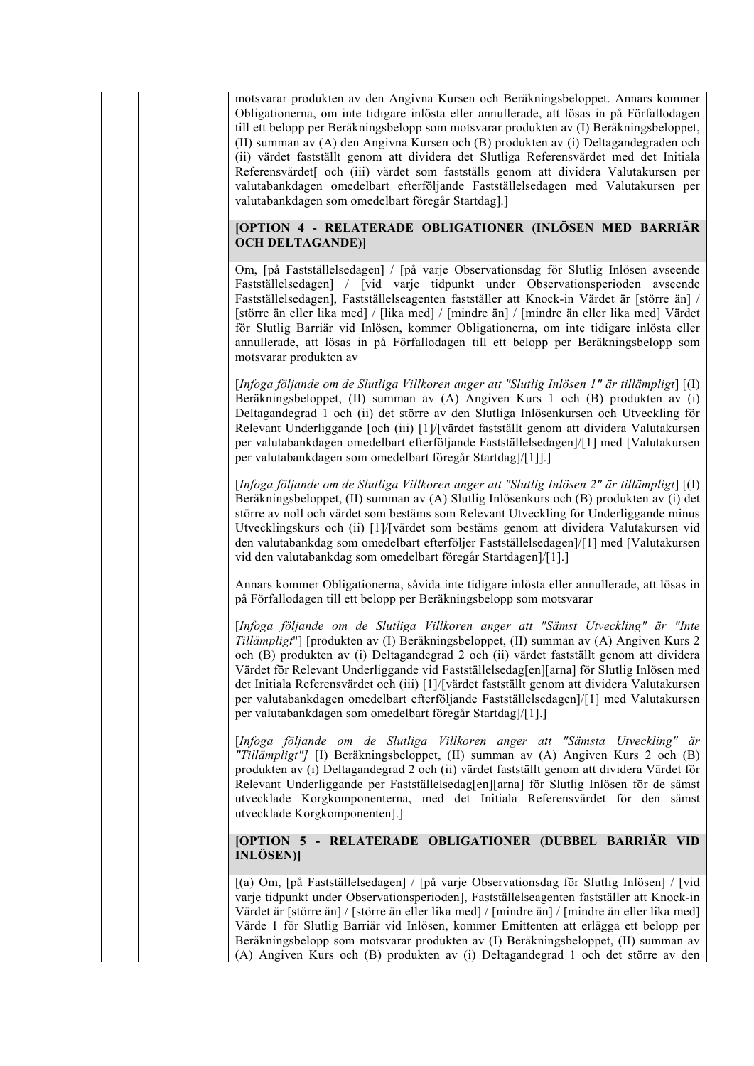motsvarar produkten av den Angivna Kursen och Beräkningsbeloppet. Annars kommer Obligationerna, om inte tidigare inlösta eller annullerade, att lösas in på Förfallodagen till ett belopp per Beräkningsbelopp som motsvarar produkten av (I) Beräkningsbeloppet, (II) summan av (A) den Angivna Kursen och (B) produkten av (i) Deltagandegraden och (ii) värdet fastställt genom att dividera det Slutliga Referensvärdet med det Initiala Referensvärdet[ och (iii) värdet som fastställs genom att dividera Valutakursen per valutabankdagen omedelbart efterföljande Fastställelsedagen med Valutakursen per valutabankdagen som omedelbart föregår Startdag].]

**[OPTION 4 - RELATERADE OBLIGATIONER (INLÖSEN MED BARRIÄR OCH DELTAGANDE)]**

Om, [på Fastställelsedagen] / [på varje Observationsdag för Slutlig Inlösen avseende Fastställelsedagen] / [vid varje tidpunkt under Observationsperioden avseende Fastställelsedagen], Fastställelseagenten fastställer att Knock-in Värdet är [större än] / [större än eller lika med] / [lika med] / [mindre än] / [mindre än eller lika med] Värdet för Slutlig Barriär vid Inlösen, kommer Obligationerna, om inte tidigare inlösta eller annullerade, att lösas in på Förfallodagen till ett belopp per Beräkningsbelopp som motsvarar produkten av

[*Infoga följande om de Slutliga Villkoren anger att "Slutlig Inlösen 1" är tillämpligt*] [(I) Beräkningsbeloppet, (II) summan av (A) Angiven Kurs 1 och (B) produkten av (i) Deltagandegrad 1 och (ii) det större av den Slutliga Inlösenkursen och Utveckling för Relevant Underliggande [och (iii) [1]/[värdet fastställt genom att dividera Valutakursen per valutabankdagen omedelbart efterföljande Fastställelsedagen]/[1] med [Valutakursen per valutabankdagen som omedelbart föregår Startdag]/[1]].]

[*Infoga följande om de Slutliga Villkoren anger att "Slutlig Inlösen 2" är tillämpligt*] [(I) Beräkningsbeloppet, (II) summan av (A) Slutlig Inlösenkurs och (B) produkten av (i) det större av noll och värdet som bestäms som Relevant Utveckling för Underliggande minus Utvecklingskurs och (ii) [1]/[värdet som bestäms genom att dividera Valutakursen vid den valutabankdag som omedelbart efterföljer Fastställelsedagen]/[1] med [Valutakursen vid den valutabankdag som omedelbart föregår Startdagen]/[1].]

Annars kommer Obligationerna, såvida inte tidigare inlösta eller annullerade, att lösas in på Förfallodagen till ett belopp per Beräkningsbelopp som motsvarar

[*Infoga följande om de Slutliga Villkoren anger att "Sämst Utveckling" är "Inte Tillämpligt*"] [produkten av (I) Beräkningsbeloppet, (II) summan av (A) Angiven Kurs 2 och (B) produkten av (i) Deltagandegrad 2 och (ii) värdet fastställt genom att dividera Värdet för Relevant Underliggande vid Fastställelsedag[en][arna] för Slutlig Inlösen med det Initiala Referensvärdet och (iii) [1]/[värdet fastställt genom att dividera Valutakursen per valutabankdagen omedelbart efterföljande Fastställelsedagen]/[1] med Valutakursen per valutabankdagen som omedelbart föregår Startdag]/[1].]

[*Infoga följande om de Slutliga Villkoren anger att "Sämsta Utveckling" är "Tillämpligt"]* [I) Beräkningsbeloppet, (II) summan av (A) Angiven Kurs 2 och (B) produkten av (i) Deltagandegrad 2 och (ii) värdet fastställt genom att dividera Värdet för Relevant Underliggande per Fastställelsedag[en][arna] för Slutlig Inlösen för de sämst utvecklade Korgkomponenterna, med det Initiala Referensvärdet för den sämst utvecklade Korgkomponenten].]

**[OPTION 5 - RELATERADE OBLIGATIONER (DUBBEL BARRIÄR VID INLÖSEN)]**

[(a) Om, [på Fastställelsedagen] / [på varje Observationsdag för Slutlig Inlösen] / [vid varje tidpunkt under Observationsperioden], Fastställelseagenten fastställer att Knock-in Värdet är [större än] / [större än eller lika med] / [mindre än] / [mindre än eller lika med] Värde 1 för Slutlig Barriär vid Inlösen, kommer Emittenten att erlägga ett belopp per Beräkningsbelopp som motsvarar produkten av (I) Beräkningsbeloppet, (II) summan av (A) Angiven Kurs och (B) produkten av (i) Deltagandegrad 1 och det större av den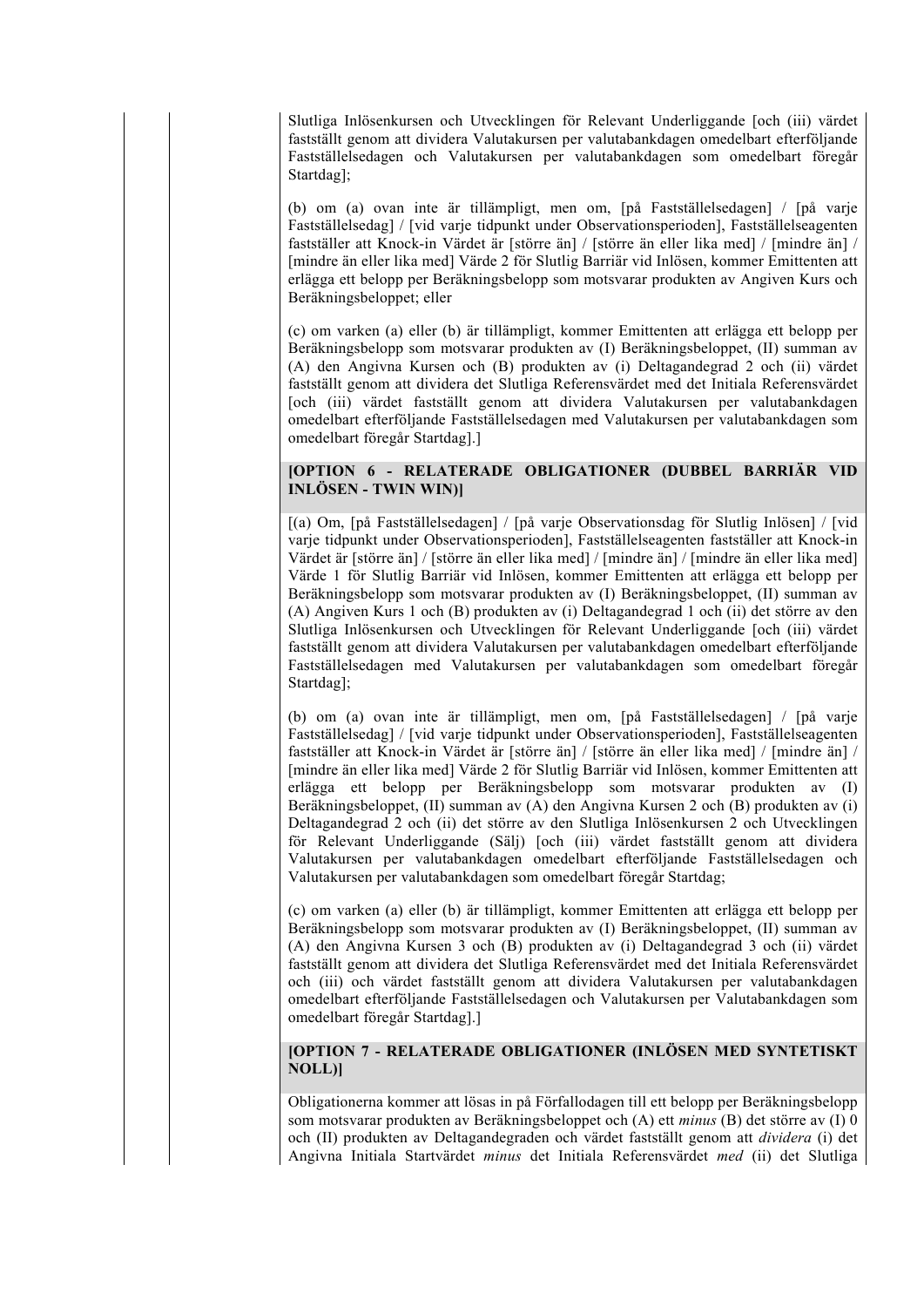Slutliga Inlösenkursen och Utvecklingen för Relevant Underliggande [och (iii) värdet fastställt genom att dividera Valutakursen per valutabankdagen omedelbart efterföljande Fastställelsedagen och Valutakursen per valutabankdagen som omedelbart föregår Startdag];

(b) om (a) ovan inte är tillämpligt, men om, [på Fastställelsedagen] / [på varje Fastställelsedag] / [vid varje tidpunkt under Observationsperioden], Fastställelseagenten fastställer att Knock-in Värdet är [större än] / [större än eller lika med] / [mindre än] / [mindre än eller lika med] Värde 2 för Slutlig Barriär vid Inlösen, kommer Emittenten att erlägga ett belopp per Beräkningsbelopp som motsvarar produkten av Angiven Kurs och Beräkningsbeloppet; eller

(c) om varken (a) eller (b) är tillämpligt, kommer Emittenten att erlägga ett belopp per Beräkningsbelopp som motsvarar produkten av (I) Beräkningsbeloppet, (II) summan av (A) den Angivna Kursen och (B) produkten av (i) Deltagandegrad 2 och (ii) värdet fastställt genom att dividera det Slutliga Referensvärdet med det Initiala Referensvärdet [och (iii) värdet fastställt genom att dividera Valutakursen per valutabankdagen omedelbart efterföljande Fastställelsedagen med Valutakursen per valutabankdagen som omedelbart föregår Startdag].]

**[OPTION 6 - RELATERADE OBLIGATIONER (DUBBEL BARRIÄR VID INLÖSEN - TWIN WIN)]**

[(a) Om, [på Fastställelsedagen] / [på varje Observationsdag för Slutlig Inlösen] / [vid varje tidpunkt under Observationsperioden], Fastställelseagenten fastställer att Knock-in Värdet är [större än] / [större än eller lika med] / [mindre än] / [mindre än eller lika med] Värde 1 för Slutlig Barriär vid Inlösen, kommer Emittenten att erlägga ett belopp per Beräkningsbelopp som motsvarar produkten av (I) Beräkningsbeloppet, (II) summan av (A) Angiven Kurs 1 och (B) produkten av (i) Deltagandegrad 1 och (ii) det större av den Slutliga Inlösenkursen och Utvecklingen för Relevant Underliggande [och (iii) värdet fastställt genom att dividera Valutakursen per valutabankdagen omedelbart efterföljande Fastställelsedagen med Valutakursen per valutabankdagen som omedelbart föregår Startdag];

(b) om (a) ovan inte är tillämpligt, men om, [på Fastställelsedagen] / [på varje Fastställelsedag] / [vid varje tidpunkt under Observationsperioden], Fastställelseagenten fastställer att Knock-in Värdet är [större än] / [större än eller lika med] / [mindre än] / [mindre än eller lika med] Värde 2 för Slutlig Barriär vid Inlösen, kommer Emittenten att erlägga ett belopp per Beräkningsbelopp som motsvarar produkten av (I) Beräkningsbeloppet, (II) summan av (A) den Angivna Kursen 2 och (B) produkten av (i) Deltagandegrad 2 och (ii) det större av den Slutliga Inlösenkursen 2 och Utvecklingen för Relevant Underliggande (Sälj) [och (iii) värdet fastställt genom att dividera Valutakursen per valutabankdagen omedelbart efterföljande Fastställelsedagen och Valutakursen per valutabankdagen som omedelbart föregår Startdag;

(c) om varken (a) eller (b) är tillämpligt, kommer Emittenten att erlägga ett belopp per Beräkningsbelopp som motsvarar produkten av (I) Beräkningsbeloppet, (II) summan av (A) den Angivna Kursen 3 och (B) produkten av (i) Deltagandegrad 3 och (ii) värdet fastställt genom att dividera det Slutliga Referensvärdet med det Initiala Referensvärdet och (iii) och värdet fastställt genom att dividera Valutakursen per valutabankdagen omedelbart efterföljande Fastställelsedagen och Valutakursen per Valutabankdagen som omedelbart föregår Startdag].]

**[OPTION 7 - RELATERADE OBLIGATIONER (INLÖSEN MED SYNTETISKT NOLL)]**

Obligationerna kommer att lösas in på Förfallodagen till ett belopp per Beräkningsbelopp som motsvarar produkten av Beräkningsbeloppet och (A) ett *minus* (B) det större av (I) 0 och (II) produkten av Deltagandegraden och värdet fastställt genom att *dividera* (i) det Angivna Initiala Startvärdet *minus* det Initiala Referensvärdet *med* (ii) det Slutliga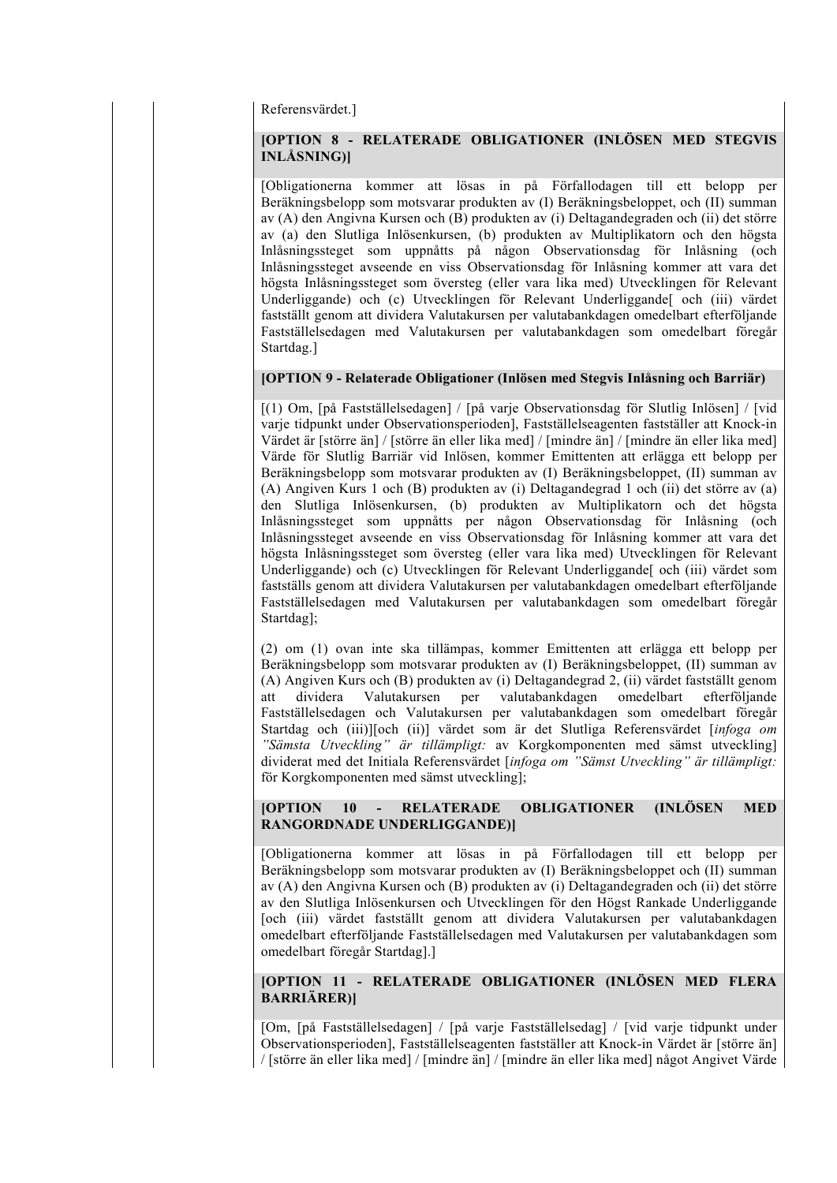Referensvärdet.]

**[OPTION 8 - RELATERADE OBLIGATIONER (INLÖSEN MED STEGVIS INLÅSNING)]**

[Obligationerna kommer att lösas in på Förfallodagen till ett belopp per Beräkningsbelopp som motsvarar produkten av (I) Beräkningsbeloppet, och (II) summan av (A) den Angivna Kursen och (B) produkten av (i) Deltagandegraden och (ii) det större av (a) den Slutliga Inlösenkursen, (b) produkten av Multiplikatorn och den högsta Inlåsningssteget som uppnåtts på någon Observationsdag för Inlåsning (och Inlåsningssteget avseende en viss Observationsdag för Inlåsning kommer att vara det högsta Inlåsningssteget som översteg (eller vara lika med) Utvecklingen för Relevant Underliggande) och (c) Utvecklingen för Relevant Underliggande[ och (iii) värdet fastställt genom att dividera Valutakursen per valutabankdagen omedelbart efterföljande Fastställelsedagen med Valutakursen per valutabankdagen som omedelbart föregår Startdag.]

**[OPTION 9 - Relaterade Obligationer (Inlösen med Stegvis Inlåsning och Barriär)**

[(1) Om, [på Fastställelsedagen] / [på varje Observationsdag för Slutlig Inlösen] / [vid varje tidpunkt under Observationsperioden], Fastställelseagenten fastställer att Knock-in Värdet är [större än] / [större än eller lika med] / [mindre än] / [mindre än eller lika med] Värde för Slutlig Barriär vid Inlösen, kommer Emittenten att erlägga ett belopp per Beräkningsbelopp som motsvarar produkten av (I) Beräkningsbeloppet, (II) summan av (A) Angiven Kurs 1 och (B) produkten av (i) Deltagandegrad 1 och (ii) det större av (a) den Slutliga Inlösenkursen, (b) produkten av Multiplikatorn och det högsta Inlåsningssteget som uppnåtts per någon Observationsdag för Inlåsning (och Inlåsningssteget avseende en viss Observationsdag för Inlåsning kommer att vara det högsta Inlåsningssteget som översteg (eller vara lika med) Utvecklingen för Relevant Underliggande) och (c) Utvecklingen för Relevant Underliggande[ och (iii) värdet som fastställs genom att dividera Valutakursen per valutabankdagen omedelbart efterföljande Fastställelsedagen med Valutakursen per valutabankdagen som omedelbart föregår Startdag];

(2) om (1) ovan inte ska tillämpas, kommer Emittenten att erlägga ett belopp per Beräkningsbelopp som motsvarar produkten av (I) Beräkningsbeloppet, (II) summan av (A) Angiven Kurs och (B) produkten av (i) Deltagandegrad 2, (ii) värdet fastställt genom att dividera Valutakursen per valutabankdagen omedelbart efterföljande Fastställelsedagen och Valutakursen per valutabankdagen som omedelbart föregår Startdag och (iii)][och (ii)] värdet som är det Slutliga Referensvärdet [*infoga om "Sämsta Utveckling" är tillämpligt:* av Korgkomponenten med sämst utveckling] dividerat med det Initiala Referensvärdet [*infoga om "Sämst Utveckling" är tillämpligt:* för Korgkomponenten med sämst utveckling];

**[OPTION 10 - RELATERADE OBLIGATIONER (INLÖSEN MED RANGORDNADE UNDERLIGGANDE)]**

[Obligationerna kommer att lösas in på Förfallodagen till ett belopp per Beräkningsbelopp som motsvarar produkten av (I) Beräkningsbeloppet och (II) summan av (A) den Angivna Kursen och (B) produkten av (i) Deltagandegraden och (ii) det större av den Slutliga Inlösenkursen och Utvecklingen för den Högst Rankade Underliggande [och (iii) värdet fastställt genom att dividera Valutakursen per valutabankdagen omedelbart efterföljande Fastställelsedagen med Valutakursen per valutabankdagen som omedelbart föregår Startdag].]

**[OPTION 11 - RELATERADE OBLIGATIONER (INLÖSEN MED FLERA BARRIÄRER)]**

[Om, [på Fastställelsedagen] / [på varje Fastställelsedag] / [vid varje tidpunkt under Observationsperioden], Fastställelseagenten fastställer att Knock-in Värdet är [större än] / [större än eller lika med] / [mindre än] / [mindre än eller lika med] något Angivet Värde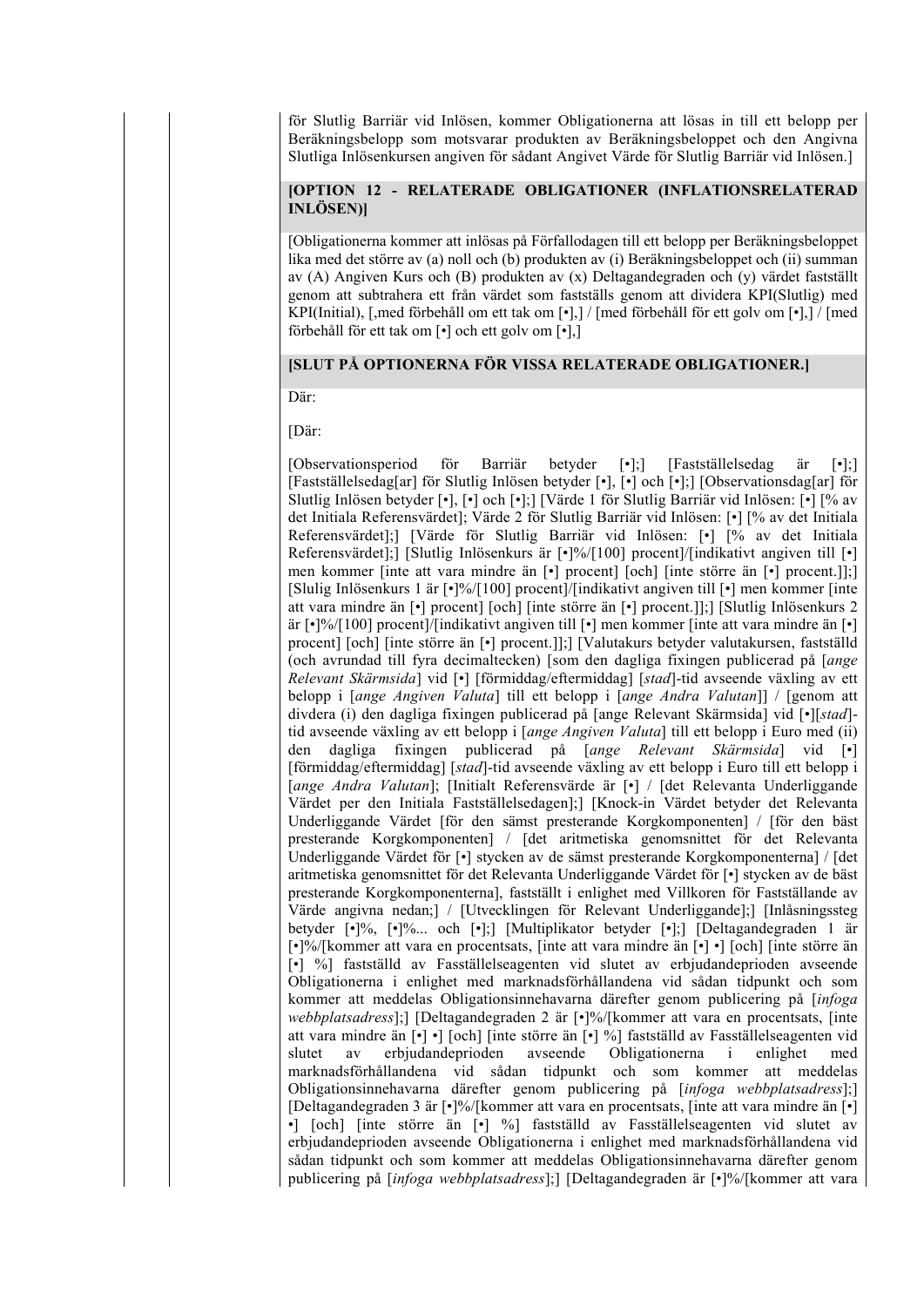för Slutlig Barriär vid Inlösen, kommer Obligationerna att lösas in till ett belopp per Beräkningsbelopp som motsvarar produkten av Beräkningsbeloppet och den Angivna Slutliga Inlösenkursen angiven för sådant Angivet Värde för Slutlig Barriär vid Inlösen.]

**[OPTION 12 - RELATERADE OBLIGATIONER (INFLATIONSRELATERAD INLÖSEN)]**

[Obligationerna kommer att inlösas på Förfallodagen till ett belopp per Beräkningsbeloppet lika med det större av (a) noll och (b) produkten av (i) Beräkningsbeloppet och (ii) summan av (A) Angiven Kurs och (B) produkten av (x) Deltagandegraden och (y) värdet fastställt genom att subtrahera ett från värdet som fastställs genom att dividera KPI(Slutlig) med KPI(Initial), [,med förbehåll om ett tak om [•],] / [med förbehåll för ett golv om [•],] / [med förbehåll för ett tak om [•] och ett golv om [•],]

**[SLUT PÅ OPTIONERNA FÖR VISSA RELATERADE OBLIGATIONER.]**

Där:

[Där:

[Observationsperiod för Barriär betyder [•];] [Fastställelsedag är [•];] [Fastställelsedag[ar] för Slutlig Inlösen betyder [•], [•] och [•];] [Observationsdag[ar] för Slutlig Inlösen betyder [•], [•] och [•];] [Värde 1 för Slutlig Barriär vid Inlösen: [•] [% av det Initiala Referensvärdet]; Värde 2 för Slutlig Barriär vid Inlösen: [•] [% av det Initiala Referensvärdet];] [Värde för Slutlig Barriär vid Inlösen: [•] [% av det Initiala Referensvärdet];] [Slutlig Inlösenkurs är [•]%/[100] procent]/[indikativt angiven till [•] men kommer [inte att vara mindre än [•] procent] [och] [inte större än [•] procent.]];] [Slulig Inlösenkurs 1 är [•]%/[100] procent]/[indikativt angiven till [•] men kommer [inte att vara mindre än [•] procent] [och] [inte större än [•] procent.]];] [Slutlig Inlösenkurs 2 är [•]%/[100] procent]/[indikativt angiven till [•] men kommer [inte att vara mindre än [•] procent] [och] [inte större än [•] procent.]];] [Valutakurs betyder valutakursen, fastställd (och avrundad till fyra decimaltecken) [som den dagliga fixingen publicerad på [*ange Relevant Skärmsida*] vid [•] [förmiddag/eftermiddag] [*stad*]-tid avseende växling av ett belopp i [*ange Angiven Valuta*] till ett belopp i [*ange Andra Valutan*]] / [genom att dividera (i) den dagliga fixingen publicerad på [ange Relevant Skärmsida] vid [•][*stad*]-tid avseende växling av ett belopp i [*ange Angiven Valuta*] till ett belopp i Euro med (ii) den dagliga fixingen publicerad på [*ange Relevant Skärmsida*] vid [•] [förmiddag/eftermiddag] [*stad*]-tid avseende växling av ett belopp i Euro till ett belopp i [*ange Andra Valutan*]; [Initialt Referensvärde är [•] / [det Relevanta Underliggande Värdet per den Initiala Fastställelsedagen];] [Knock-in Värdet betyder det Relevanta Underliggande Värdet [för den sämst presterande Korgkomponenten] / [för den bäst presterande Korgkomponenten] / [det aritmetiska genomsnittet för det Relevanta Underliggande Värdet för [•] stycken av de sämst presterande Korgkomponenterna] / [det aritmetiska genomsnittet för det Relevanta Underliggande Värdet för [•] stycken av de bäst presterande Korgkomponenterna], fastställt i enlighet med Villkoren för Fastställande av Värde angivna nedan;] / [Utvecklingen för Relevant Underliggande];] [Inlåsningssteg betyder [•]%, [•]%... och [•];] [Multiplikator betyder [•];] [Deltagandegraden 1 är [•]%/[kommer att vara en procentsats, [inte att vara mindre än [•] •] [och] [inte större än [•] %] fastställd av Fasställelseagenten vid slutet av erbjudandeprioden avseende Obligationerna i enlighet med marknadsförhållandena vid sådan tidpunkt och som kommer att meddelas Obligationsinnehavarna därefter genom publicering på [*infoga webbplatsadress*];] [Deltagandegraden 2 är [•]%/[kommer att vara en procentsats, [inte att vara mindre än [•] •] [och] [inte större än [•] %] fastställd av Fasställelseagenten vid slutet av erbjudandeprioden avseende Obligationerna i enlighet med marknadsförhållandena vid sådan tidpunkt och som kommer att meddelas Obligationsinnehavarna därefter genom publicering på [*infoga webbplatsadress*];] [Deltagandegraden 3 är [•]%/[kommer att vara en procentsats, [inte att vara mindre än [•] •] [och] [inte större än [•] %] fastställd av Fasställelseagenten vid slutet av erbjudandeprioden avseende Obligationerna i enlighet med marknadsförhållandena vid sådan tidpunkt och som kommer att meddelas Obligationsinnehavarna därefter genom publicering på [*infoga webbplatsadress*];] [Deltagandegraden är [•]%/[kommer att vara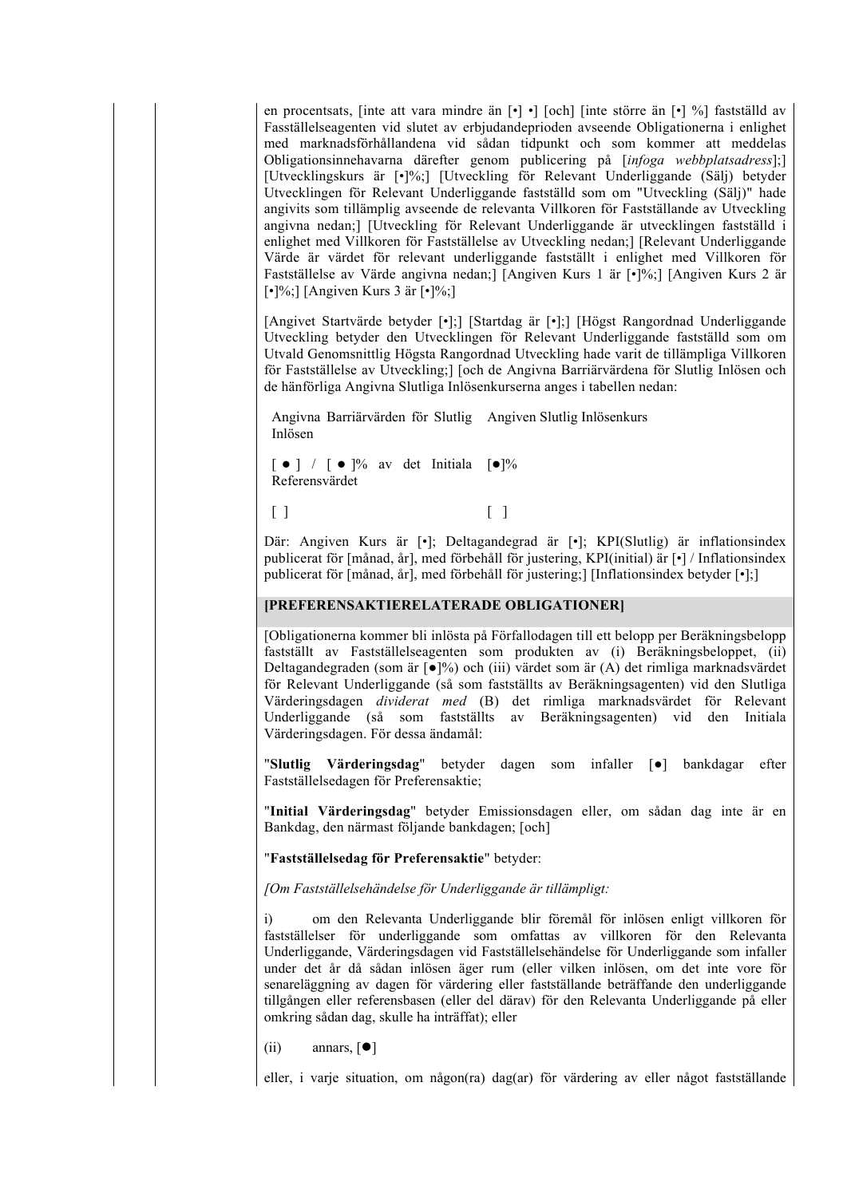en procentsats, [inte att vara mindre än [•] •] [och] [inte större än [•] %] fastställd av Fastställelseagenten vid slutet av erbjudandeprioden avseende Obligationerna i enlighet med marknadsförhållandena vid sådan tidpunkt och som kommer att meddelas Obligationsinnehavarna därefter genom publicering på [*infoga webbplatsadress*];] [Utvecklingskurs är [•]%;] [Utveckling för Relevant Underliggande (Sälj) betyder Utvecklingen för Relevant Underliggande fastställd som om "Utveckling (Sälj)" hade angivits som tillämplig avseende de relevanta Villkoren för Fastställande av Utveckling angivna nedan;] [Utveckling för Relevant Underliggande är utvecklingen fastställd i enlighet med Villkoren för Fastställelse av Utveckling nedan;] [Relevant Underliggande Värde är värdet för relevant underliggande fastställt i enlighet med Villkoren för Fastställelse av Värde angivna nedan;] [Angiven Kurs 1 är [•]%;] [Angiven Kurs 2 är [•]%;] [Angiven Kurs 3 är [•]%;]

[Angivet Startvärde betyder [•];] [Startdag är [•];] [Högst Rangordnad Underliggande Utveckling betyder den Utvecklingen för Relevant Underliggande fastställd som om Utvald Genomsnittlig Högsta Rangordnad Utveckling hade varit de tillämpliga Villkoren för Fastställelse av Utveckling;] [och de Angivna Barriärvärdena för Slutlig Inlösen och de hänförliga Angivna Slutliga Inlösenkurserna anges i tabellen nedan:

| Angivna Barriärvärden för Slutlig Inlösen | Angiven Slutlig Inlösenkurs |
|---|---|
| [ ● ] / [ ● ]% av det Initiala Referensvärdet | [●]% |
| [ ] | [ ] |

Där: Angiven Kurs är [•]; Deltagandegrad är [•]; KPI(Slutlig) är inflationsindex publicerat för [månad, år], med förbehåll för justering, KPI(initial) är [•] / Inflationsindex publicerat för [månad, år], med förbehåll för justering;] [Inflationsindex betyder [•];]

**[PREFERENSAKTIERELATERADE OBLIGATIONER]**

[Obligationerna kommer bli inlösta på Förfallodagen till ett belopp per Beräkningsbelopp fastställt av Fastställelseagenten som produkten av (i) Beräkningsbeloppet, (ii) Deltagandegraden (som är [●]%) och (iii) värdet som är (A) det rimliga marknadsvärdet för Relevant Underliggande (så som fastställts av Beräkningsagenten) vid den Slutliga Värderingsdagen *dividerat med* (B) det rimliga marknadsvärdet för Relevant Underliggande (så som fastställts av Beräkningsagenten) vid den Initiala Värderingsdagen. För dessa ändamål:

"**Slutlig Värderingsdag**" betyder dagen som infaller [●] bankdagar efter Fastställelsedagen för Preferensaktie;

"**Initial Värderingsdag**" betyder Emissionsdagen eller, om sådan dag inte är en Bankdag, den närmast följande bankdagen; [och]

"**Fastställelsedag för Preferensaktie**" betyder:

*[Om Fastställelsehändelse för Underliggande är tillämpligt:*

i) om den Relevanta Underliggande blir föremål för inlösen enligt villkoren för fastställelser för underliggande som omfattas av villkoren för den Relevanta Underliggande, Värderingsdagen vid Fastställelsehändelse för Underliggande som infaller under det år då sådan inlösen äger rum (eller vilken inlösen, om det inte vore för senareläggning av dagen för värdering eller fastställande beträffande den underliggande tillgången eller referensbasen (eller del därav) för den Relevanta Underliggande på eller omkring sådan dag, skulle ha inträffat); eller

(ii) annars, [●]

eller, i varje situation, om någon(ra) dag(ar) för värdering av eller något fastställande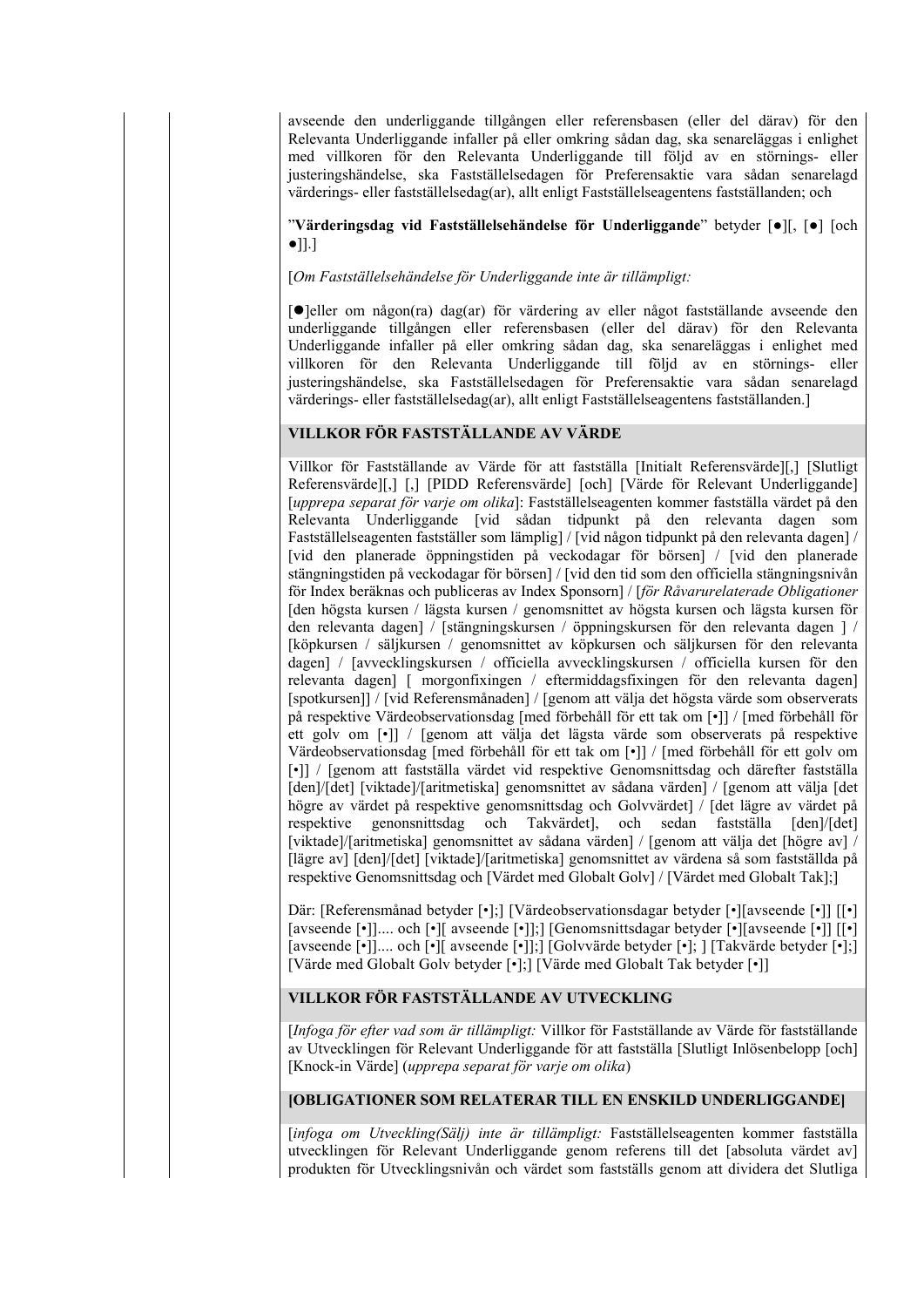avseende den underliggande tillgången eller referensbasen (eller del därav) för den Relevanta Underliggande infaller på eller omkring sådan dag, ska senareläggas i enlighet med villkoren för den Relevanta Underliggande till följd av en störnings- eller justeringshändelse, ska Fastställelsedagen för Preferensaktie vara sådan senarelagd värderings- eller fastställelsedag(ar), allt enligt Fastställelseagentens fastställanden; och

"**Värderingsdag vid Fastställelsehändelse för Underliggande**" betyder [●][, [●] [och ●]].]

[*Om Fastställelsehändelse för Underliggande inte är tillämpligt:*

[●]eller om någon(ra) dag(ar) för värdering av eller något fastställande avseende den underliggande tillgången eller referensbasen (eller del därav) för den Relevanta Underliggande infaller på eller omkring sådan dag, ska senareläggas i enlighet med villkoren för den Relevanta Underliggande till följd av en störnings- eller justeringshändelse, ska Fastställelsedagen för Preferensaktie vara sådan senarelagd värderings- eller fastställelsedag(ar), allt enligt Fastställelseagentens fastställanden.]

**VILLKOR FÖR FASTSTÄLLANDE AV VÄRDE**

Villkor för Fastställande av Värde för att fastställa [Initialt Referensvärde][,] [Slutligt Referensvärde][,] [,] [PIDD Referensvärde] [och] [Värde för Relevant Underliggande] [*upprepa separat för varje om olika*]: Fastställelseagenten kommer fastställa värdet på den Relevanta Underliggande [vid sådan tidpunkt på den relevanta dagen som Fastställelseagenten fastställer som lämplig] / [vid någon tidpunkt på den relevanta dagen] / [vid den planerade öppningstiden på veckodagar för börsen] / [vid den planerade stängningstiden på veckodagar för börsen] / [vid den tid som den officiella stängningsnivån för Index beräknas och publiceras av Index Sponsorn] / [*för Råvarurelaterade Obligationer* [den högsta kursen / lägsta kursen / genomsnittet av högsta kursen och lägsta kursen för den relevanta dagen] / [stängningskursen / öppningskursen för den relevanta dagen ] / [köpkursen / säljkursen / genomsnittet av köpkursen och säljkursen för den relevanta dagen] / [avvecklingskursen / officiella avvecklingskursen / officiella kursen för den relevanta dagen] [ morgonfixingen / eftermiddagsfixingen för den relevanta dagen] [spotkursen]] / [vid Referensmånaden] / [genom att välja det högsta värde som observerats på respektive Värdeobservationsdag [med förbehåll för ett tak om [•]] / [med förbehåll för ett golv om [•]] / [genom att välja det lägsta värde som observerats på respektive Värdeobservationsdag [med förbehåll för ett tak om [•]] / [med förbehåll för ett golv om [•]] / [genom att fastställa värdet vid respektive Genomsnittsdag och därefter fastställa [den]/[det] [viktade]/[aritmetiska] genomsnittet av sådana värden] / [genom att välja [det högre av värdet på respektive genomsnittsdag och Golvvärdet] / [det lägre av värdet på respektive genonsnittsdag och Takvärdet], och sedan fastställa [den]/[det] [viktade]/[aritmetiska] genomsnittet av sådana värden] / [genom att välja det [högre av] / [lägre av] [den]/[det] [viktade]/[aritmetiska] genomsnittet av värdena så som fastställda på respektive Genomsnittsdag och [Värdet med Globalt Golv] / [Värdet med Globalt Tak];]

Där: [Referensmånad betyder [•];] [Värdeobservationsdagar betyder [•][avseende [•]] [[•] [avseende [•]].... och [•][ avseende [•]];] [Genomsnittsdagar betyder [•][avseende [•]] [[•] [avseende [•]].... och [•][ avseende [•]];] [Golvvärde betyder [•]; ] [Takvärde betyder [•];] [Värde med Globalt Golv betyder [•];] [Värde med Globalt Tak betyder [•]]

**VILLKOR FÖR FASTSTÄLLANDE AV UTVECKLING**

[*Infoga för efter vad som är tillämpligt:* Villkor för Fastställande av Värde för fastställande av Utvecklingen för Relevant Underliggande för att fastställa [Slutligt Inlösenbelopp [och] [Knock-in Värde] (*upprepa separat för varje om olika*)

**[OBLIGATIONER SOM RELATERAR TILL EN ENSKILD UNDERLIGGANDE]**

[*infoga om Utveckling(Sälj) inte är tillämpligt:* Fastställelseagenten kommer fastställa utvecklingen för Relevant Underliggande genom referens till det [absoluta värdet av] produkten för Utvecklingsnivån och värdet som fastställs genom att dividera det Slutliga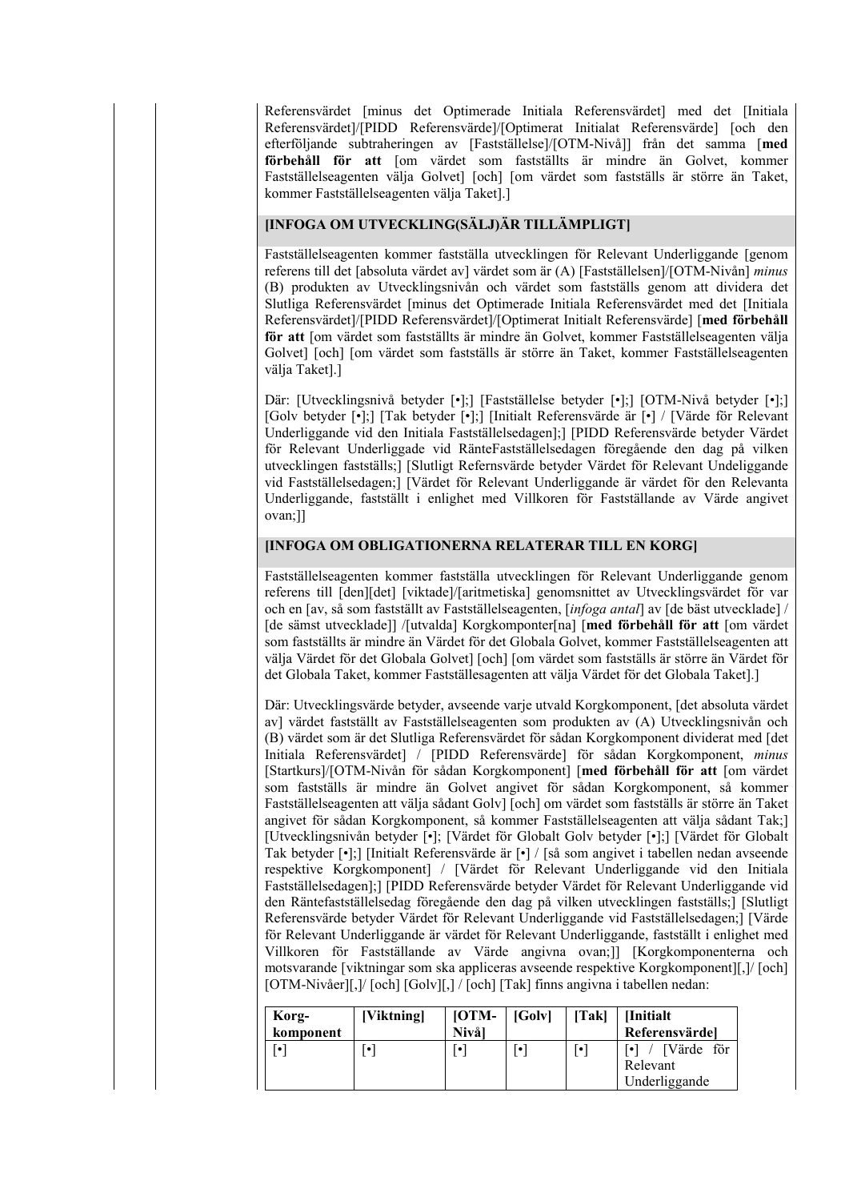Referensvärdet [minus det Optimerade Initiala Referensvärdet] med det [Initiala Referensvärdet]/[PIDD Referensvärde]/[Optimerat Initialat Referensvärde] [och den efterföljande subtraheringen av [Fastställelse]/[OTM-Nivå]] från det samma [**med förbehåll för att** [om värdet som fastställts är mindre än Golvet, kommer Fastställelseagenten välja Golvet] [och] [om värdet som fastställs är större än Taket, kommer Fastställelseagenten välja Taket].]

**[INFOGA OM UTVECKLING(SÄLJ)ÄR TILLÄMPLIGT]**

Fastställelseagenten kommer fastställa utvecklingen för Relevant Underliggande [genom referens till det [absoluta värdet av] värdet som är (A) [Fastställelsen]/[OTM-Nivån] *minus* (B) produkten av Utvecklingsnivån och värdet som fastställs genom att dividera det Slutliga Referensvärdet [minus det Optimerade Initiala Referensvärdet med det [Initiala Referensvärdet]/[PIDD Referensvärdet]/[Optimerat Initialt Referensvärde] [**med förbehåll för att** [om värdet som fastställts är mindre än Golvet, kommer Fastställelseagenten välja Golvet] [och] [om värdet som fastställs är större än Taket, kommer Fastställelseagenten välja Taket].]

Där: [Utvecklingsnivå betyder [•];] [Fastställelse betyder [•];] [OTM-Nivå betyder [•];] [Golv betyder [•];] [Tak betyder [•];] [Initialt Referensvärde är [•] / [Värde för Relevant Underliggande vid den Initiala Fastställelsedagen];] [PIDD Referensvärde betyder Värdet för Relevant Underliggade vid RänteFastställelsedagen föregående den dag på vilken utvecklingen fastställs;] [Slutligt Refernsvärde betyder Värdet för Relevant Undeliggande vid Fastställelsedagen;] [Värdet för Relevant Underliggande är värdet för den Relevanta Underliggande, fastställt i enlighet med Villkoren för Fastställande av Värde angivet ovan;]]

**[INFOGA OM OBLIGATIONERNA RELATERAR TILL EN KORG]**

Fastställelseagenten kommer fastställa utvecklingen för Relevant Underliggande genom referens till [den][det] [viktade]/[aritmetiska] genomsnittet av Utvecklingsvärdet för var och en [av, så som fastställt av Fastställelseagenten, [*infoga antal*] av [de bäst utvecklade] / [de sämst utvecklade]] /[utvalda] Korgkomponter[na] [**med förbehåll för att** [om värdet som fastställts är mindre än Värdet för det Globala Golvet, kommer Fastställelseagenten att välja Värdet för det Globala Golvet] [och] [om värdet som fastställs är större än Värdet för det Globala Taket, kommer Fastställesagenten att välja Värdet för det Globala Taket].]

Där: Utvecklingsvärde betyder, avseende varje utvald Korgkomponent, [det absoluta värdet av] värdet fastställt av Fastställelseagenten som produkten av (A) Utvecklingsnivån och (B) värdet som är det Slutliga Referensvärdet för sådan Korgkomponent dividerat med [det Initiala Referensvärdet] / [PIDD Referensvärde] för sådan Korgkomponent, *minus* [Startkurs]/[OTM-Nivån för sådan Korgkomponent] [**med förbehåll för att** [om värdet som fastställs är mindre än Golvet angivet för sådan Korgkomponent, så kommer Fastställelseagenten att välja sådant Golv] [och] om värdet som fastställs är större än Taket angivet för sådan Korgkomponent, så kommer Fastställelseagenten att välja sådant Tak;] [Utvecklingsnivån betyder [•]; [Värdet för Globalt Golv betyder [•];] [Värdet för Globalt Tak betyder [•];] [Initialt Referensvärde är [•] / [så som angivet i tabellen nedan avseende respektive Korgkomponent] / [Värdet för Relevant Underliggande vid den Initiala Fastställelsedagen];] [PIDD Referensvärde betyder Värdet för Relevant Underliggande vid den Räntefastställelsedag föregående den dag på vilken utvecklingen fastställs;] [Slutligt Referensvärde betyder Värdet för Relevant Underliggande vid Fastställelsedagen;] [Värde för Relevant Underliggande är värdet för Relevant Underliggande, fastställt i enlighet med Villkoren för Fastställande av Värde angivna ovan;]] [Korgkomponenterna och motsvarande [viktningar som ska appliceras avseende respektive Korgkomponent][,]/ [och] [OTM-Nivåer][,]/ [och] [Golv][,] / [och] [Tak] finns angivna i tabellen nedan:

| Korg-komponent | [Viktning] | [OTM-Nivå] | [Golv] | [Tak] | [Initialt Referensvärde] |
|---|---|---|---|---|---|
| [•] | [•] | [•] | [•] | [•] | [•] / [Värde för Relevant Underliggande |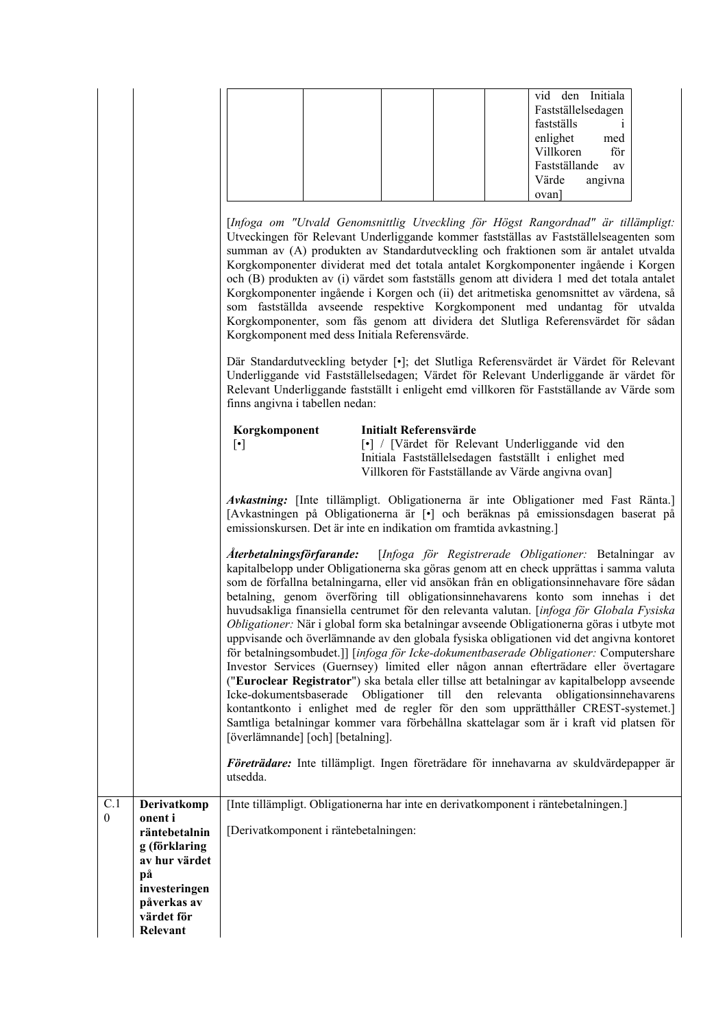| | | | | | |
|---|---|---|---|---|---|
| | | | | | vid den Initiala Fastställelsedagen fastställs i enlighet med Villkoren för Fastställande av Värde angivna ovan] |

[*Infoga om "Utvald Genomsnittlig Utveckling för Högst Rangordnad" är tillämpligt:* Utveckingen för Relevant Underliggande kommer fastställas av Fastställelseagenten som summan av (A) produkten av Standardutveckling och fraktionen som är antalet utvalda Korgkomponenter dividerat med det totala antalet Korgkomponenter ingående i Korgen och (B) produkten av (i) värdet som fastställs genom att dividera 1 med det totala antalet Korgkomponenter ingående i Korgen och (ii) det aritmetiska genomsnittet av värdena, så som fastställda avseende respektive Korgkomponent med undantag för utvalda Korgkomponenter, som fås genom att dividera det Slutliga Referensvärdet för sådan Korgkomponent med dess Initiala Referensvärde.

Där Standardutveckling betyder [•]; det Slutliga Referensvärdet är Värdet för Relevant Underliggande vid Fastställelsedagen; Värdet för Relevant Underliggande är värdet för Relevant Underliggande fastställt i enligeht emd villkoren för Fastställande av Värde som finns angivna i tabellen nedan:

| Korgkomponent | Initialt Referensvärde |
|---|---|
| [•] | [•] / [Värdet för Relevant Underliggande vid den Initiala Fastställelsedagen fastställt i enlighet med Villkoren för Fastställande av Värde angivna ovan] |

***Avkastning:*** [Inte tillämpligt. Obligationerna är inte Obligationer med Fast Ränta.] [Avkastningen på Obligationerna är [•] och beräknas på emissionsdagen baserat på emissionskursen. Det är inte en indikation om framtida avkastning.]

***Återbetalningsförfarande:*** [*Infoga för Registrerade Obligationer:* Betalningar av kapitalbelopp under Obligationerna ska göras genom att en check upprättas i samma valuta som de förfallna betalningarna, eller vid ansökan från en obligationsinnehavare före sådan betalning, genom överföring till obligationsinnehavarens konto som innehas i det huvudsakliga finansiella centrumet för den relevanta valutan. [*infoga för Globala Fysiska Obligationer:* När i global form ska betalningar avseende Obligationerna göras i utbyte mot uppvisande och överlämnande av den globala fysiska obligationen vid det angivna kontoret för betalningsombudet.]] [*infoga för Icke-dokumentbaserade Obligationer:* Computershare Investor Services (Guernsey) limited eller någon annan efterträdare eller övertagare ("**Euroclear Registrator**") ska betala eller tillse att betalningar av kapitalbelopp avseende Icke-dokumentsbaserade Obligationer till den relevanta obligationsinnehavarens kontantkonto i enlighet med de regler för den som upprätthåller CREST-systemet.] Samtliga betalningar kommer vara förbehållna skattelagar som är i kraft vid platsen för [överlämnande] [och] [betalning].

***Företrädare:*** Inte tillämpligt. Ingen företrädare för innehavarna av skuldvärdepapper är utsedda.

| | | |
|---|---|---|
| C.10 | **Derivatkomponent i räntebetalning (förklaring av hur värdet på investeringen påverkas av värdet för Relevant** | [Inte tillämpligt. Obligationerna har inte en derivatkomponent i räntebetalningen.]<br><br>[Derivatkomponent i räntebetalningen: |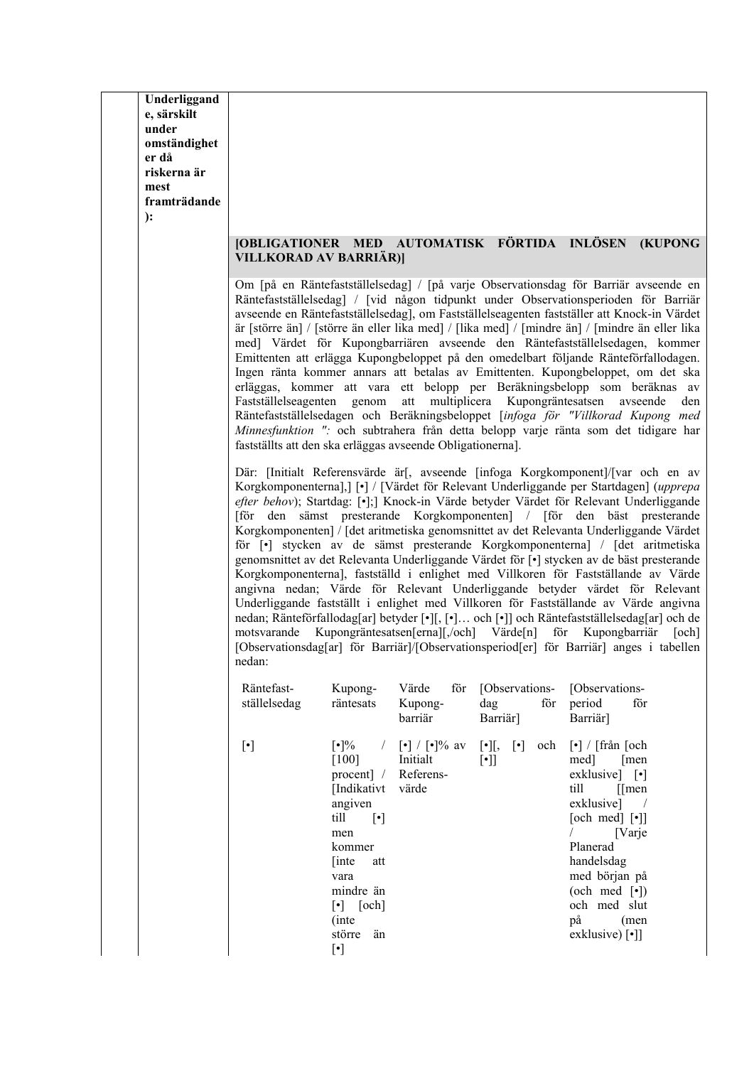**Underliggande, särskilt under omständigheter då riskerna är mest framträdande):**

**[OBLIGATIONER MED AUTOMATISK FÖRTIDA INLÖSEN (KUPONG VILLKORAD AV BARRIÄR)]**

Om [på en Räntefastställelsedag] / [på varje Observationsdag för Barriär avseende en Räntefastställelsedag] / [vid någon tidpunkt under Observationsperioden för Barriär avseende en Räntefastställelsedag], om Fastställelseagenten fastställer att Knock-in Värdet är [större än] / [större än eller lika med] / [lika med] / [mindre än] / [mindre än eller lika med] Värdet för Kupongbarriären avseende den Räntefastställelsedagen, kommer Emittenten att erlägga Kupongbeloppet på den omedelbart följande Ränteförfallodagen. Ingen ränta kommer annars att betalas av Emittenten. Kupongbeloppet, om det ska erläggas, kommer att vara ett belopp per Beräkningsbelopp som beräknas av Fastställelseagenten genom att multiplicera Kupongräntesatsen avseende den Räntefastställelsedagen och Beräkningsbeloppet [*infoga för "Villkorad Kupong med Minnesfunktion ":* och subtrahera från detta belopp varje ränta som det tidigare har fastställts att den ska erläggas avseende Obligationerna].

Där: [Initialt Referensvärde är[, avseende [infoga Korgkomponent]/[var och en av Korgkomponenterna],] [•] / [Värdet för Relevant Underliggande per Startdagen] (*upprepa efter behov*); Startdag: [•];] Knock-in Värde betyder Värdet för Relevant Underliggande [för den sämst presterande Korgkomponenten] / [för den bäst presterande Korgkomponenten] / [det aritmetiska genomsnittet av det Relevanta Underliggande Värdet för [•] stycken av de sämst presterande Korgkomponenterna] / [det aritmetiska genomsnittet av det Relevanta Underliggande Värdet för [•] stycken av de bäst presterande Korgkomponenterna], fastställd i enlighet med Villkoren för Fastställande av Värde angivna nedan; Värde för Relevant Underliggande betyder värdet för Relevant Underliggande fastställt i enlighet med Villkoren för Fastställande av Värde angivna nedan; Ränteförfallodag[ar] betyder [•][, [•]… och [•]] och Räntefastställelsedag[ar] och de motsvarande Kupongräntesatsen[erna][,/och] Värde[n] för Kupongbarriär [och] [Observationsdag[ar] för Barriär]/[Observationsperiod[er] för Barriär] anges i tabellen nedan:

| Räntefast-ställelsedag | Kupong-räntesats | Värde för Kupong-barriär | [Observations-dag för Barriär] | [Observations-period för Barriär] |
|---|---|---|---|---|
| [•] | [•]% / [100] procent] / [Indikativt angiven till [•] men kommer [inte att vara mindre än [•] [och] (inte större än [•] | [•] / [•]% av Initialt Referens-värde | [•][, [•] och [•]] | [•] / [från [och med] [men exklusive] [•] till [[men exklusive] / [och med] [•]] / [Varje Planerad handelsdag med början på (och med [•]) och med slut på (men exklusive) [•]] |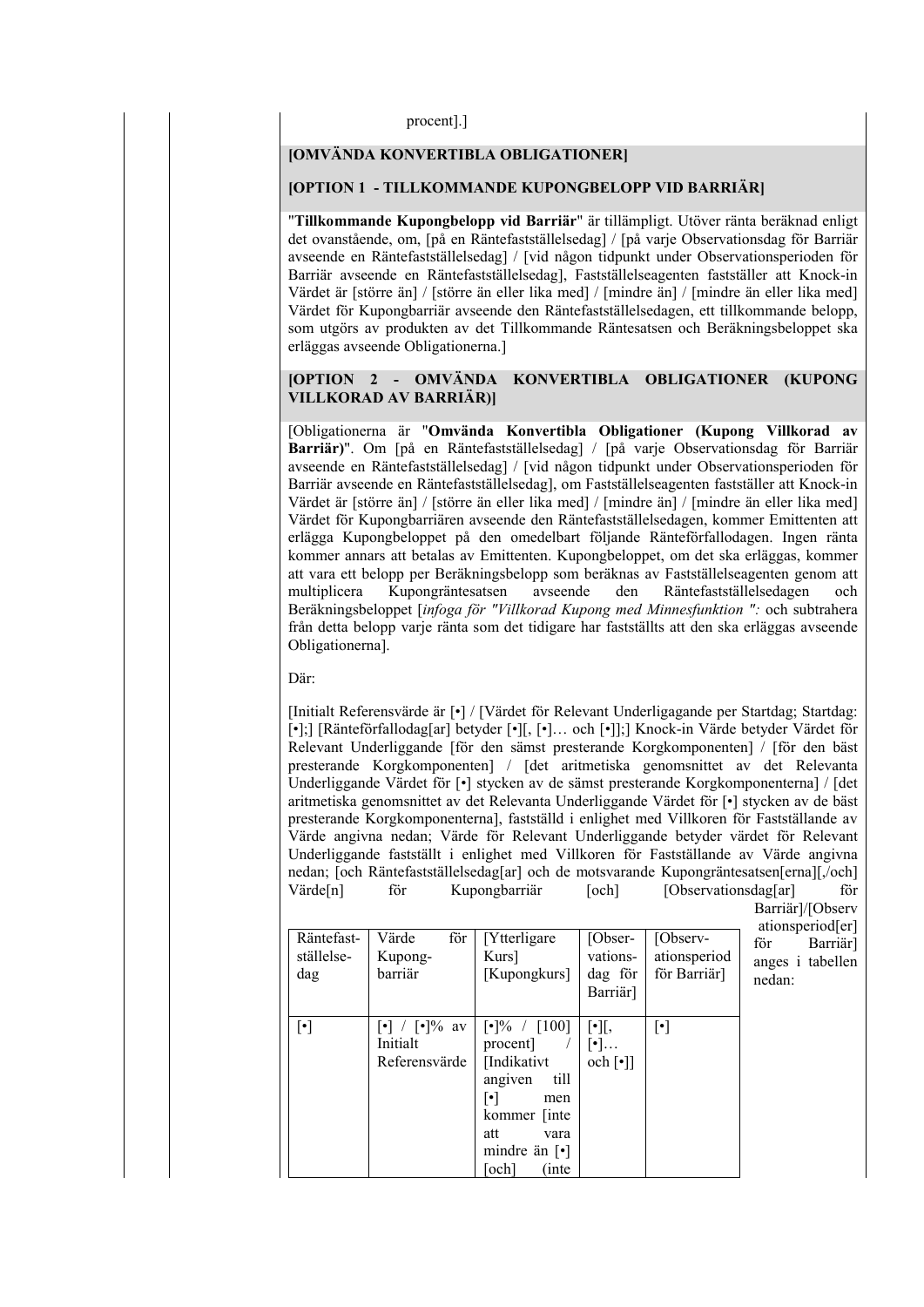procent].]

**[OMVÄNDA KONVERTIBLA OBLIGATIONER]**

**[OPTION 1 - TILLKOMMANDE KUPONGBELOPP VID BARRIÄR]**

"**Tillkommande Kupongbelopp vid Barriär**" är tillämpligt. Utöver ränta beräknad enligt det ovanstående, om, [på en Räntefastställelsedag] / [på varje Observationsdag för Barriär avseende en Räntefastställelsedag] / [vid något tidpunkt under Observationsperioden för Barriär avseende en Räntefastställelsedag], Fastställelseagenten fastställer att Knock-in Värdet är [större än] / [större än eller lika med] / [mindre än] / [mindre än eller lika med] Värdet för Kupongbarriär avseende den Räntefastställelsedagen, ett tillkommande belopp, som utgörs av produkten av det Tillkommande Räntesatsen och Beräkningsbeloppet ska erläggas avseende Obligationerna.]

**[OPTION 2 - OMVÄNDA KONVERTIBLA OBLIGATIONER (KUPONG VILLKORAD AV BARRIÄR)]**

[Obligationerna är "**Omvända Konvertibla Obligationer (Kupong Villkorad av Barriär)**". Om [på en Räntefastställelsedag] / [på varje Observationsdag för Barriär avseende en Räntefastställelsedag] / [vid någon tidpunkt under Observationsperioden för Barriär avseende en Räntefastställelsedag], om Fastställelseagenten fastställer att Knock-in Värdet är [större än] / [större än eller lika med] / [mindre än] / [mindre än eller lika med] Värdet för Kupongbarriären avseende den Räntefastställelsedagen, kommer Emittenten att erlägga Kupongbeloppet på den omedelbart följande Ränteförfallodagen. Ingen ränta kommer annars att betalas av Emittenten. Kupongbeloppet, om det ska erläggas, kommer att vara ett belopp per Beräkningsbelopp som beräknas av Fastställelseagenten genom att multiplicera Kupongräntesatsen avseende den Räntefastställelsedagen och Beräkningsbeloppet [*infoga för "Villkorad Kupong med Minnesfunktion ":* och subtrahera från detta belopp varje ränta som det tidigare har fastställts att den ska erläggas avseende Obligationerna].

Där:

[Initialt Referensvärde är [•] / [Värdet för Relevant Underligagande per Startdag; Startdag: [•];] [Ränteförfallodag[ar] betyder [•][, [•]… och [•]];] Knock-in Värde betyder Värdet för Relevant Underliggande [för den sämst presterande Korgkomponenten] / [för den bäst presterande Korgkomponenten] / [det aritmetiska genomsnittet av det Relevanta Underliggande Värdet för [•] stycken av de sämst presterande Korgkomponenterna] / [det aritmetiska genomsnittet av det Relevanta Underliggande Värdet för [•] stycken av de bäst presterande Korgkomponenterna], fastställd i enlighet med Villkoren för Fastställande av Värde angivna nedan; Värde för Relevant Underliggande betyder värdet för Relevant Underliggande fastställt i enlighet med Villkoren för Fastställande av Värde angivna nedan; [och Räntefastställelsedag[ar] och de motsvarande Kupongräntesatsen[erna][,/och] Värde[n] för Kupongbarriär [och] [Observationsdag[ar] för Barriär]/[Observationsperiod[er] för Barriär] anges i tabellen nedan:

| Räntefast-ställelse-dag | Värde för Kupong-barriär | [Ytterligare Kurs] [Kupongkurs] | [Obser-vations-dag för Barriär] | [Observ-ationsperiod för Barriär] |
|---|---|---|---|---|
| [•] | [•] / [•]% av Initialt Referensvärde | [•]% / [100] procent] / [Indikativt angiven till [•] men kommer [inte att vara mindre än [•] [och] (inte | [•][, [•]… och [•]] | [•] |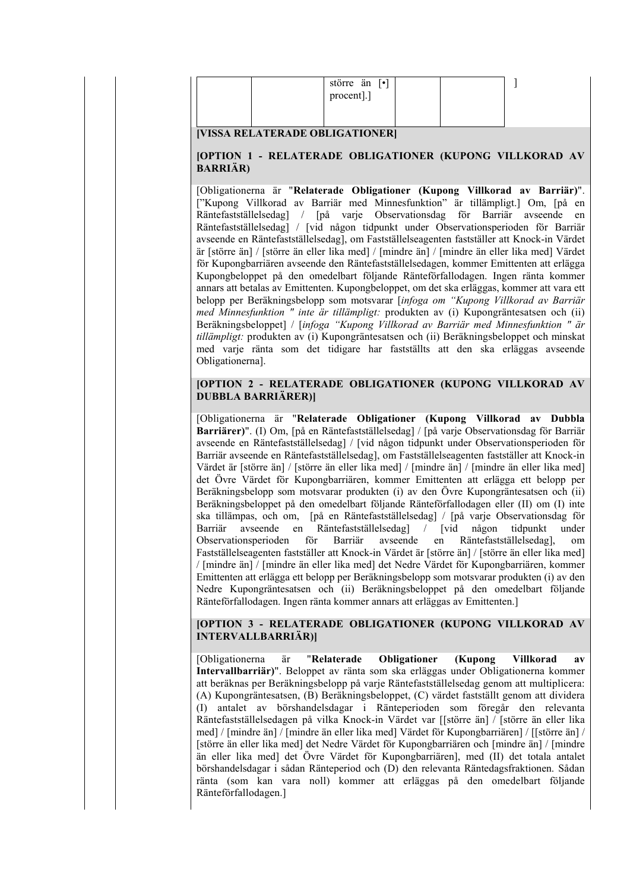| | | | | | |
|---|---|---|---|---|---|
| | | större än [•] procent].] | | | ] |

**[VISSA RELATERADE OBLIGATIONER]**

**[OPTION 1 - RELATERADE OBLIGATIONER (KUPONG VILLKORAD AV BARRIÄR)**

[Obligationerna är "**Relaterade Obligationer (Kupong Villkorad av Barriär)**". ["Kupong Villkorad av Barriär med Minnesfunktion" är tillämpligt.] Om, [på en Räntefastställelsedag] / [på varje Observationsdag för Barriär avseende en Räntefastställelsedag] / [vid någon tidpunkt under Observationsperioden för Barriär avseende en Räntefastställelsedag], om Fastställelseagenten fastställer att Knock-in Värdet är [större än] / [större än eller lika med] / [mindre än] / [mindre än eller lika med] Värdet för Kupongbarriären avseende den Räntefastställelsedagen, kommer Emittenten att erlägga Kupongbeloppet på den omedelbart följande Ränteförfallodagen. Ingen ränta kommer annars att betalas av Emittenten. Kupongbeloppet, om det ska erläggas, kommer att vara ett belopp per Beräkningsbelopp som motsvarar [*infoga om "Kupong Villkorad av Barriär med Minnesfunktion " inte är tillämpligt:* produkten av (i) Kupongräntesatsen och (ii) Beräkningsbeloppet] / [*infoga "Kupong Villkorad av Barriär med Minnesfunktion " är tillämpligt:* produkten av (i) Kupongräntesatsen och (ii) Beräkningsbeloppet och minskat med varje ränta som det tidigare har fastställts att den ska erläggas avseende Obligationerna].

**[OPTION 2 - RELATERADE OBLIGATIONER (KUPONG VILLKORAD AV DUBBLA BARRIÄRER)]**

[Obligationerna är "**Relaterade Obligationer (Kupong Villkorad av Dubbla Barriärer)**". (I) Om, [på en Räntefastställelsedag] / [på varje Observationsdag för Barriär avseende en Räntefastställelsedag] / [vid någon tidpunkt under Observationsperioden för Barriär avseende en Räntefastställelsedag], om Fastställelseagenten fastställer att Knock-in Värdet är [större än] / [större än eller lika med] / [mindre än] / [mindre än eller lika med] det Övre Värdet för Kupongbarriären, kommer Emittenten att erlägga ett belopp per Beräkningsbelopp som motsvarar produkten (i) av den Övre Kupongräntesatsen och (ii) Beräkningsbeloppet på den omedelbart följande Ränteförfallodagen eller (II) om (I) inte ska tillämpas, och om, [på en Räntefastställelsedag] / [på varje Observationsdag för Barriär avseende en Räntefastställelsedag] / [vid någon tidpunkt under Observationsperioden för Barriär avseende en Räntefastställelsedag], om Fastställelseagenten fastställer att Knock-in Värdet är [större än] / [större än eller lika med] / [mindre än] / [mindre än eller lika med] det Nedre Värdet för Kupongbarriären, kommer Emittenten att erlägga ett belopp per Beräkningsbelopp som motsvarar produkten (i) av den Nedre Kupongräntesatsen och (ii) Beräkningsbeloppet på den omedelbart följande Ränteförfallodagen. Ingen ränta kommer annars att erläggas av Emittenten.]

**[OPTION 3 - RELATERADE OBLIGATIONER (KUPONG VILLKORAD AV INTERVALLBARRIÄR)]**

[Obligationerna är "**Relaterade Obligationer (Kupong Villkorad av Intervallbarriär)**". Beloppet av ränta som ska erläggas under Obligationerna kommer att beräknas per Beräkningsbelopp på varje Räntefastställelsedag genom att multiplicera: (A) Kupongräntesatsen, (B) Beräkningsbeloppet, (C) värdet fastställt genom att dividera (I) antalet av börshandelsdagar i Ränteperioden som föregår den relevanta Räntefastställelsedagen på vilka Knock-in Värdet var [[större än] / [större än eller lika med] / [mindre än] / [mindre än eller lika med] Värdet för Kupongbarriären] / [[större än] / [större än eller lika med] det Nedre Värdet för Kupongbarriären och [mindre än] / [mindre än eller lika med] det Övre Värdet för Kupongbarriären], med (II) det totala antalet börshandelsdagar i sådan Ränteperiod och (D) den relevanta Räntedagsfraktionen. Sådan ränta (som kan vara noll) kommer att erläggas på den omedelbart följande Ränteförfallodagen.]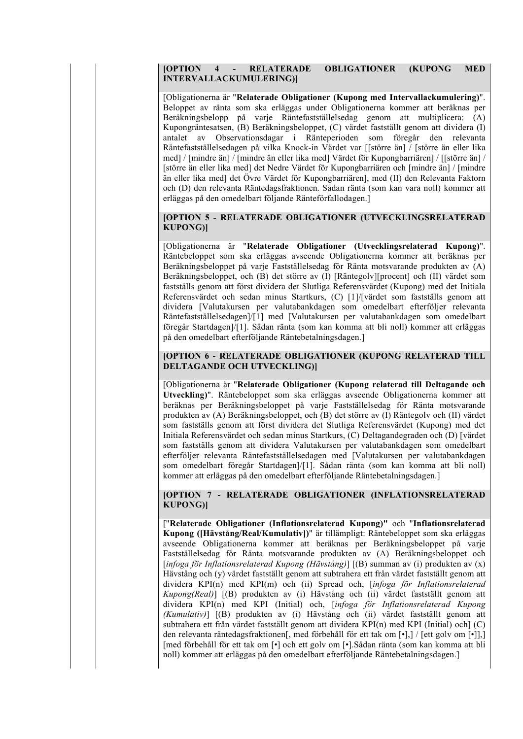**[OPTION 4 - RELATERADE OBLIGATIONER (KUPONG MED INTERVALLACKUMULERING)]**

[Obligationerna är "**Relaterade Obligationer (Kupong med Intervallackumulering)**". Beloppet av ränta som ska erläggas under Obligationerna kommer att beräknas per Beräkningsbelopp på varje Räntefastställelsedag genom att multiplicera: (A) Kupongräntesatsen, (B) Beräkningsbeloppet, (C) värdet fastställt genom att dividera (I) antalet av Observationsdagar i Ränteperioden som föregår den relevanta Räntefastställelsedagen på vilka Knock-in Värdet var [[större än] / [större än eller lika med] / [mindre än] / [mindre än eller lika med] Värdet för Kupongbarriären] / [[större än] / [större än eller lika med] det Nedre Värdet för Kupongbarriären och [mindre än] / [mindre än eller lika med] det Övre Värdet för Kupongbarriären], med (II) den Relevanta Faktorn och (D) den relevanta Räntedagsfraktionen. Sådan ränta (som kan vara noll) kommer att erläggas på den omedelbart följande Ränteförfallodagen.]

**[OPTION 5 - RELATERADE OBLIGATIONER (UTVECKLINGSRELATERAD KUPONG)]**

[Obligationerna är "**Relaterade Obligationer (Utvecklingsrelaterad Kupong)**". Räntebeloppet som ska erläggas avseende Obligationerna kommer att beräknas per Beräkningsbeloppet på varje Fastställelsedag för Ränta motsvarande produkten av (A) Beräkningsbeloppet, och (B) det större av (I) [Räntegolv][procent] och (II) värdet som fastställs genom att först dividera det Slutliga Referensvärdet (Kupong) med det Initiala Referensvärdet och sedan minus Startkurs, (C) [1]/[värdet som fastställs genom att dividera [Valutakursen per valutabankdagen som omedelbart efterföljer relevanta Räntefastställelsedagen]/[1] med [Valutakursen per valutabankdagen som omedelbart föregår Startdagen]/[1]. Sådan ränta (som kan komma att bli noll) kommer att erläggas på den omedelbart efterföljande Räntebetalningsdagen.]

**[OPTION 6 - RELATERADE OBLIGATIONER (KUPONG RELATERAD TILL DELTAGANDE OCH UTVECKLING)]**

[Obligationerna är "**Relaterade Obligationer (Kupong relaterad till Deltagande och Utveckling)**". Räntebeloppet som ska erläggas avseende Obligationerna kommer att beräknas per Beräkningsbeloppet på varje Fastställelsedag för Ränta motsvarande produkten av (A) Beräkningsbeloppet, och (B) det större av (I) Räntegolv och (II) värdet som fastställs genom att först dividera det Slutliga Referensvärdet (Kupong) med det Initiala Referensvärdet och sedan minus Startkurs, (C) Deltagandegraden och (D) [värdet som fastställs genom att dividera Valutakursen per valutabankdagen som omedelbart efterföljer relevanta Räntefastställelsedagen med [Valutakursen per valutabankdagen som omedelbart föregår Startdagen]/[1]. Sådan ränta (som kan komma att bli noll) kommer att erläggas på den omedelbart efterföljande Räntebetalningsdagen.]

**[OPTION 7 - RELATERADE OBLIGATIONER (INFLATIONSRELATERAD KUPONG)]**

["**Relaterade Obligationer (Inflationsrelaterad Kupong)"** och "**Inflationsrelaterad Kupong ([Hävstång/Real/Kumulativ])**" är tillämpligt: Räntebeloppet som ska erläggas avseende Obligationerna kommer att beräknas per Beräkningsbeloppet på varje Fastställelsedag för Ränta motsvarande produkten av (A) Beräkningsbeloppet och [*infoga för Inflationsrelaterad Kupong (Hävstång)*] [(B) summan av (i) produkten av (x) Hävstång och (y) värdet fastställt genom att subtrahera ett från värdet fastställt genom att dividera KPI(n) med KPI(m) och (ii) Spread och, [*infoga för Inflationsrelaterad Kupong(Real)*] [(B) produkten av (i) Hävstång och (ii) värdet fastställt genom att dividera KPI(n) med KPI (Initial) och, [*infoga för Inflationsrelaterad Kupong (Kumulativ)*] [(B) produkten av (i) Hävstång och (ii) värdet fastställt genom att subtrahera ett från värdet fastställt genom att dividera KPI(n) med KPI (Initial) och] (C) den relevanta räntedagsfraktionen[, med förbehåll för ett tak om [•],] / [ett golv om [•]],] [med förbehåll för ett tak om [•] och ett golv om [•].Sådan ränta (som kan komma att bli noll) kommer att erläggas på den omedelbart efterföljande Räntebetalningsdagen.]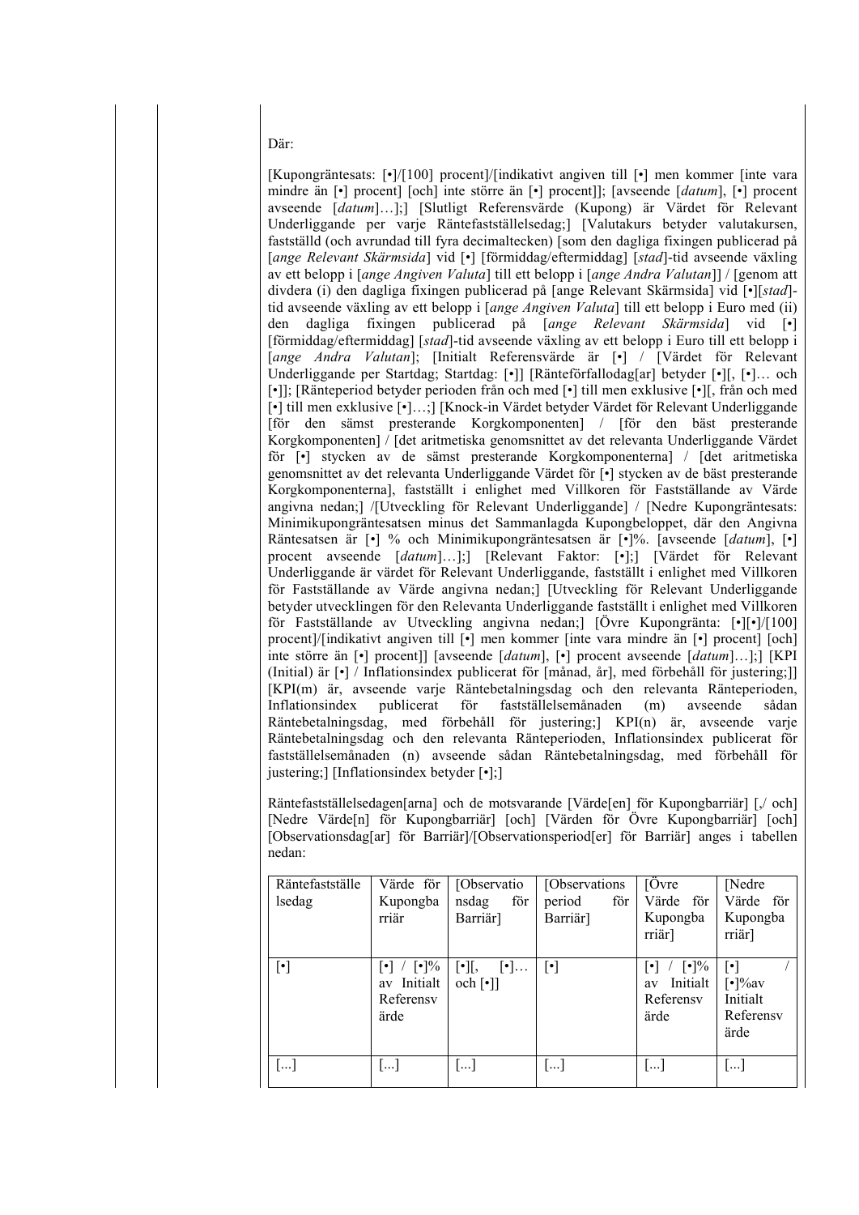Där:

[Kupongräntesats: [•]/[100] procent]/[indikativt angiven till [•] men kommer [inte vara mindre än [•] procent] [och] inte större än [•] procent]]; [avseende [*datum*], [•] procent avseende [*datum*]…];] [Slutligt Referensvärde (Kupong) är Värdet för Relevant Underliggande per varje Räntefastställelsedag;] [Valutakurs betyder valutakursen, fastställd (och avrundad till fyra decimaltecken) [som den dagliga fixingen publicerad på [*ange Relevant Skärmsida*] vid [•] [förmiddag/eftermiddag] [*stad*]-tid avseende växling av ett belopp i [*ange Angiven Valuta*] till ett belopp i [*ange Andra Valutan*]] / [genom att divdera (i) den dagliga fixingen publicerad på [ange Relevant Skärmsida] vid [•][*stad*]-tid avseende växling av ett belopp i [*ange Angiven Valuta*] till ett belopp i Euro med (ii) den dagliga fixingen publicerad på [*ange Relevant Skärmsida*] vid [•] [förmiddag/eftermiddag] [*stad*]-tid avseende växling av ett belopp i Euro till ett belopp i [*ange Andra Valutan*]; [Initialt Referensvärde är [•] / [Värdet för Relevant Underliggande per Startdag; Startdag: [•]] [Ränteförfallodag[ar] betyder [•][, [•]… och [•]]; [Ränteperiod betyder perioden från och med [•] till men exklusive [•][, från och med [•] till men exklusive [•]…;] [Knock-in Värdet betyder Värdet för Relevant Underliggande [för den sämst presterande Korgkomponenten] / [för den bäst presterande Korgkomponenten] / [det aritmetiska genomsnittet av det relevanta Underliggande Värdet för [•] stycken av de sämst presterande Korgkomponenterna] / [det aritmetiska genomsnittet av det relevanta Underliggande Värdet för [•] stycken av de bäst presterande Korgkomponenterna], fastställt i enlighet med Villkoren för Fastställande av Värde angivna nedan;] /[Utveckling för Relevant Underliggande] / [Nedre Kupongräntesats: Minimikupongräntesatsen minus det Sammanlagda Kupongbeloppet, där den Angivna Räntesatsen är [•] % och Minimikupongräntesatsen är [•]%. [avseende [*datum*], [•] procent avseende [*datum*]…];] [Relevant Faktor: [•];] [Värdet för Relevant Underliggande är värdet för Relevant Underliggande, fastställt i enlighet med Villkoren för Fastställande av Värde angivna nedan;] [Utveckling för Relevant Underliggande betyder utvecklingen för den Relevanta Underliggande fastställt i enlighet med Villkoren för Fastställande av Utveckling angivna nedan;] [Övre Kupongränta: [•][•]/[100] procent]/[indikativt angiven till [•] men kommer [inte vara mindre än [•] procent] [och] inte större än [•] procent]] [avseende [*datum*], [•] procent avseende [*datum*]…];] [KPI (Initial) är [•] / Inflationsindex publicerat för [månad, år], med förbehåll för justering;]] [KPI(m) är, avseende varje Räntebetalningsdag och den relevanta Ränteperioden, Inflationsindex publicerat för fastställelsemånaden (m) avseende sådan Räntebetalningsdag, med förbehåll för justering;] KPI(n) är, avseende varje Räntebetalningsdag och den relevanta Ränteperioden, Inflationsindex publicerat för fastställelsemånaden (n) avseende sådan Räntebetalningsdag, med förbehåll för justering;] [Inflationsindex betyder [•];]

Räntefastställelsedagen[arna] och de motsvarande [Värde[en] för Kupongbarriär] [,/ och] [Nedre Värde[n] för Kupongbarriär] [och] [Värden för Övre Kupongbarriär] [och] [Observationsdag[ar] för Barriär]/[Observationsperiod[er] för Barriär] anges i tabellen nedan:

| Räntefastställelsedag | Värde för Kupongbarriär | [Observationsdag för Barriär] | [Observationsperiod för Barriär] | [Övre Värde för Kupongbarriär] | [Nedre Värde för Kupongbarriär] |
|---|---|---|---|---|---|
| [•] | [•] / [•]% av Initialt Referensvärde | [•][, [•]… och [•]] | [•] | [•] / [•]% av Initialt Referensvärde | [•] / [•]%av Initialt Referensvärde |
| [...] | [...] | [...] | [...] | [...] | [...] |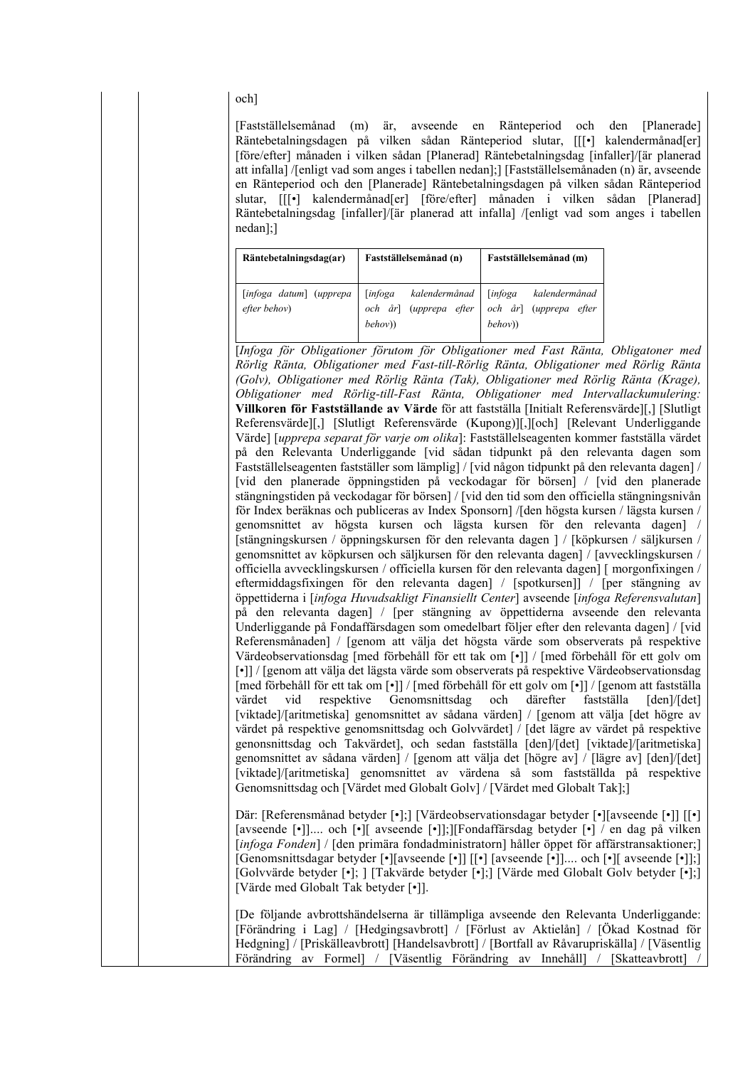och]

[Fastställelsemånad (m) är, avseende en Ränteperiod och den [Planerade] Räntebetalningsdagen på vilken sådan Ränteperiod slutar, [[[•] kalendermånad[er] [före/efter] månaden i vilken sådan [Planerad] Räntebetalningsdag [infaller]/[är planerad att infalla] /[enligt vad som anges i tabellen nedan];] [Fastställelsemånaden (n) är, avseende en Ränteperiod och den [Planerade] Räntebetalningsdagen på vilken sådan Ränteperiod slutar, [[[•] kalendermånad[er] [före/efter] månaden i vilken sådan [Planerad] Räntebetalningsdag [infaller]/[är planerad att infalla] /[enligt vad som anges i tabellen nedan];]

| Räntebetalningsdag(ar) | Fastställelsemånad (n) | Fastställelsemånad (m) |
|---|---|---|
| [*infoga datum*] (*upprepa efter behov*) | [*infoga kalendermånad och år*] (*upprepa efter behov*)) | [*infoga kalendermånad och år*] (*upprepa efter behov*)) |

[*Infoga för Obligationer förutom för Obligationer med Fast Ränta, Obligatoner med Rörlig Ränta, Obligationer med Fast-till-Rörlig Ränta, Obligationer med Rörlig Ränta (Golv), Obligationer med Rörlig Ränta (Tak), Obligationer med Rörlig Ränta (Krage), Obligationer med Rörlig-till-Fast Ränta, Obligationer med Intervallackumulering:* **Villkoren för Fastställande av Värde** för att fastställa [Initialt Referensvärde][,] [Slutligt Referensvärde][,] [Slutligt Referensvärde (Kupong)][,][och] [Relevant Underliggande Värde] [*upprepa separat för varje om olika*]: Fastställelseagenten kommer fastställa värdet på den Relevanta Underliggande [vid sådan tidpunkt på den relevanta dagen som Fastställelseagenten fastställer som lämplig] / [vid någon tidpunkt på den relevanta dagen] / [vid den planerade öppningstiden på veckodagar för börsen] / [vid den planerade stängningstiden på veckodagar för börsen] / [vid den tid som den officiella stängningsnivån för Index beräknas och publiceras av Index Sponsorn] /[den högsta kursen / lägsta kursen / genomsnittet av högsta kursen och lägsta kursen för den relevanta dagen] / [stängningskursen / öppningskursen för den relevanta dagen ] / [köpkursen / säljkursen / genomsnittet av köpkursen och säljkursen för den relevanta dagen] / [avvecklingskursen / officiella avvecklingskursen / officiella kursen för den relevanta dagen] [ morgonfixingen / eftermiddagsfixingen för den relevanta dagen] / [spotkursen]] / [per stängning av öppettiderna i [*infoga Huvudsakligt Finansiellt Center*] avseende [*infoga Referensvalutan*] på den relevanta dagen] / [per stängning av öppettiderna avseende den relevanta Underliggande på Fondaffärsdagen som omedelbart följer efter den relevanta dagen] / [vid Referensmånaden] / [genom att välja det högsta värde som observerats på respektive Värdeobservationsdag [med förbehåll för ett tak om [•]] / [med förbehåll för ett golv om [•]] / [genom att välja det lägsta värde som observerats på respektive Värdeobservationsdag [med förbehåll för ett tak om [•]] / [med förbehåll för ett golv om [•]] / [genom att fastställa värdet vid respektive Genomsnittsdag och därefter fastställa [den]/[det] [viktade]/[aritmetiska] genomsnittet av sådana värden] / [genom att välja [det högre av värdet på respektive genomsnittsdag och Golvvärdet] / [det lägre av värdet på respektive genonsnittsdag och Takvärdet], och sedan fastställa [den]/[det] [viktade]/[aritmetiska] genomsnittet av sådana värden] / [genom att välja [det högre av] / [lägre av] [den]/[det] [viktade]/[aritmetiska] genomsnittet av värdena så som fastställda på respektive Genomsnittsdag och [Värdet med Globalt Golv] / [Värdet med Globalt Tak];]

Där: [Referensmånad betyder [•];] [Värdeobservationsdagar betyder [•][avseende [•]] [[•] [avseende [•]].... och [•][ avseende [•]];][Fondaffärsdag betyder [•] / en dag på vilken [*infoga Fonden*] / [den primära fondadministratorn] håller öppet för affärstransaktioner;] [Genomsnittsdagar betyder [•][avseende [•]] [[•] [avseende [•]].... och [•][ avseende [•]];] [Golvvärde betyder [•]; ] [Takvärde betyder [•];] [Värde med Globalt Golv betyder [•];] [Värde med Globalt Tak betyder [•]].

[De följande avbrottshändelserna är tillämpliga avseende den Relevanta Underliggande: [Förändring i Lag] / [Hedgingsavbrott] / [Förlust av Aktielån] / [Ökad Kostnad för Hedgning] / [Priskälleavbrott] [Handelsavbrott] / [Bortfall av Råvarupriskälla] / [Väsentlig Förändring av Formel] / [Väsentlig Förändring av Innehåll] / [Skatteavbrott] /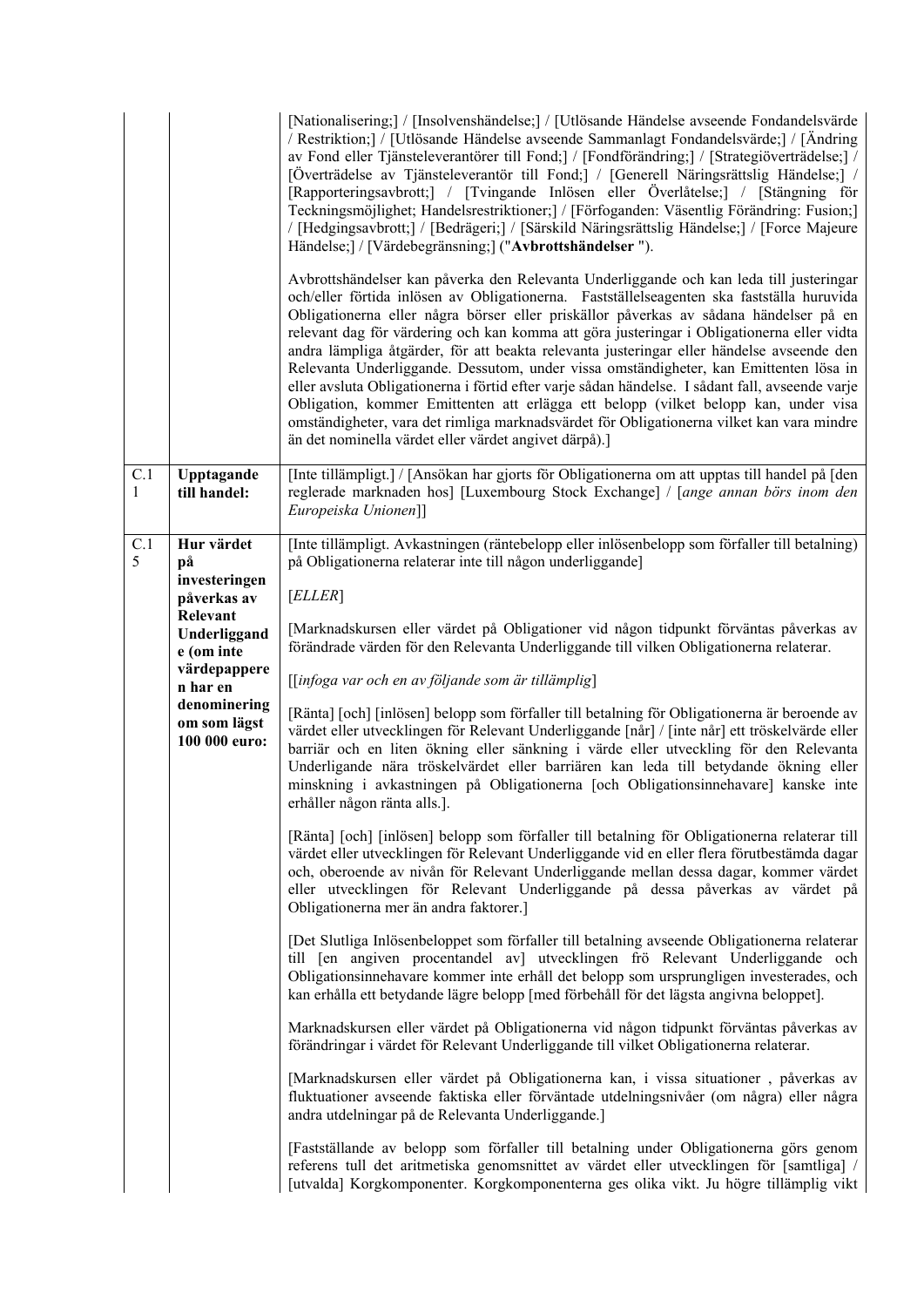| | | |
|---|---|---|
| | | [Nationalisering;] / [Insolvenshändelse;] / [Utlösande Händelse avseende Fondandelsvärde / Restriktion;] / [Utlösande Händelse avseende Sammanlagt Fondandelsvärde;] / [Ändring av Fond eller Tjänsteleverantörer till Fond;] / [Fondförändring;] / [Strategiöverträdelse;] / [Överträdelse av Tjänsteleverantör till Fond;] / [Generell Näringsrättslig Händelse;] / [Rapporteringsavbrott;] / [Tvingande Inlösen eller Överlåtelse;] / [Stängning för Teckningsmöjlighet; Handelsrestriktioner;] / [Förfoganden: Väsentlig Förändring: Fusion;] / [Hedgingsavbrott;] / [Bedrägeri;] / [Särskild Näringsrättslig Händelse;] / [Force Majeure Händelse;] / [Värdebegränsning;] ("**Avbrottshändelser** ").<br><br>Avbrottshändelser kan påverka den Relevanta Underliggande och kan leda till justeringar och/eller förtida inlösen av Obligationerna. Fastställelseagenten ska fastställa huruvida Obligationerna eller några börser eller priskällor påverkas av sådana händelser på en relevant dag för värdering och kan komma att göra justeringar i Obligationerna eller vidta andra lämpliga åtgärder, för att beakta relevanta justeringar eller händelse avseende den Relevanta Underliggande. Dessutom, under vissa omständigheter, kan Emittenten lösa in eller avsluta Obligationerna i förtid efter varje sådan händelse. I sådant fall, avseende varje Obligation, kommer Emittenten att erlägga ett belopp (vilket belopp kan, under visa omständigheter, vara det rimliga marknadsvärdet för Obligationerna vilket kan vara mindre än det nominella värdet eller värdet angivet därpå).] |
| C.11 | **Upptagande till handel:** | [Inte tillämpligt.] / [Ansökan har gjorts för Obligationerna om att upptas till handel på [den reglerade marknaden hos] [Luxembourg Stock Exchange] / [*ange annan börs inom den Europeiska Unionen*]] |
| C.15 | **Hur värdet på investeringen påverkas av Relevant Underliggande (om inte värdepapperen har en denominering om som lägst 100 000 euro:** | [Inte tillämpligt. Avkastningen (räntebelopp eller inlösenbelopp som förfaller till betalning) på Obligationerna relaterar inte till någon underliggande]<br><br>[*ELLER*]<br><br>[Marknadskursen eller värdet på Obligationer vid något tidpunkt förväntas påverkas av förändrade värden för den Relevanta Underliggande till vilken Obligationerna relaterar.<br><br>[[*infoga var och en av följande som är tillämplig*]<br><br>[Ränta] [och] [inlösen] belopp som förfaller till betalning för Obligationerna är beroende av värdet eller utvecklingen för Relevant Underliggande [når] / [inte når] ett tröskelvärde eller barriär och en liten ökning eller sänkning i värde eller utveckling för den Relevanta Underligande nära tröskelvärdet eller barriären kan leda till betydande ökning eller minskning i avkastningen på Obligationerna [och Obligationsinnehavare] kanske inte erhåller någon ränta alls.].<br><br>[Ränta] [och] [inlösen] belopp som förfaller till betalning för Obligationerna relaterar till värdet eller utvecklingen för Relevant Underliggande vid en eller flera förutbestämda dagar och, oberoende av nivån för Relevant Underliggande mellan dessa dagar, kommer värdet eller utvecklingen för Relevant Underliggande på dessa påverkas av värdet på Obligationerna mer än andra faktorer.]<br><br>[Det Slutliga Inlösenbeloppet som förfaller till betalning avseende Obligationerna relaterar till [en angiven procentandel av] utvecklingen frö Relevant Underliggande och Obligationsinnehavare kommer inte erhåll det belopp som ursprungligen investerades, och kan erhålla ett betydande lägre belopp [med förbehåll för det lägsta angivna beloppet].<br><br>Marknadskursen eller värdet på Obligationerna vid något tidpunkt förväntas påverkas av förändringar i värdet för Relevant Underliggande till vilket Obligationerna relaterar.<br><br>[Marknadskursen eller värdet på Obligationerna kan, i vissa situationer , påverkas av fluktuationer avseende faktiska eller förväntade utdelningsnivåer (om några) eller några andra utdelningar på de Relevanta Underliggande.]<br><br>[Fastställande av belopp som förfaller till betalning under Obligationerna görs genom referens tull det aritmetiska genomsnittet av värdet eller utvecklingen för [samtliga] / [utvalda] Korgkomponenter. Korgkomponenterna ges olika vikt. Ju högre tillämplig vikt |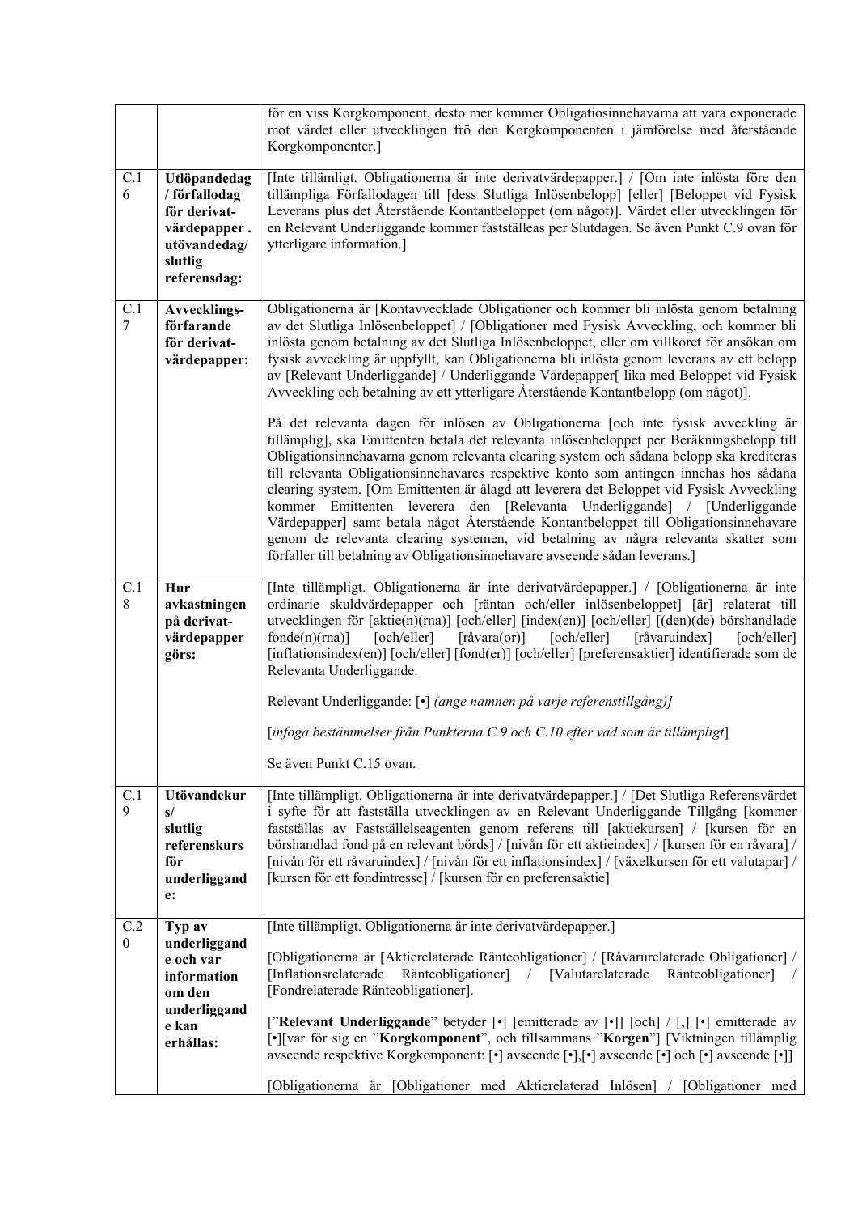| | | |
|---|---|---|
| | | för en viss Korgkomponent, desto mer kommer Obligatiosinnehavarna att vara exponerade mot värdet eller utvecklingen frö den Korgkomponenten i jämförelse med återstående Korgkomponenter.] |
| C.16 | **Utlöpandedag / förfallodag för derivat-värdepapper . utövandedag/ slutlig referensdag:** | [Inte tillämligt. Obligationerna är inte derivatvärdepapper.] / [Om inte inlösta före den tillämpliga Förfallodagen till [dess Slutliga Inlösenbelopp] [eller] [Beloppet vid Fysisk Leverans plus det Återstående Kontantbeloppet (om något)]. Värdet eller utvecklingen för en Relevant Underliggande kommer fastställeas per Slutdagen. Se även Punkt C.9 ovan för ytterligare information.] |
| C.17 | **Avvecklings-förfarande för derivat-värdepapper:** | Obligationerna är [Kontavvecklade Obligationer och kommer bli inlösta genom betalning av det Slutliga Inlösenbeloppet] / [Obligationer med Fysisk Avveckling, och kommer bli inlösta genom betalning av det Slutliga Inlösenbeloppet, eller om villkoret för ansökan om fysisk avveckling är uppfyllt, kan Obligationerna bli inlösta genom leverans av ett belopp av [Relevant Underliggande] / Underliggande Värdepapper[ lika med Beloppet vid Fysisk Avveckling och betalning av ett ytterligare Återstående Kontantbelopp (om något)].<br><br>På det relevanta dagen för inlösen av Obligationerna [och inte fysisk avveckling är tillämplig], ska Emittenten betala det relevanta inlösenbeloppet per Beräkningsbelopp till Obligationsinnehavarna genom relevanta clearing system och sådana belopp ska krediteras till relevanta Obligationsinnehavares respektive konto som antingen innehas hos sådana clearing system. [Om Emittenten är ålagd att leverera det Beloppet vid Fysisk Avveckling kommer Emittenten leverera den [Relevanta Underliggande] / [Underliggande Värdepapper] samt betala något Återstående Kontantbeloppet till Obligationsinnehavare genom de relevanta clearing systemen, vid betalning av några relevanta skatter som förfaller till betalning av Obligationsinnehavare avseende sådan leverans.] |
| C.18 | **Hur avkastningen på derivat-värdepapper görs:** | [Inte tillämpligt. Obligationerna är inte derivatvärdepapper.] / [Obligationerna är inte ordinarie skuldvärdepapper och [räntan och/eller inlösenbeloppet] [är] relaterat till utvecklingen för [aktie(n)(rna)] [och/eller] [index(en)] [och/eller] [(den)(de) börshandlade fonde(n)(rna)] [och/eller] [råvara(or)] [och/eller] [råvaruindex] [och/eller] [inflationsindex(en)] [och/eller] [fond(er)] [och/eller] [preferensaktier] identifierade som de Relevanta Underliggande.<br><br>Relevant Underliggande: [•] *(ange namnen på varje referenstillgång)]*<br><br>[*infoga bestämmelser från Punkterna C.9 och C.10 efter vad som är tillämpligt*]<br><br>Se även Punkt C.15 ovan. |
| C.19 | **Utövandekurs/ slutlig referenskurs för underliggande:** | [Inte tillämpligt. Obligationerna är inte derivatvärdepapper.] / [Det Slutliga Referensvärdet i syfte för att fastställa utvecklingen av en Relevant Underliggande Tillgång [kommer fastställas av Fastställelseagenten genom referens till [aktiekursen] / [kursen för en börshandlad fond på en relevant börds] / [nivån för ett aktieindex] / [kursen för en råvara] / [nivån för ett råvaruindex] / [nivån för ett inflationsindex] / [växelkursen för ett valutapar] / [kursen för ett fondintresse] / [kursen för en preferensaktie] |
| C.20 | **Typ av underliggande och var information om den underliggande kan erhållas:** | [Inte tillämpligt. Obligationerna är inte derivatvärdepapper.]<br><br>[Obligationerna är [Aktierelaterade Ränteobligationer] / [Råvarurelaterade Obligationer] / [Inflationsrelaterade Ränteobligationer] / [Valutarelaterade Ränteobligationer] / [Fondrelaterade Ränteobligationer].<br><br>["**Relevant Underliggande**" betyder [•] [emitterade av [•]] [och] / [,] [•] emitterade av [•][var för sig en "**Korgkomponent**", och tillsammans "**Korgen**"] [Viktningen tillämplig avseende respektive Korgkomponent: [•] avseende [•],[•] avseende [•] och [•] avseende [•]]<br><br>[Obligationerna är [Obligationer med Aktierelaterad Inlösen] / [Obligationer med |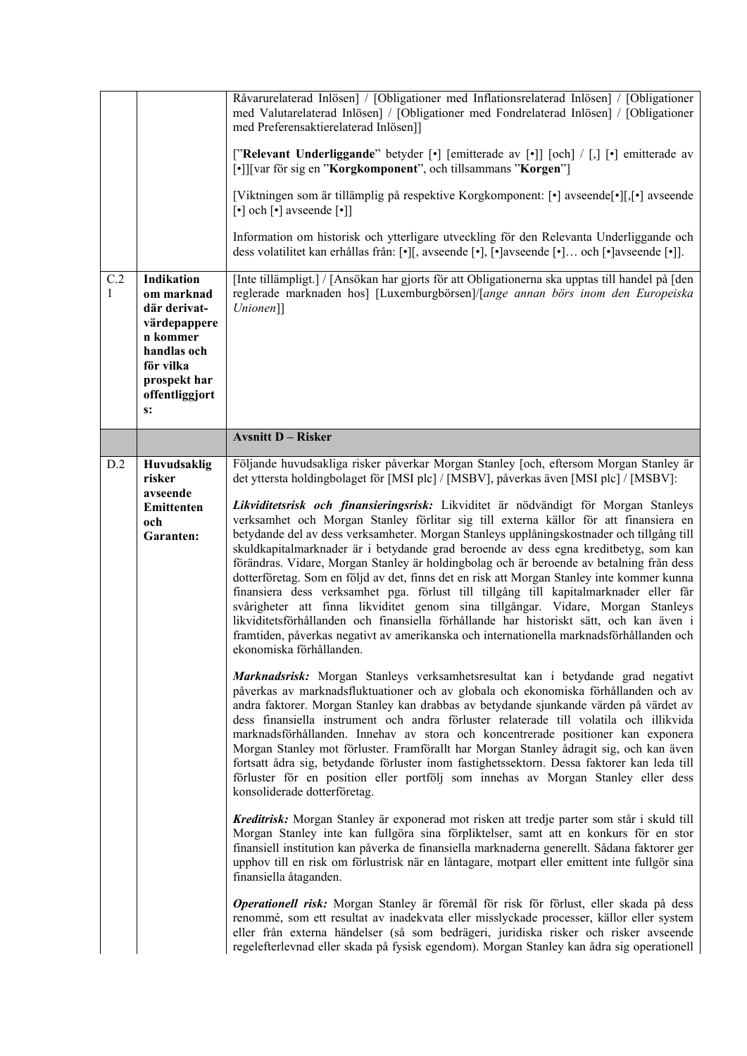| | | |
|---|---|---|
| | | Råvarurelaterad Inlösen] / [Obligationer med Inflationsrelaterad Inlösen] / [Obligationer med Valutarelaterad Inlösen] / [Obligationer med Fondrelaterad Inlösen] / [Obligationer med Preferensaktierelaterad Inlösen]]<br><br>["**Relevant Underliggande**" betyder [•] [emitterade av [•]] [och] / [,] [•] emitterade av [•]][var för sig en "**Korgkomponent**", och tillsammans "**Korgen**"]<br><br>[Viktningen som är tillämplig på respektive Korgkomponent: [•] avseende[•][,[•] avseende [•] och [•] avseende [•]]<br><br>Information om historisk och ytterligare utveckling för den Relevanta Underliggande och dess volatilitet kan erhållas från: [•][, avseende [•], [•]avseende [•]… och [•]avseende [•]]. |
| C.21 | **Indikation om marknad där derivat-värdepapperen kommer handlas och för vilka prospekt har offentliggjorts:** | [Inte tillämpligt.] / [Ansökan har gjorts för att Obligationerna ska upptas till handel på [den reglerade marknaden hos] [Luxemburgbörsen]/[*ange annan börs inom den Europeiska Unionen*]] |
| | | **Avsnitt D – Risker** |
| D.2 | **Huvudsakliga risker avseende Emittenten och Garanten:** | Följande huvudsakliga risker påverkar Morgan Stanley [och, eftersom Morgan Stanley är det yttersta holdingbolaget för [MSI plc] / [MSBV], påverkas även [MSI plc] / [MSBV]:<br><br>***Likviditetsrisk och finansieringsrisk:*** Likviditet är nödvändigt för Morgan Stanleys verksamhet och Morgan Stanley förlitar sig till externa källor för att finansiera en betydande del av dess verksamheter. Morgan Stanleys upplåningskostnader och tillgång till skuldkapitalmarknader är i betydande grad beroende av dess egna kreditbetyg, som kan förändras. Vidare, Morgan Stanley är holdingbolag och är beroende av betalning från dess dotterföretag. Som en följd av det, finns det en risk att Morgan Stanley inte kommer kunna finansiera dess verksamhet pga. förlust till tillgång till kapitalmarknader eller får svårigheter att finna likviditet genom sina tillgångar. Vidare, Morgan Stanleys likviditetsförhållanden och finansiella förhållande har historiskt sätt, och kan även i framtiden, påverkas negativt av amerikanska och internationella marknadsförhållanden och ekonomiska förhållanden.<br><br>***Marknadsrisk:*** Morgan Stanleys verksamhetsresultat kan i betydande grad negativt påverkas av marknadsfluktuationer och av globala och ekonomiska förhållanden och av andra faktorer. Morgan Stanley kan drabbas av betydande sjunkande värden på värdet av dess finansiella instrument och andra förluster relaterade till volatila och illikvida marknadsförhållanden. Innehav av stora och koncentrerade positioner kan exponera Morgan Stanley mot förluster. Framförallt har Morgan Stanley ådragit sig, och kan även fortsatt ådra sig, betydande förluster inom fastighetssektorn. Dessa faktorer kan leda till förluster för en position eller portfölj som innehas av Morgan Stanley eller dess konsoliderade dotterföretag.<br><br>***Kreditrisk:*** Morgan Stanley är exponerad mot risken att tredje parter som står i skuld till Morgan Stanley inte kan fullgöra sina förpliktelser, samt att en konkurs för en stor finansiell institution kan påverka de finansiella marknaderna generellt. Sådana faktorer ger upphov till en risk om förlustrisk när en låntagare, motpart eller emittent inte fullgör sina finansiella åtaganden.<br><br>***Operationell risk:*** Morgan Stanley är föremål för risk för förlust, eller skada på dess renommé, som ett resultat av inadekvata eller misslyckade processer, källor eller system eller från externa händelser (så som bedrägeri, juridiska risker och risker avseende regelefterlevnad eller skada på fysisk egendom). Morgan Stanley kan ådra sig operationell |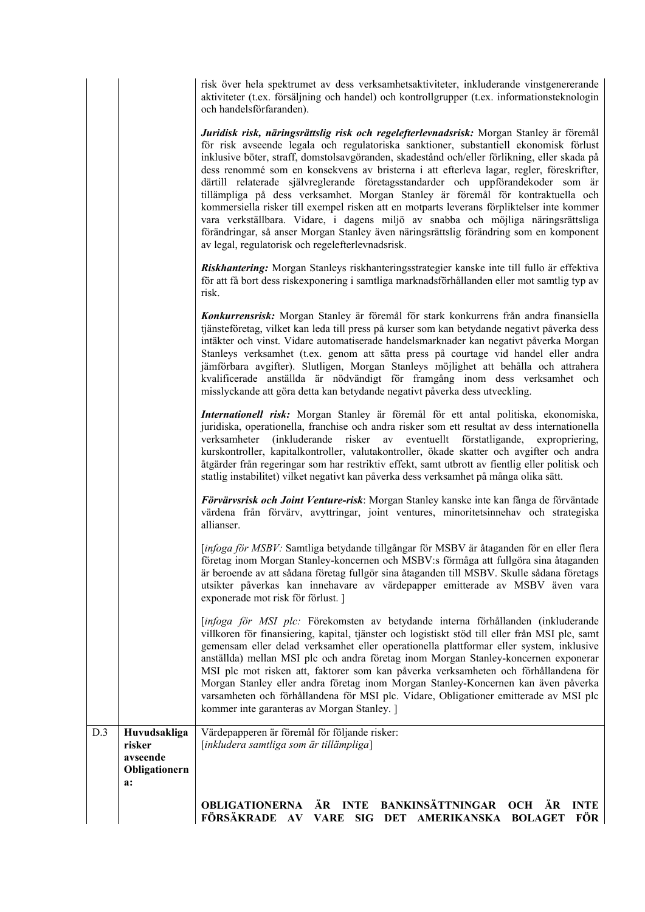| | | |
|---|---|---|
| | | risk över hela spektrumet av dess verksamhetsaktiviteter, inkluderande vinstgenererande aktiviteter (t.ex. försäljning och handel) och kontrollgrupper (t.ex. informationsteknologin och handelsförfaranden).<br><br>***Juridisk risk, näringsrättslig risk och regelefterlevnadsrisk:*** Morgan Stanley är föremål för risk avseende legala och regulatoriska sanktioner, substantiell ekonomisk förlust inklusive böter, straff, domstolsavgöranden, skadestånd och/eller förlikning, eller skada på dess renommé som en konsekvens av bristerna i att efterleva lagar, regler, föreskrifter, därtill relaterade självreglerande företagsstandarder och uppförandekoder som är tillämpliga på dess verksamhet. Morgan Stanley är föremål för kontraktuella och kommersiella risker till exempel risken att en motparts leverans förpliktelser inte kommer vara verkställbara. Vidare, i dagens miljö av snabba och möjliga näringsrättsliga förändringar, så anser Morgan Stanley även näringsrättslig förändring som en komponent av legal, regulatorisk och regelefterlevnadsrisk.<br><br>***Riskhantering:*** Morgan Stanleys riskhanteringsstrategier kanske inte till fullo är effektiva för att få bort dess riskexponering i samtliga marknadsförhållanden eller mot samtlig typ av risk.<br><br>***Konkurrensrisk:*** Morgan Stanley är föremål för stark konkurrens från andra finansiella tjänsteföretag, vilket kan leda till press på kurser som kan betydande negativt påverka dess intäkter och vinst. Vidare automatiserade handelsmarknader kan negativt påverka Morgan Stanleys verksamhet (t.ex. genom att sätta press på courtage vid handel eller andra jämförbara avgifter). Slutligen, Morgan Stanleys möjlighet att behålla och attrahera kvalificerade anställda är nödvändigt för framgång inom dess verksamhet och misslyckande att göra detta kan betydande negativt påverka dess utveckling.<br><br>***Internationell risk:*** Morgan Stanley är föremål för ett antal politiska, ekonomiska, juridiska, operationella, franchise och andra risker som ett resultat av dess internationella verksamheter (inkluderande risker av eventuellt förstatligande, expropriering, kurskontroller, kapitalkontroller, valutakontroller, ökade skatter och avgifter och andra åtgärder från regeringar som har restriktiv effekt, samt utbrott av fientlig eller politisk och statlig instabilitet) vilket negativt kan påverka dess verksamhet på många olika sätt.<br><br>***Förvärvsrisk och Joint Venture-risk***: Morgan Stanley kanske inte kan fånga de förväntade värdena från förvärv, avyttringar, joint ventures, minoritetsinnehav och strategiska allianser.<br><br>[*infoga för MSBV:* Samtliga betydande tillgångar för MSBV är åtaganden för en eller flera företag inom Morgan Stanley-koncernen och MSBV:s förmåga att fullgöra sina åtaganden är beroende av att sådana företag fullgör sina åtaganden till MSBV. Skulle sådana företags utsikter påverkas kan innehavare av värdepapper emitterade av MSBV även vara exponerade mot risk för förlust. ]<br><br>[*infoga för MSI plc:* Förekomsten av betydande interna förhållanden (inkluderande villkoren för finansiering, kapital, tjänster och logistiskt stöd till eller från MSI plc, samt gemensam eller delad verksamhet eller operationella plattformar eller system, inklusive anställda) mellan MSI plc och andra företag inom Morgan Stanley-koncernen exponerar MSI plc mot risken att, faktorer som kan påverka verksamheten och förhållandena för Morgan Stanley eller andra företag inom Morgan Stanley-Koncernen kan även påverka varsamheten och förhållandena för MSI plc. Vidare, Obligationer emitterade av MSI plc kommer inte garanteras av Morgan Stanley. ] |
| D.3 | **Huvudsakliga risker avseende Obligationerna:** | Värdepapperen är föremål för följande risker:<br>[*inkludera samtliga som är tillämpliga*]<br><br>**OBLIGATIONERNA ÄR INTE BANKINSÄTTNINGAR OCH ÄR INTE FÖRSÄKRADE AV VARE SIG DET AMERIKANSKA BOLAGET FÖR** |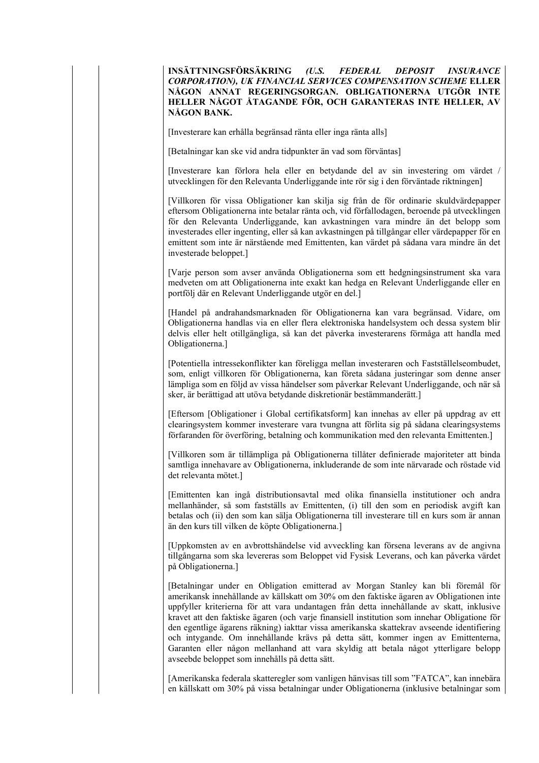**INSÄTTNINGSFÖRSÄKRING *(U.S. FEDERAL DEPOSIT INSURANCE CORPORATION), UK FINANCIAL SERVICES COMPENSATION SCHEME* ELLER NÅGON ANNAT REGERINGSORGAN. OBLIGATIONERNA UTGÖR INTE HELLER NÅGOT ÅTAGANDE FÖR, OCH GARANTERAS INTE HELLER, AV NÅGON BANK.**

[Investerare kan erhålla begränsad ränta eller inga ränta alls]

[Betalningar kan ske vid andra tidpunkter än vad som förväntas]

[Investerare kan förlora hela eller en betydande del av sin investering om värdet / utvecklingen för den Relevanta Underliggande inte rör sig i den förväntade riktningen]

[Villkoren för vissa Obligationer kan skilja sig från de för ordinarie skuldvärdepapper eftersom Obligationerna inte betalar ränta och, vid förfallodagen, beroende på utvecklingen för den Relevanta Underliggande, kan avkastningen vara mindre än det belopp som investerades eller ingenting, eller så kan avkastningen på tillgångar eller värdepapper för en emittent som inte är närstående med Emittenten, kan värdet på sådana vara mindre än det investerade beloppet.]

[Varje person som avser använda Obligationerna som ett hedgningsinstrument ska vara medveten om att Obligationerna inte exakt kan hedga en Relevant Underliggande eller en portfölj där en Relevant Underliggande utgör en del.]

[Handel på andrahandsmarknaden för Obligationerna kan vara begränsad. Vidare, om Obligationerna handlas via en eller flera elektroniska handelsystem och dessa system blir delvis eller helt otillgängliga, så kan det påverka investerarens förmåga att handla med Obligationerna.]

[Potentiella intressekonflikter kan föreligga mellan investeraren och Fastställelseombudet, som, enligt villkoren för Obligationerna, kan företa sådana justeringar som denne anser lämpliga som en följd av vissa händelser som påverkar Relevant Underliggande, och när så sker, är berättigad att utöva betydande diskretionär bestämmanderätt.]

[Eftersom [Obligationer i Global certifikatsform] kan innehas av eller på uppdrag av ett clearingsystem kommer investerare vara tvungna att förlita sig på sådana clearingsystems förfaranden för överföring, betalning och kommunikation med den relevanta Emittenten.]

[Villkoren som är tillämpliga på Obligationerna tillåter definierade majoriteter att binda samtliga innehavare av Obligationerna, inkluderande de som inte närvarade och röstade vid det relevanta mötet.]

[Emittenten kan ingå distributionsavtal med olika finansiella institutioner och andra mellanhänder, så som fastställs av Emittenten, (i) till den som en periodisk avgift kan betalas och (ii) den som kan sälja Obligationerna till investerare till en kurs som är annan än den kurs till vilken de köpte Obligationerna.]

[Uppkomsten av en avbrottshändelse vid avveckling kan försena leverans av de angivna tillgångarna som ska levereras som Beloppet vid Fysisk Leverans, och kan påverka värdet på Obligationerna.]

[Betalningar under en Obligation emitterad av Morgan Stanley kan bli föremål för amerikansk innehållande av källskatt om 30% om den faktiske ägaren av Obligationen inte uppfyller kriterierna för att vara undantagen från detta innehållande av skatt, inklusive kravet att den faktiske ägaren (och varje finansiell institution som innehar Obligatione för den egentlige ägarens räkning) iakttar vissa amerikanska skattekrav avseende identifiering och intygande. Om innehållande krävs på detta sätt, kommer ingen av Emittenterna, Garanten eller någon mellanhand att vara skyldig att betala något ytterligare belopp avseebde beloppet som innehålls på detta sätt.

[Amerikanska federala skatteregler som vanligen hänvisas till som "FATCA", kan innebära en källskatt om 30% på vissa betalningar under Obligationerna (inklusive betalningar som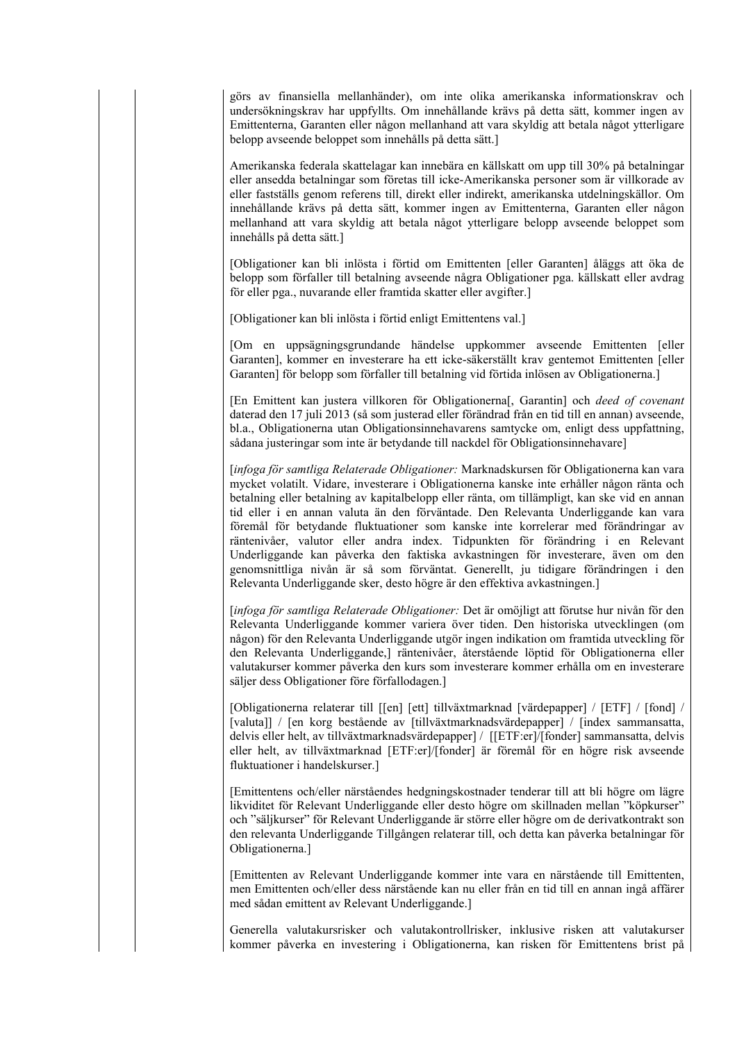görs av finansiella mellanhänder), om inte olika amerikanska informationskrav och undersökningskrav har uppfyllts. Om innehållande krävs på detta sätt, kommer ingen av Emittenterna, Garanten eller någon mellanhand att vara skyldig att betala något ytterligare belopp avseende beloppet som innehålls på detta sätt.]

Amerikanska federala skattelagar kan innebära en källskatt om upp till 30% på betalningar eller ansedda betalningar som företas till icke-Amerikanska personer som är villkorade av eller fastställs genom referens till, direkt eller indirekt, amerikanska utdelningskällor. Om innehållande krävs på detta sätt, kommer ingen av Emittenterna, Garanten eller någon mellanhand att vara skyldig att betala något ytterligare belopp avseende beloppet som innehålls på detta sätt.]

[Obligationer kan bli inlösta i förtid om Emittenten [eller Garanten] åläggs att öka de belopp som förfaller till betalning avseende några Obligationer pga. källskatt eller avdrag för eller pga., nuvarande eller framtida skatter eller avgifter.]

[Obligationer kan bli inlösta i förtid enligt Emittentens val.]

[Om en uppsägningsgrundande händelse uppkommer avseende Emittenten [eller Garanten], kommer en investerare ha ett icke-säkerställt krav gentemot Emittenten [eller Garanten] för belopp som förfaller till betalning vid förtida inlösen av Obligationerna.]

[En Emittent kan justera villkoren för Obligationerna[, Garantin] och *deed of covenant* daterad den 17 juli 2013 (så som justerad eller förändrad från en tid till en annan) avseende, bl.a., Obligationerna utan Obligationsinnehavarens samtycke om, enligt dess uppfattning, sådana justeringar som inte är betydande till nackdel för Obligationsinnehavare]

[*infoga för samtliga Relaterade Obligationer:* Marknadskursen för Obligationerna kan vara mycket volatilt. Vidare, investerare i Obligationerna kanske inte erhåller någon ränta och betalning eller betalning av kapitalbelopp eller ränta, om tillämpligt, kan ske vid en annan tid eller i en annan valuta än den förväntade. Den Relevanta Underliggande kan vara föremål för betydande fluktuationer som kanske inte korrelerar med förändringar av räntenivåer, valutor eller andra index. Tidpunkten för förändring i en Relevant Underliggande kan påverka den faktiska avkastningen för investerare, även om den genomsnittliga nivån är så som förväntat. Generellt, ju tidigare förändringen i den Relevanta Underliggande sker, desto högre är den effektiva avkastningen.]

[*infoga för samtliga Relaterade Obligationer:* Det är omöjligt att förutse hur nivån för den Relevanta Underliggande kommer variera över tiden. Den historiska utvecklingen (om någon) för den Relevanta Underliggande utgör ingen indikation om framtida utveckling för den Relevanta Underliggande,] räntenivåer, återstående löptid för Obligationerna eller valutakurser kommer påverka den kurs som investerare kommer erhålla om en investerare säljer dess Obligationer före förfallodagen.]

[Obligationerna relaterar till [[en] [ett] tillväxtmarknad [värdepapper] / [ETF] / [fond] / [valuta]] / [en korg bestående av [tillväxtmarknadsvärdepapper] / [index sammansatta, delvis eller helt, av tillväxtmarknadsvärdepapper] / [[ETF:er]/[fonder] sammansatta, delvis eller helt, av tillväxtmarknad [ETF:er]/[fonder] är föremål för en högre risk avseende fluktuationer i handelskurser.]

[Emittentens och/eller närståendes hedgningskostnader tenderar till att bli högre om lägre likviditet för Relevant Underliggande eller desto högre om skillnaden mellan "köpkurser" och "säljkurser" för Relevant Underliggande är större eller högre om de derivatkontrakt son den relevanta Underliggande Tillgången relaterar till, och detta kan påverka betalningar för Obligationerna.]

[Emittenten av Relevant Underliggande kommer inte vara en närstående till Emittenten, men Emittenten och/eller dess närstående kan nu eller från en tid till en annan ingå affärer med sådan emittent av Relevant Underliggande.]

Generella valutakursrisker och valutakontrollrisker, inklusive risken att valutakurser kommer påverka en investering i Obligationerna, kan risken för Emittentens brist på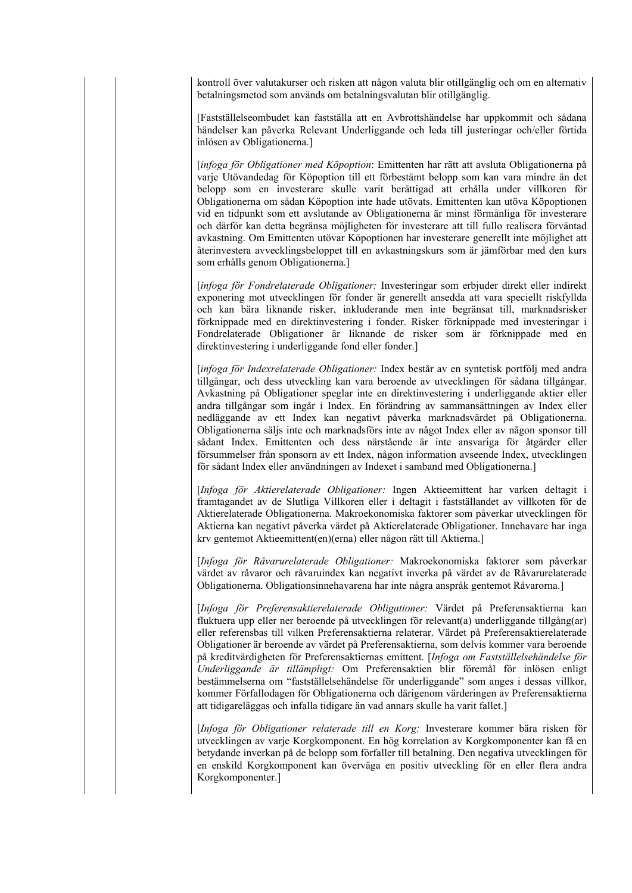kontroll över valutakurser och risken att någon valuta blir otillgänglig och om en alternativ betalningsmetod som används om betalningsvalutan blir otillgänglig.

[Fastställelseombudet kan fastställa att en Avbrottshändelse har uppkommit och sådana händelser kan påverka Relevant Underliggande och leda till justeringar och/eller förtida inlösen av Obligationerna.]

[*infoga för Obligationer med Köpoption*: Emittenten har rätt att avsluta Obligationerna på varje Utövandedag för Köpoption till ett förbestämt belopp som kan vara mindre än det belopp som en investerare skulle varit berättigad att erhålla under villkoren för Obligationerna om sådan Köpoption inte hade utövats. Emittenten kan utöva Köpoptionen vid en tidpunkt som ett avslutande av Obligationerna är minst förmånliga för investerare och därför kan detta begränsa möjligheten för investerare att till fullo realisera förväntad avkastning. Om Emittenten utövar Köpoptionen har investerare generellt inte möjlighet att återinvestera avvecklingsbeloppet till en avkastningskurs som är jämförbar med den kurs som erhålls genom Obligationerna.]

[*infoga för Fondrelaterade Obligationer:* Investeringar som erbjuder direkt eller indirekt exponering mot utvecklingen för fonder är generellt ansedda att vara speciellt riskfyllda och kan bära liknande risker, inkluderande men inte begränsat till, marknadsrisker förknippade med en direktinvestering i fonder. Risker förknippade med investeringar i Fondrelaterade Obligationer är liknande de risker som är förknippade med en direktinvestering i underliggande fond eller fonder.]

[*infoga för Indexrelaterade Obligationer:* Index består av en syntetisk portfölj med andra tillgångar, och dess utveckling kan vara beroende av utvecklingen för sådana tillgångar. Avkastning på Obligationer speglar inte en direktinvestering i underliggande aktier eller andra tillgångar som ingår i Index. En förändring av sammansättningen av Index eller nedläggande av ett Index kan negativt påverka marknadsvärdet på Obligationerna. Obligationerna säljs inte och marknadsförs inte av något Index eller av någon sponsor till sådant Index. Emittenten och dess närstående är inte ansvariga för åtgärder eller försummelser från sponsorn av ett Index, någon information avseende Index, utvecklingen för sådant Index eller användningen av Indexet i samband med Obligationerna.]

[*Infoga för Aktierelaterade Obligationer:* Ingen Aktieemittent har varken deltagit i framtagandet av de Slutliga Villkoren eller i deltagit i fastställandet av villkoten för de Aktierelaterade Obligationerna. Makroekonomiska faktorer som påverkar utvecklingen för Aktierna kan negativt påverka värdet på Aktierelaterade Obligationer. Innehavare har inga krv gentemot Aktieemittent(en)(erna) eller någon rätt till Aktierna.]

[*Infoga för Råvarurelaterade Obligationer:* Makroekonomiska faktorer som påverkar värdet av råvaror och råvaruindex kan negativt inverka på värdet av de Råvarurelaterade Obligationerna. Obligationsinnehavarena har inte några anspråk gentemot Råvarorna.]

[*Infoga för Preferensaktierelaterade Obligationer:* Värdet på Preferensaktierna kan fluktuera upp eller ner beroende på utvecklingen för relevant(a) underliggande tillgång(ar) eller referensbas till vilken Preferensaktierna relaterar. Värdet på Preferensaktierelaterade Obligationer är beroende av värdet på Preferensaktierna, som delvis kommer vara beroende på kreditvärdigheten för Preferensaktiernas emittent. [*Infoga om Fastställelsehändelse för Underliggande är tillämpligt:* Om Preferensaktien blir föremål för inlösen enligt bestämmelserna om "fastställelsehändelse för underliggande" som anges i dessas villkor, kommer Förfallodagen för Obligationerna och därigenom värderingen av Preferensaktierna att tidigareläggas och infalla tidigare än vad annars skulle ha varit fallet.]

[*Infoga för Obligationer relaterade till en Korg:* Investerare kommer bära risken för utvecklingen av varje Korgkomponent. En hög korrelation av Korgkomponenter kan få en betydande inverkan på de belopp som förfaller till betalning. Den negativa utvecklingen för en enskild Korgkomponent kan överväga en positiv utveckling för en eller flera andra Korgkomponenter.]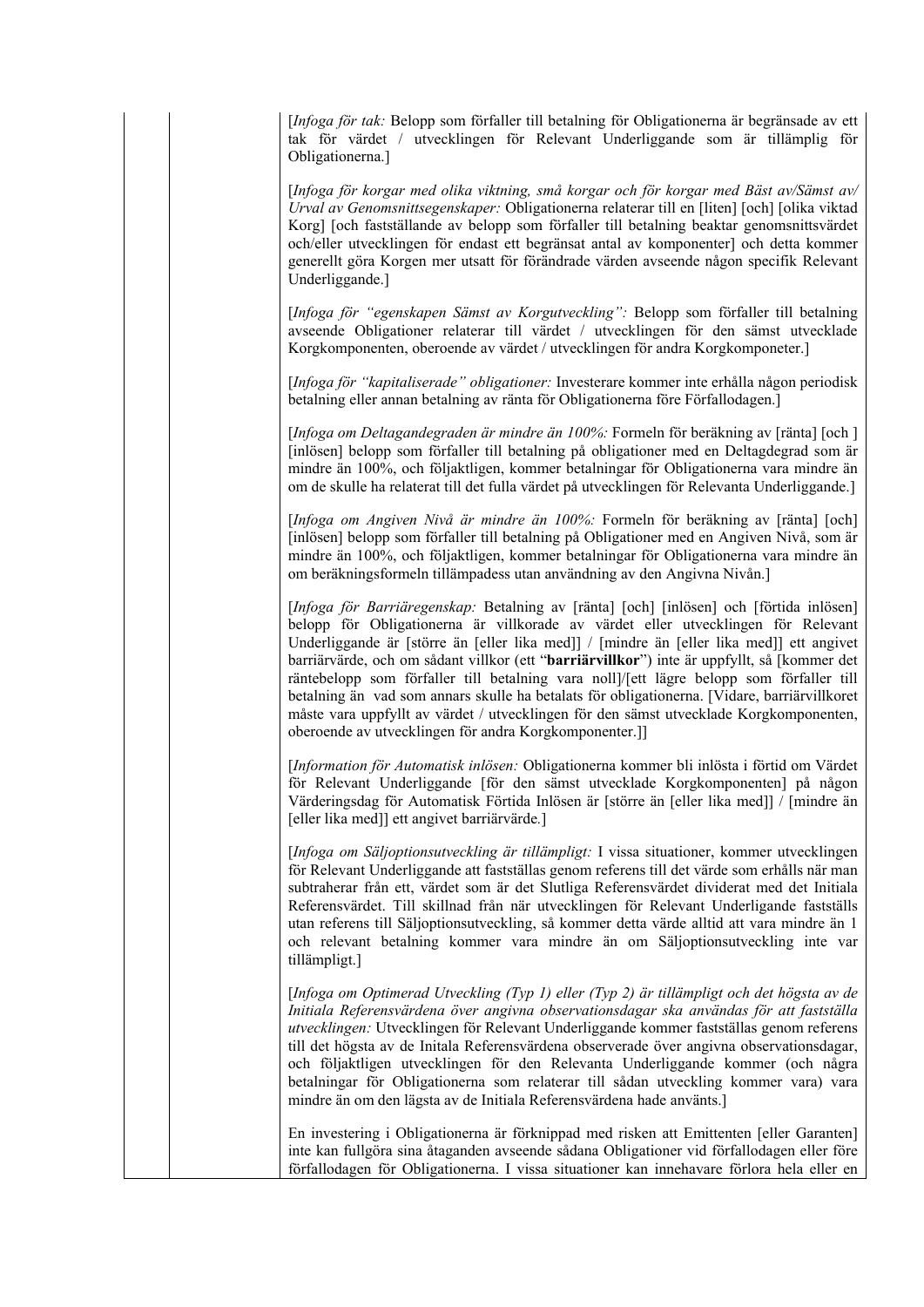[*Infoga för tak:* Belopp som förfaller till betalning för Obligationerna är begränsade av ett tak för värdet / utvecklingen för Relevant Underliggande som är tillämplig för Obligationerna.]

[*Infoga för korgar med olika viktning, små korgar och för korgar med Bäst av/Sämst av/ Urval av Genomsnittsegenskaper:* Obligationerna relaterar till en [liten] [och] [olika viktad Korg] [och fastställande av belopp som förfaller till betalning beaktar genomsnittsvärdet och/eller utvecklingen för endast ett begränsat antal av komponenter] och detta kommer generellt göra Korgen mer utsatt för förändrade värden avseende någon specifik Relevant Underliggande.]

[*Infoga för "egenskapen Sämst av Korgutveckling":* Belopp som förfaller till betalning avseende Obligationer relaterar till värdet / utvecklingen för den sämst utvecklade Korgkomponenten, oberoende av värdet / utvecklingen för andra Korgkomponeter.]

[*Infoga för "kapitaliserade" obligationer:* Investerare kommer inte erhålla någon periodisk betalning eller annan betalning av ränta för Obligationerna före Förfallodagen.]

[*Infoga om Deltagandegraden är mindre än 100%:* Formeln för beräkning av [ränta] [och ] [inlösen] belopp som förfaller till betalning på obligationer med en Deltagdegrad som är mindre än 100%, och följaktligen, kommer betalningar för Obligationerna vara mindre än om de skulle ha relaterat till det fulla värdet på utvecklingen för Relevanta Underliggande.]

[*Infoga om Angiven Nivå är mindre än 100%:* Formeln för beräkning av [ränta] [och] [inlösen] belopp som förfaller till betalning på Obligationer med en Angiven Nivå, som är mindre än 100%, och följaktligen, kommer betalningar för Obligationerna vara mindre än om beräkningsformeln tillämpadess utan användning av den Angivna Nivån.]

[*Infoga för Barriäregenskap:* Betalning av [ränta] [och] [inlösen] och [förtida inlösen] belopp för Obligationerna är villkorade av värdet eller utvecklingen för Relevant Underliggande är [större än [eller lika med]] / [mindre än [eller lika med]] ett angivet barriärvärde, och om sådant villkor (ett "**barriärvillkor**") inte är uppfyllt, så [kommer det räntebelopp som förfaller till betalning vara noll]/[ett lägre belopp som förfaller till betalning än vad som annars skulle ha betalats för obligationerna. [Vidare, barriärvillkoret måste vara uppfyllt av värdet / utvecklingen för den sämst utvecklade Korgkomponenten, oberoende av utvecklingen för andra Korgkomponenter.]]

[*Information för Automatisk inlösen:* Obligationerna kommer bli inlösta i förtid om Värdet för Relevant Underliggande [för den sämst utvecklade Korgkomponenten] på någon Värderingsdag för Automatisk Förtida Inlösen är [större än [eller lika med]] / [mindre än [eller lika med]] ett angivet barriärvärde.]

[*Infoga om Säljoptionsutveckling är tillämpligt:* I vissa situationer, kommer utvecklingen för Relevant Underliggande att fastställas genom referens till det värde som erhålls när man subtraherar från ett, värdet som är det Slutliga Referensvärdet dividerat med det Initiala Referensvärdet. Till skillnad från när utvecklingen för Relevant Underliggande fastställs utan referens till Säljoptionsutveckling, så kommer detta värde alltid att vara mindre än 1 och relevant betalning kommer vara mindre än om Säljoptionsutveckling inte var tillämpligt.]

[*Infoga om Optimerad Utveckling (Typ 1) eller (Typ 2) är tillämpligt och det högsta av de Initiala Referensvärdena över angivna observationsdagar ska användas för att fastställa utvecklingen:* Utvecklingen för Relevant Underliggande kommer fastställas genom referens till det högsta av de Initala Referensvärdena observerade över angivna observationsdagar, och följaktligen utvecklingen för den Relevanta Underliggande kommer (och några betalningar för Obligationerna som relaterar till sådan utveckling kommer vara) vara mindre än om den lägsta av de Initiala Referensvärdena hade använts.]

En investering i Obligationerna är förknippad med risken att Emittenten [eller Garanten] inte kan fullgöra sina åtaganden avseende sådana Obligationer vid förfallodagen eller före förfallodagen för Obligationerna. I vissa situationer kan innehavare förlora hela eller en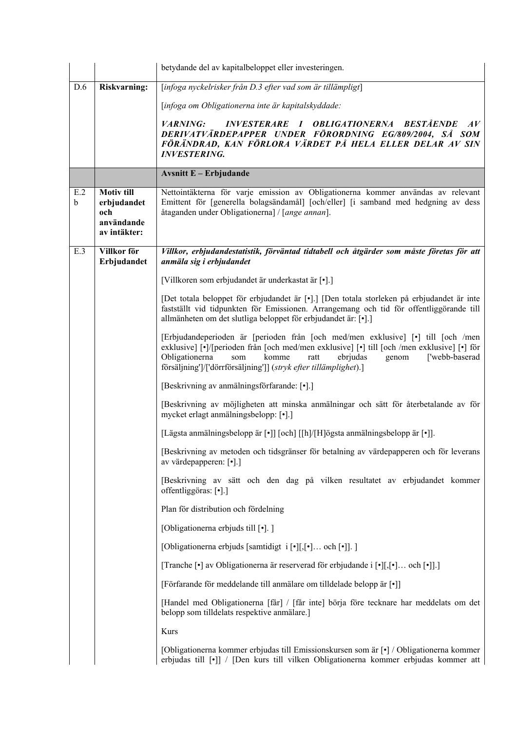| | | |
|---|---|---|
| | | betydande del av kapitalbeloppet eller investeringen. |
| D.6 | **Riskvarning:** | [*infoga nyckelrisker från D.3 efter vad som är tillämpligt*]<br><br>[*infoga om Obligationerna inte är kapitalskyddade:*<br><br>***VARNING: INVESTERARE I OBLIGATIONERNA BESTÅENDE AV DERIVATVÄRDEPAPPER UNDER FÖRORDNING EG/809/2004, SÅ SOM FÖRÄNDRAD, KAN FÖRLORA VÄRDET PÅ HELA ELLER DELAR AV SIN INVESTERING.*** |
| | | **Avsnitt E – Erbjudande** |
| E.2 b | **Motiv till erbjudandet och användande av intäkter:** | Nettointäkterna för varje emission av Obligationerna kommer användas av relevant Emittent för [generella bolagsändamål] [och/eller] [i samband med hedgning av dess åtaganden under Obligationerna] / [*ange annan*]. |
| E.3 | **Villkor för Erbjudandet** | ***Villkor, erbjudandestatistik, förväntad tidtabell och åtgärder som måste företas för att anmäla sig i erbjudandet***<br><br>[Villkoren som erbjudandet är underkastat är [•].]<br><br>[Det totala beloppet för erbjudandet är [•].] [Den totala storleken på erbjudandet är inte fastställt vid tidpunkten för Emissionen. Arrangemang och tid för offentliggörande till allmänheten om det slutliga beloppet för erbjudandet är: [•].]<br><br>[Erbjudandeperioden är [perioden från [och med/men exklusive] [•] till [och /men exklusive] [•]/[perioden från [och med/men exklusive] [•] till [och /men exklusive] [•] för Obligationerna som komme ratt ebrjudas genom ['webb-baserad försäljning']/['dörrförsäljning']] (*stryk efter tillämplighet*).]<br><br>[Beskrivning av anmälningsförfarande: [•].]<br><br>[Beskrivning av möjligheten att minska anmälningar och sätt för återbetalande av för mycket erlagt anmälningsbelopp: [•].]<br><br>[Lägsta anmälningsbelopp är [•]] [och] [[h]/[H]ögsta anmälningsbelopp är [•]].<br><br>[Beskrivning av metoden och tidsgränser för betalning av värdepapperen och för leverans av värdepapperen: [•].]<br><br>[Beskrivning av sätt och den dag på vilken resultatet av erbjudandet kommer offentliggöras: [•].]<br><br>Plan för distribution och fördelning<br><br>[Obligationerna erbjuds till [•]. ]<br><br>[Obligationerna erbjuds [samtidigt i [•][,[•]… och [•]]. ]<br><br>[Tranche [•] av Obligationerna är reserverad för erbjudande i [•][,[•]… och [•]].]<br><br>[Förfarande för meddelande till anmälare om tilldelade belopp är [•]]<br><br>[Handel med Obligationerna [får] / [får inte] börja före tecknare har meddelats om det belopp som tilldelats respektive anmälare.]<br><br>Kurs<br><br>[Obligationerna kommer erbjudas till Emissionskursen som är [•] / Obligationerna kommer erbjudas till [•]] / [Den kurs till vilken Obligationerna kommer erbjudas kommer att |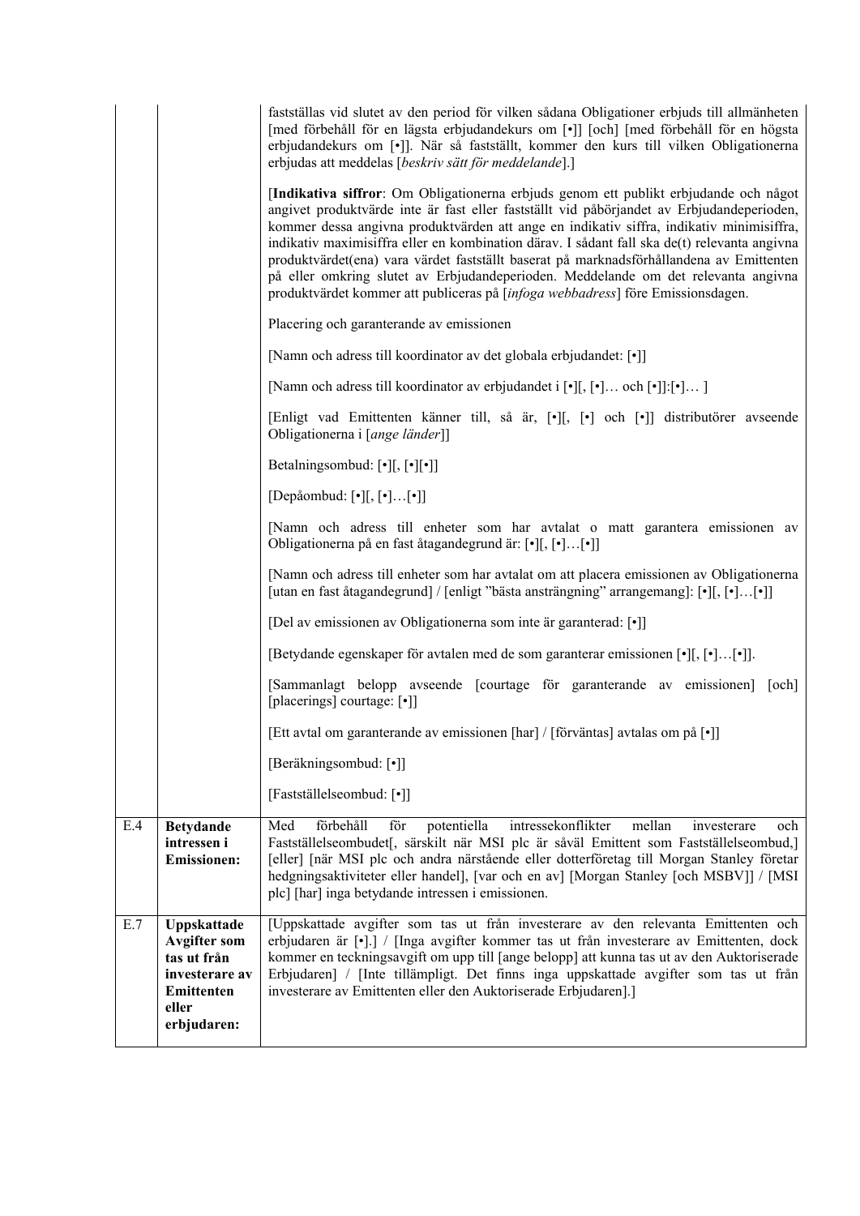| | | |
|---|---|---|
| | | fastställas vid slutet av den period för vilken sådana Obligationer erbjuds till allmänheten [med förbehåll för en lägsta erbjudandekurs om [•]] [och] [med förbehåll för en högsta erbjudandekurs om [•]]. När så fastställt, kommer den kurs till vilken Obligationerna erbjudas att meddelas [*beskriv sätt för meddelande*].]<br><br>[**Indikativa siffror**: Om Obligationerna erbjuds genom ett publikt erbjudande och något angivet produktvärde inte är fast eller fastställt vid påbörjandet av Erbjudandeperioden, kommer dessa angivna produktvärden att ange en indikativ siffra, indikativ minimisiffra, indikativ maximisiffra eller en kombination därav. I sådant fall ska de(t) relevanta angivna produktvärdet(ena) vara värdet fastställt baserat på marknadsförhållandena av Emittenten på eller omkring slutet av Erbjudandeperioden. Meddelande om det relevanta angivna produktvärdet kommer att publiceras på [*infoga webbadress*] före Emissionsdagen.<br><br>Placering och garanterande av emissionen<br><br>[Namn och adress till koordinator av det globala erbjudandet: [•]]<br><br>[Namn och adress till koordinator av erbjudandet i [•][, [•]… och [•]]:[•]… ]<br><br>[Enligt vad Emittenten känner till, så är, [•][, [•] och [•]] distributörer avseende Obligationerna i [*ange länder*]]<br><br>Betalningsombud: [•][, [•][•]]<br><br>[Depåombud: [•][, [•]…[•]]<br><br>[Namn och adress till enheter som har avtalat o matt garantera emissionen av Obligationerna på en fast åtagandegrund är: [•][, [•]…[•]]<br><br>[Namn och adress till enheter som har avtalat om att placera emissionen av Obligationerna [utan en fast åtagandegrund] / [enligt "bästa ansträngning" arrangemang]: [•][, [•]…[•]]<br><br>[Del av emissionen av Obligationerna som inte är garanterad: [•]]<br><br>[Betydande egenskaper för avtalen med de som garanterar emissionen [•][, [•]…[•]].<br><br>[Sammanlagt belopp avseende [courtage för garanterande av emissionen] [och] [placerings] courtage: [•]]<br><br>[Ett avtal om garanterande av emissionen [har] / [förväntas] avtalas om på [•]]<br><br>[Beräkningsombud: [•]]<br><br>[Fastställelseombud: [•]] |
| E.4 | **Betydande intressen i Emissionen:** | Med förbehåll för potentiella intressekonflikter mellan investerare och Fastställelseombudet[, särskilt när MSI plc är såväl Emittent som Fastställelseombud,] [eller] [när MSI plc och andra närstående eller dotterföretag till Morgan Stanley företar hedgningsaktiviteter eller handel], [var och en av] [Morgan Stanley [och MSBV]] / [MSI plc] [har] inga betydande intressen i emissionen. |
| E.7 | **Uppskattade Avgifter som tas ut från investerare av Emittenten eller erbjudaren:** | [Uppskattade avgifter som tas ut från investerare av den relevanta Emittenten och erbjudaren är [•].] / [Inga avgifter kommer tas ut från investerare av Emittenten, dock kommer en teckningsavgift om upp till [ange belopp] att kunna tas ut av den Auktoriserade Erbjudaren] / [Inte tillämpligt. Det finns inga uppskattade avgifter som tas ut från investerare av Emittenten eller den Auktoriserade Erbjudaren].] |